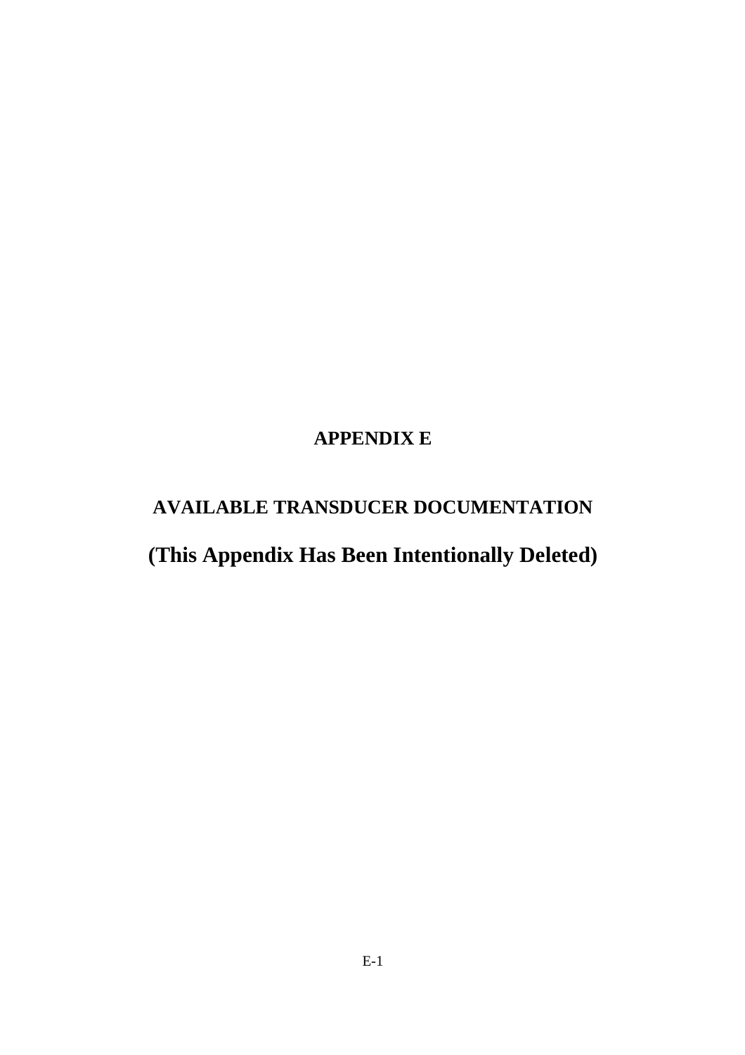# APPENDIX E

## AVAILABLE TRANSDUCER DOCUMENTATION

## (This Appendix Has Been Intentionally Deleted)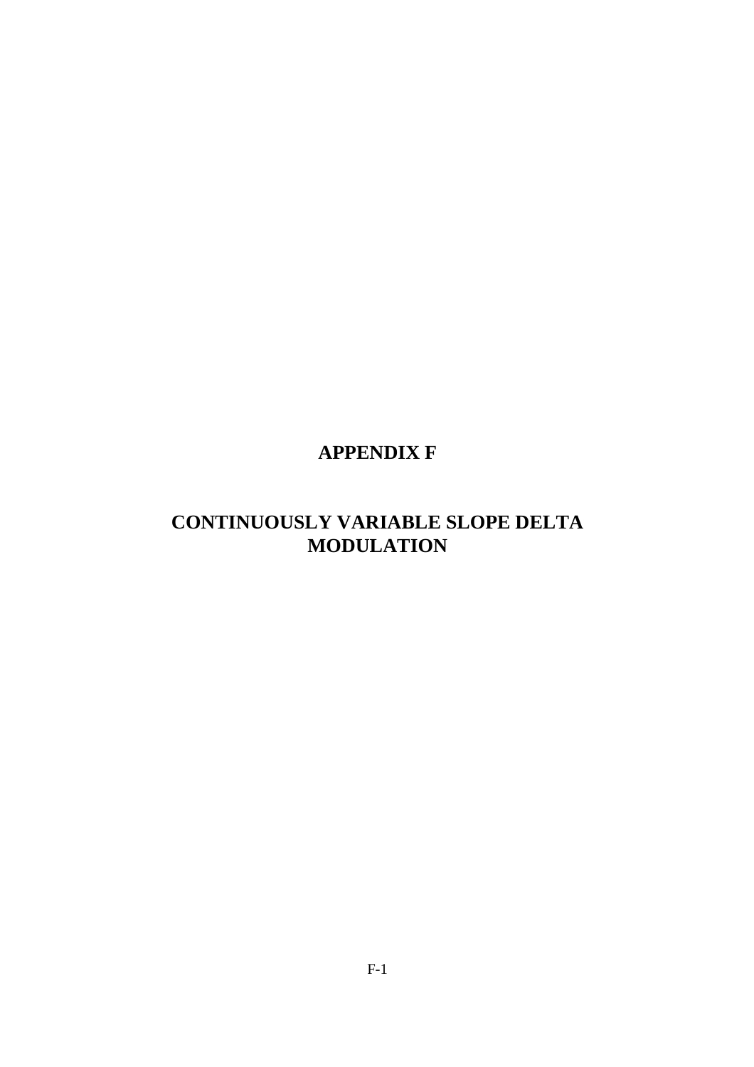# APPENDIX F

# CONTINUOUSLY VARIABLE SLOPE DELTA MODULATION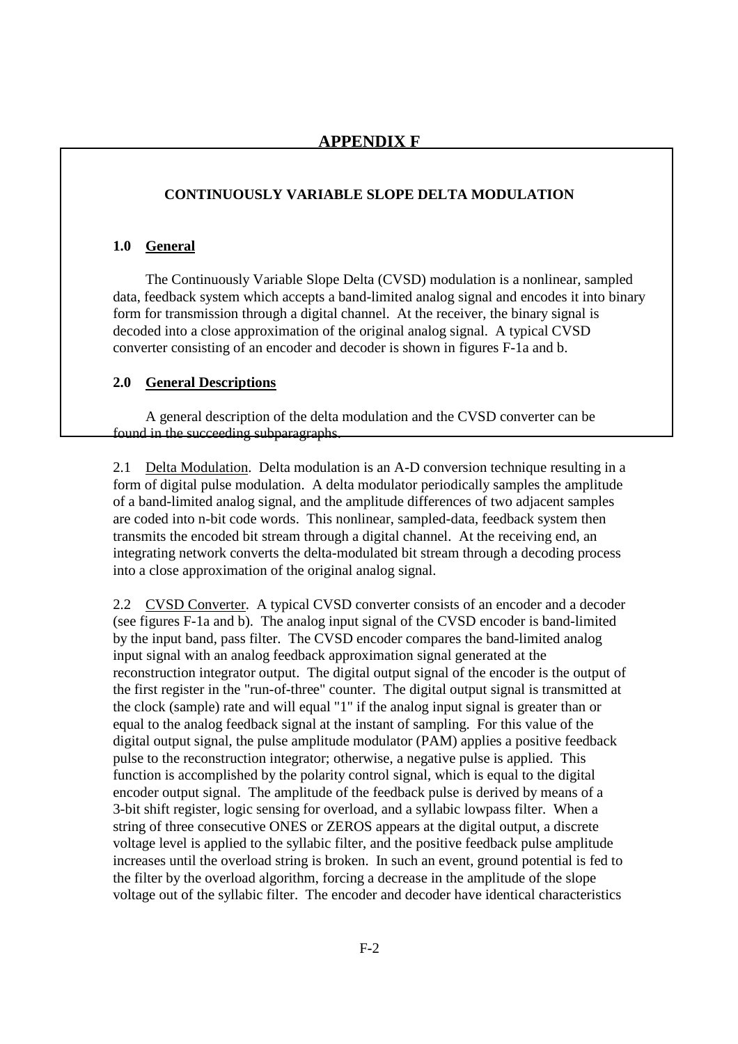# APPENDIX F

## CONTINUOUSLY VARIABLE SLOPE DELTA MODULATION

### 1.0 General

The Continuously Variable Slope Delta (CVSD) modulation is a nonlinear, sampled data, feedback system which accepts a band-limited analog signal and encodes it into binary form for transmission through a digital channel. At the receiver, the binary signal is decoded into a close approximation of the original analog signal. A typical CVSD converter consisting of an encoder and decoder is shown in figures F-1a and b.

### 2.0 General Descriptions

A general description of the delta modulation and the CVSD converter can be found in the succeeding subparagraphs.

2.1 Delta Modulation. Delta modulation is an A-D conversion technique resulting in a form of digital pulse modulation. A delta modulator periodically samples the amplitude of a band-limited analog signal, and the amplitude differences of two adjacent samples are coded into n-bit code words. This nonlinear, sampled-data, feedback system then transmits the encoded bit stream through a digital channel. At the receiving end, an integrating network converts the delta-modulated bit stream through a decoding process into a close approximation of the original analog signal.

2.2 CVSD Converter. A typical CVSD converter consists of an encoder and a decoder (see figures F-1a and b). The analog input signal of the CVSD encoder is band-limited by the input band, pass filter. The CVSD encoder compares the band-limited analog input signal with an analog feedback approximation signal generated at the reconstruction integrator output. The digital output signal of the encoder is the output of the first register in the "run-of-three" counter. The digital output signal is transmitted at the clock (sample) rate and will equal "1" if the analog input signal is greater than or equal to the analog feedback signal at the instant of sampling. For this value of the digital output signal, the pulse amplitude modulator (PAM) applies a positive feedback pulse to the reconstruction integrator; otherwise, a negative pulse is applied. This function is accomplished by the polarity control signal, which is equal to the digital encoder output signal. The amplitude of the feedback pulse is derived by means of a 3-bit shift register, logic sensing for overload, and a syllabic lowpass filter. When a string of three consecutive ONES or ZEROS appears at the digital output, a discrete voltage level is applied to the syllabic filter, and the positive feedback pulse amplitude increases until the overload string is broken. In such an event, ground potential is fed to the filter by the overload algorithm, forcing a decrease in the amplitude of the slope voltage out of the syllabic filter. The encoder and decoder have identical characteristics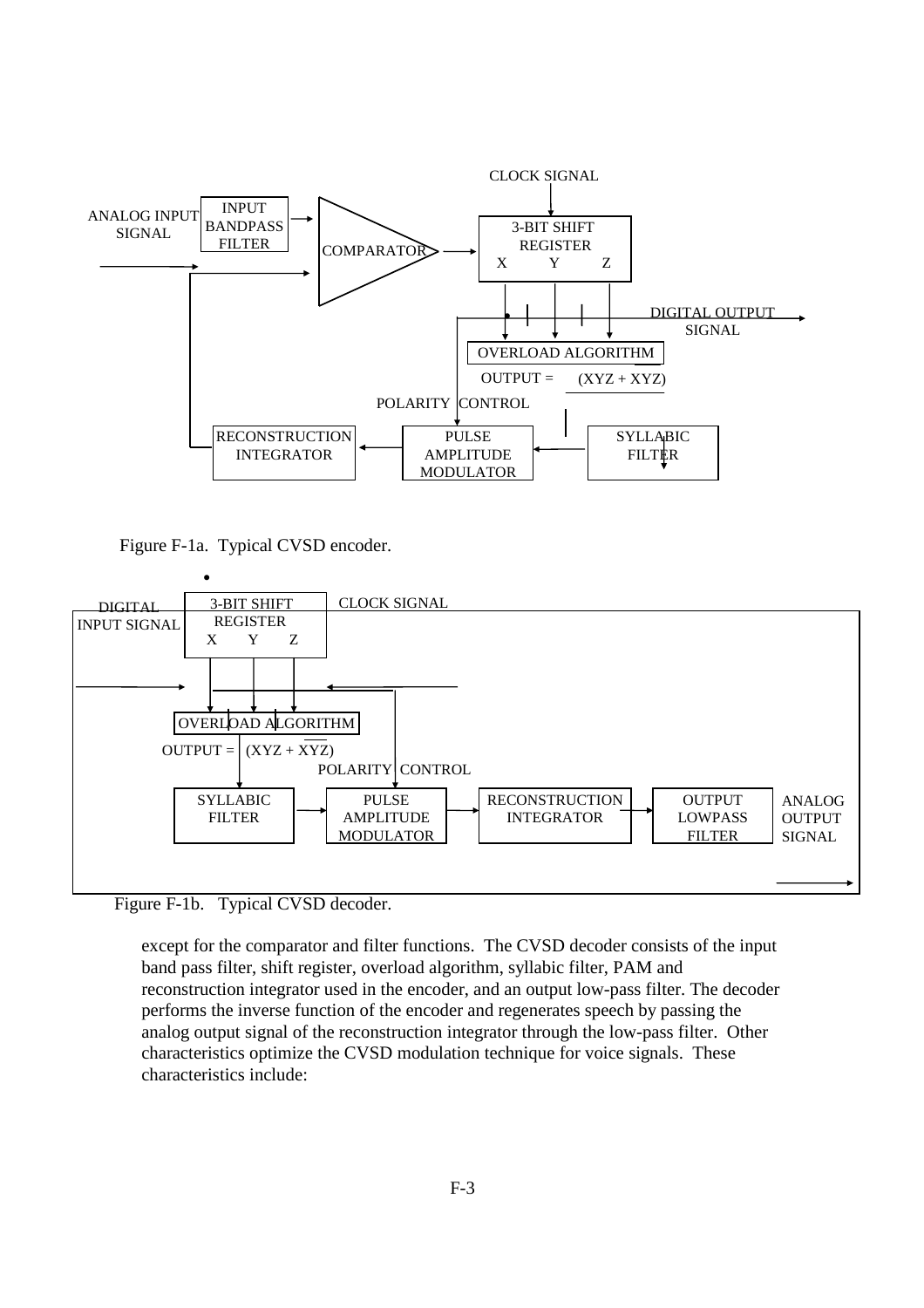Figure F-1a. Typical CVSD encoder.

Figure F-1b. Typical CVSD decoder.

except for the comparator and filter functions. The CVSD decoder consists of the input band pass filter, shift register, overload algorithm, syllabic filter, PAM and reconstruction integrator used in the encoder, and an output low-pass filter. The decoder performs the inverse function of the encoder and regenerates speech by passing the analog output signal of the reconstruction integrator through the low-pass filter. Other characteristics optimize the CVSD modulation technique for voice signals. These characteristics include: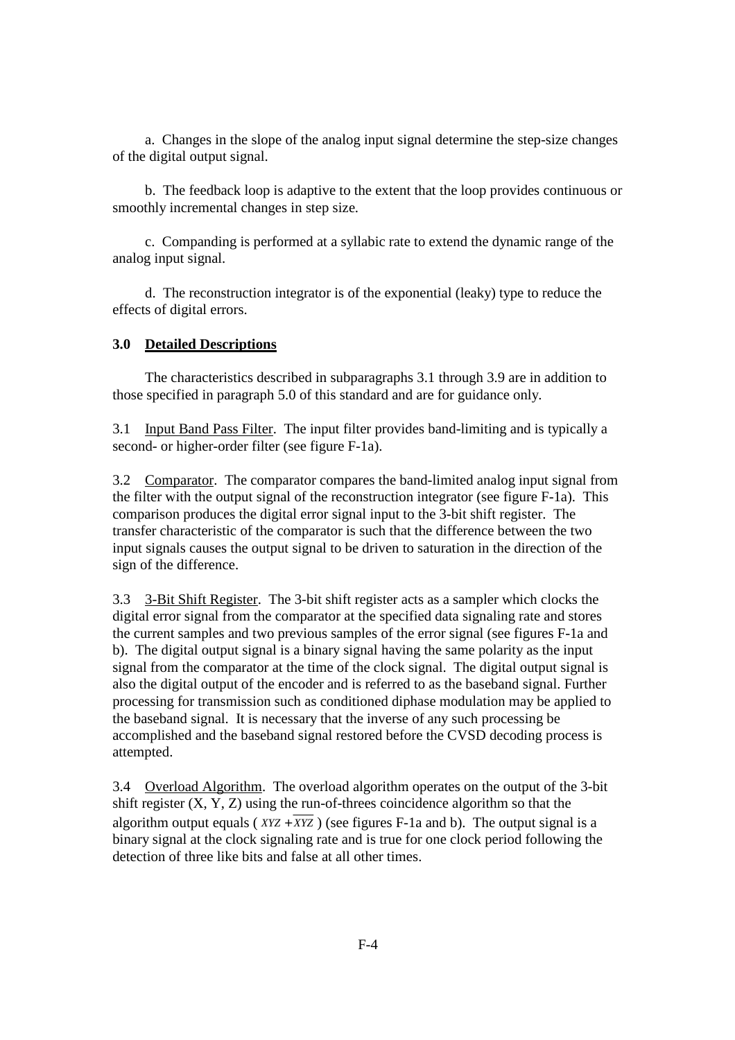a. Changes in the slope of the analog input signal determine the step-size changes of the digital output signal.

b. The feedback loop is adaptive to the extent that the loop provides continuous or smoothly incremental changes in step size.

c. Companding is performed at a syllabic rate to extend the dynamic range of the analog input signal.

d. The reconstruction integrator is of the exponential (leaky) type to reduce the effects of digital errors.

### 3.0 Detailed Descriptions

The characteristics described in subparagraphs 3.1 through 3.9 are in addition to those specified in paragraph 5.0 of this standard and are for guidance only.

3.1 Input Band Pass Filter. The input filter provides band-limiting and is typically a second- or higher-order filter (see figure F-1a).

3.2 Comparator. The comparator compares the band-limited analog input signal from the filter with the output signal of the reconstruction integrator (see figure F-1a). This comparison produces the digital error signal input to the 3-bit shift register. The transfer characteristic of the comparator is such that the difference between the two input signals causes the output signal to be driven to saturation in the direction of the sign of the difference.

3.3 3-Bit Shift Register. The 3-bit shift register acts as a sampler which clocks the digital error signal from the comparator at the specified data signaling rate and stores the current samples and two previous samples of the error signal (see figures F-1a and b). The digital output signal is a binary signal having the same polarity as the input signal from the comparator at the time of the clock signal. The digital output signal is also the digital output of the encoder and is referred to as the baseband signal. Further processing for transmission such as conditioned diphase modulation may be applied to the baseband signal. It is necessary that the inverse of any such processing be accomplished and the baseband signal restored before the CVSD decoding process is attempted.

3.4 Overload Algorithm. The overload algorithm operates on the output of the 3-bit shift register (X, Y, Z) using the run-of-threes coincidence algorithm so that the algorithm output equals ( $XYZ + \overline{XYZ}$ ) (see figures F-1a and b). The output signal is a binary signal at the clock signaling rate and is true for one clock period following the detection of three like bits and false at all other times.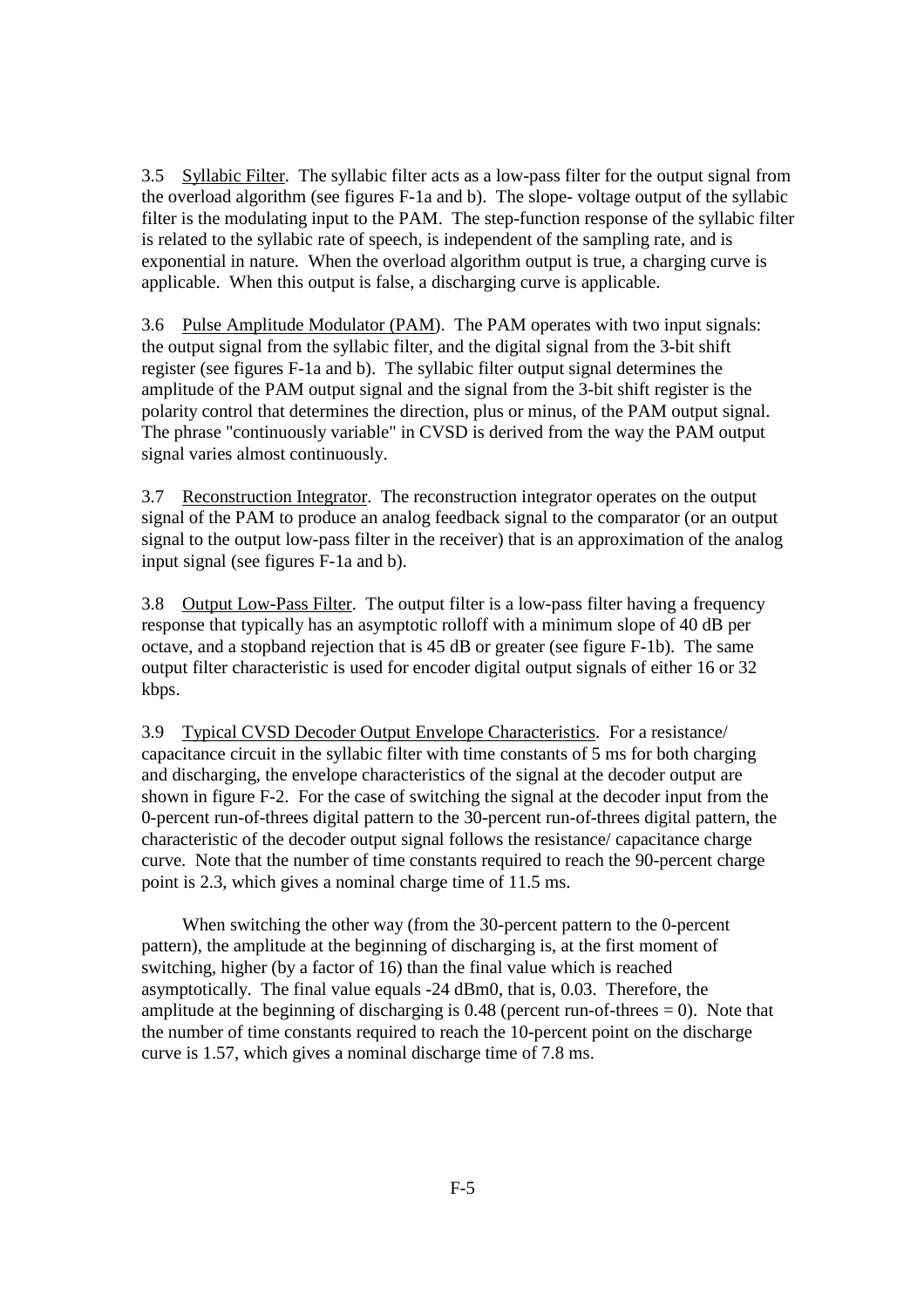3.5 Syllabic Filter. The syllabic filter acts as a low-pass filter for the output signal from the overload algorithm (see figures F-1a and b). The slope- voltage output of the syllabic filter is the modulating input to the PAM. The step-function response of the syllabic filter is related to the syllabic rate of speech, is independent of the sampling rate, and is exponential in nature. When the overload algorithm output is true, a charging curve is applicable. When this output is false, a discharging curve is applicable.

3.6 Pulse Amplitude Modulator (PAM). The PAM operates with two input signals: the output signal from the syllabic filter, and the digital signal from the 3-bit shift register (see figures F-1a and b). The syllabic filter output signal determines the amplitude of the PAM output signal and the signal from the 3-bit shift register is the polarity control that determines the direction, plus or minus, of the PAM output signal. The phrase "continuously variable" in CVSD is derived from the way the PAM output signal varies almost continuously.

3.7 Reconstruction Integrator. The reconstruction integrator operates on the output signal of the PAM to produce an analog feedback signal to the comparator (or an output signal to the output low-pass filter in the receiver) that is an approximation of the analog input signal (see figures F-1a and b).

3.8 Output Low-Pass Filter. The output filter is a low-pass filter having a frequency response that typically has an asymptotic rolloff with a minimum slope of 40 dB per octave, and a stopband rejection that is 45 dB or greater (see figure F-1b). The same output filter characteristic is used for encoder digital output signals of either 16 or 32 kbps.

3.9 Typical CVSD Decoder Output Envelope Characteristics. For a resistance/ capacitance circuit in the syllabic filter with time constants of 5 ms for both charging and discharging, the envelope characteristics of the signal at the decoder output are shown in figure F-2. For the case of switching the signal at the decoder input from the 0-percent run-of-threes digital pattern to the 30-percent run-of-threes digital pattern, the characteristic of the decoder output signal follows the resistance/ capacitance charge curve. Note that the number of time constants required to reach the 90-percent charge point is 2.3, which gives a nominal charge time of 11.5 ms.

When switching the other way (from the 30-percent pattern to the 0-percent pattern), the amplitude at the beginning of discharging is, at the first moment of switching, higher (by a factor of 16) than the final value which is reached asymptotically. The final value equals -24 dBm0, that is, 0.03. Therefore, the amplitude at the beginning of discharging is 0.48 (percent run-of-threes = 0). Note that the number of time constants required to reach the 10-percent point on the discharge curve is 1.57, which gives a nominal discharge time of 7.8 ms.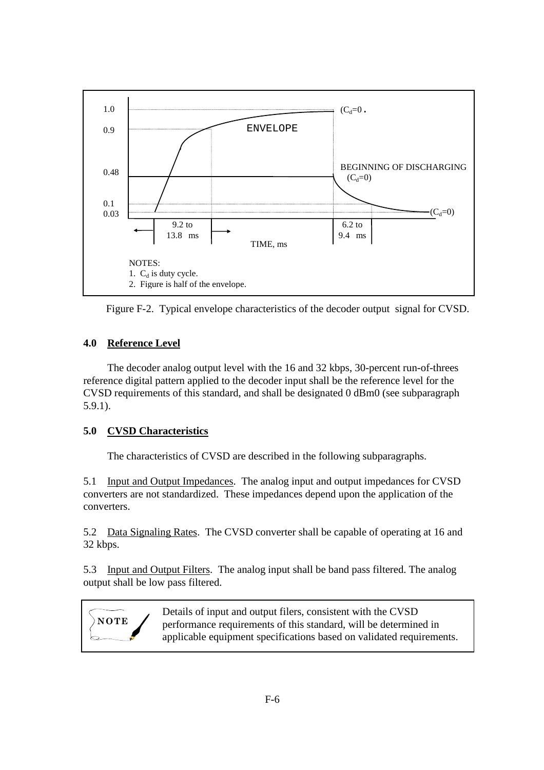1.0 — $(C_d=0$.

0.9 — ENVELOPE

0.48 — BEGINNING OF DISCHARGING $(C_d=0)$

0.1

0.03 — $(C_d=0)$

9.2 to 13.8 ms — 6.2 to 9.4 ms

TIME, ms

NOTES:

1. $C_d$ is duty cycle.
2. Figure is half of the envelope.

Figure F-2. Typical envelope characteristics of the decoder output signal for CVSD.

## 4.0 Reference Level

The decoder analog output level with the 16 and 32 kbps, 30-percent run-of-threes reference digital pattern applied to the decoder input shall be the reference level for the CVSD requirements of this standard, and shall be designated 0 dBm0 (see subparagraph 5.9.1).

## 5.0 CVSD Characteristics

The characteristics of CVSD are described in the following subparagraphs.

5.1 Input and Output Impedances. The analog input and output impedances for CVSD converters are not standardized. These impedances depend upon the application of the converters.

5.2 Data Signaling Rates. The CVSD converter shall be capable of operating at 16 and 32 kbps.

5.3 Input and Output Filters. The analog input shall be band pass filtered. The analog output shall be low pass filtered.

> **NOTE** Details of input and output filers, consistent with the CVSD performance requirements of this standard, will be determined in applicable equipment specifications based on validated requirements.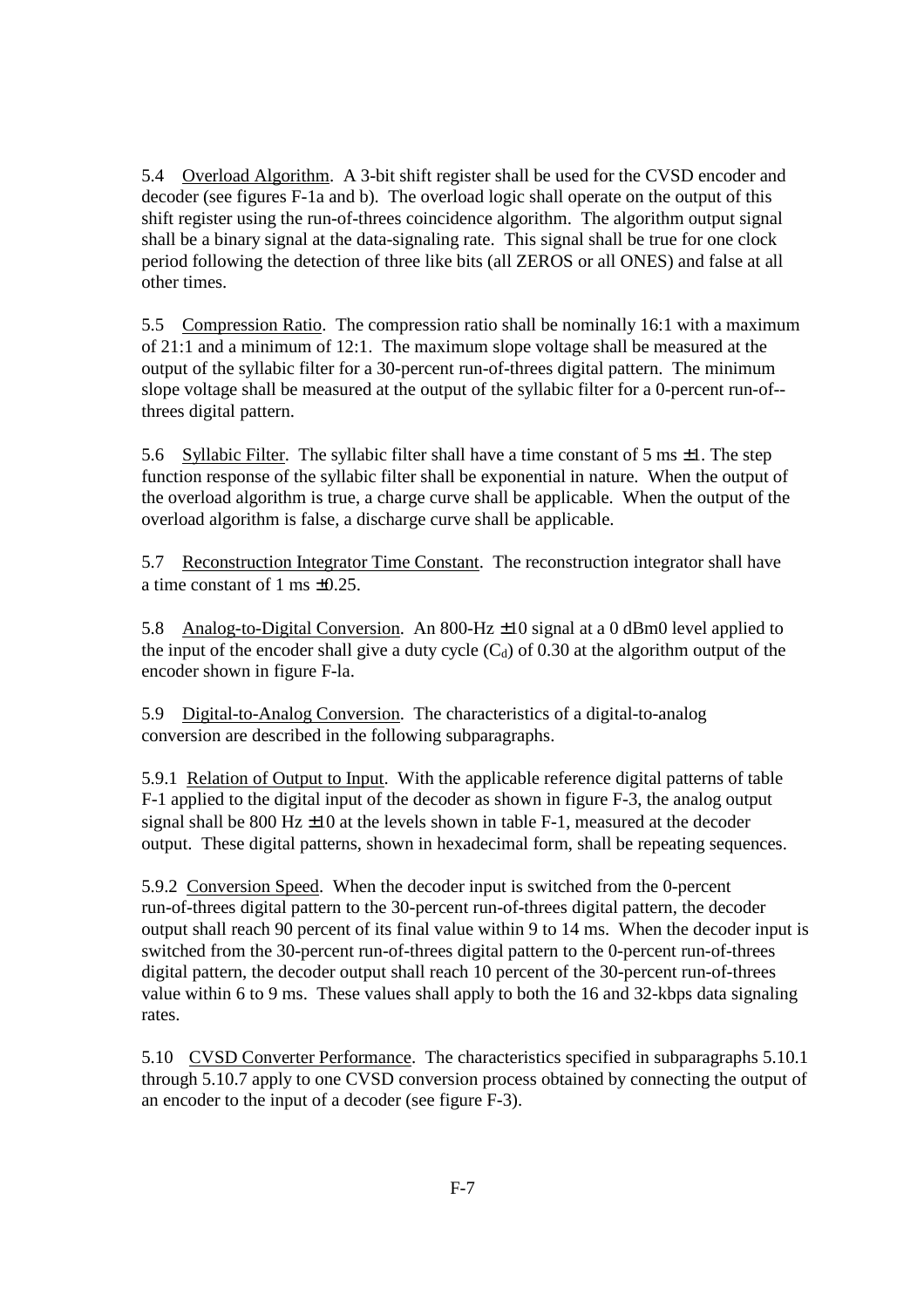5.4 Overload Algorithm. A 3-bit shift register shall be used for the CVSD encoder and decoder (see figures F-1a and b). The overload logic shall operate on the output of this shift register using the run-of-threes coincidence algorithm. The algorithm output signal shall be a binary signal at the data-signaling rate. This signal shall be true for one clock period following the detection of three like bits (all ZEROS or all ONES) and false at all other times.

5.5 Compression Ratio. The compression ratio shall be nominally 16:1 with a maximum of 21:1 and a minimum of 12:1. The maximum slope voltage shall be measured at the output of the syllabic filter for a 30-percent run-of-threes digital pattern. The minimum slope voltage shall be measured at the output of the syllabic filter for a 0-percent run-of--threes digital pattern.

5.6 Syllabic Filter. The syllabic filter shall have a time constant of 5 ms ±1. The step function response of the syllabic filter shall be exponential in nature. When the output of the overload algorithm is true, a charge curve shall be applicable. When the output of the overload algorithm is false, a discharge curve shall be applicable.

5.7 Reconstruction Integrator Time Constant. The reconstruction integrator shall have a time constant of 1 ms ±0.25.

5.8 Analog-to-Digital Conversion. An 800-Hz ±10 signal at a 0 dBm0 level applied to the input of the encoder shall give a duty cycle ($C_d$) of 0.30 at the algorithm output of the encoder shown in figure F-la.

5.9 Digital-to-Analog Conversion. The characteristics of a digital-to-analog conversion are described in the following subparagraphs.

5.9.1 Relation of Output to Input. With the applicable reference digital patterns of table F-1 applied to the digital input of the decoder as shown in figure F-3, the analog output signal shall be 800 Hz ±10 at the levels shown in table F-1, measured at the decoder output. These digital patterns, shown in hexadecimal form, shall be repeating sequences.

5.9.2 Conversion Speed. When the decoder input is switched from the 0-percent run-of-threes digital pattern to the 30-percent run-of-threes digital pattern, the decoder output shall reach 90 percent of its final value within 9 to 14 ms. When the decoder input is switched from the 30-percent run-of-threes digital pattern to the 0-percent run-of-threes digital pattern, the decoder output shall reach 10 percent of the 30-percent run-of-threes value within 6 to 9 ms. These values shall apply to both the 16 and 32-kbps data signaling rates.

5.10 CVSD Converter Performance. The characteristics specified in subparagraphs 5.10.1 through 5.10.7 apply to one CVSD conversion process obtained by connecting the output of an encoder to the input of a decoder (see figure F-3).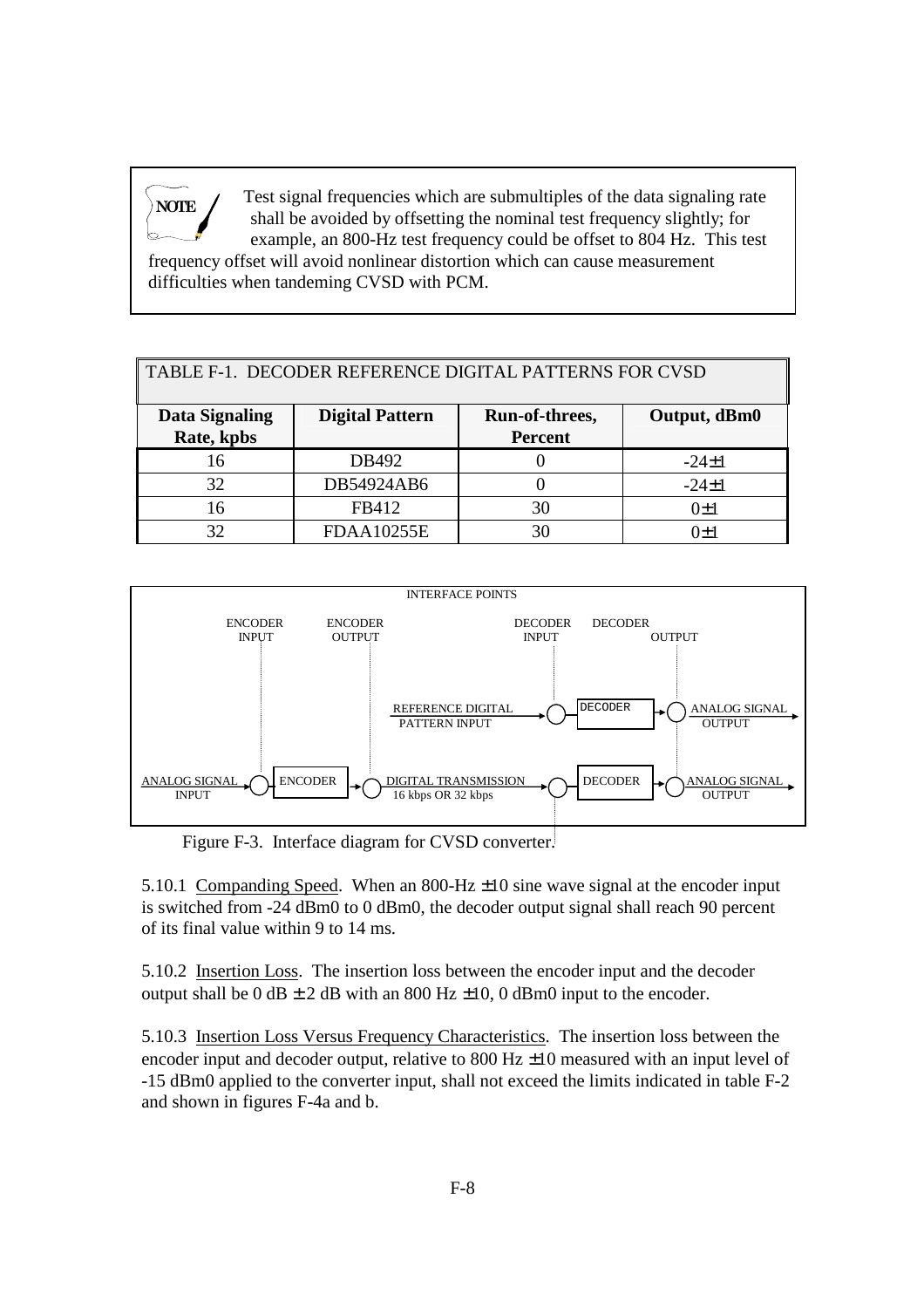> **NOTE** Test signal frequencies which are submultiples of the data signaling rate shall be avoided by offsetting the nominal test frequency slightly; for example, an 800-Hz test frequency could be offset to 804 Hz. This test frequency offset will avoid nonlinear distortion which can cause measurement difficulties when tandeming CVSD with PCM.

TABLE F-1. DECODER REFERENCE DIGITAL PATTERNS FOR CVSD

| Data Signaling Rate, kpbs | Digital Pattern | Run-of-threes, Percent | Output, dBm0 |
|---|---|---|---|
| 16 | DB492 | 0 | -24±1 |
| 32 | DB54924AB6 | 0 | -24±1 |
| 16 | FB412 | 30 | 0±1 |
| 32 | FDAA10255E | 30 | 0±1 |

INTERFACE POINTS

ENCODER INPUT — ENCODER OUTPUT — DECODER INPUT — DECODER OUTPUT

REFERENCE DIGITAL PATTERN INPUT → DECODER → ANALOG SIGNAL OUTPUT

ANALOG SIGNAL INPUT → ENCODER → DIGITAL TRANSMISSION 16 kbps OR 32 kbps → DECODER → ANALOG SIGNAL OUTPUT

Figure F-3. Interface diagram for CVSD converter.

5.10.1 Companding Speed. When an 800-Hz ±10 sine wave signal at the encoder input is switched from -24 dBm0 to 0 dBm0, the decoder output signal shall reach 90 percent of its final value within 9 to 14 ms.

5.10.2 Insertion Loss. The insertion loss between the encoder input and the decoder output shall be 0 dB ± 2 dB with an 800 Hz ±10, 0 dBm0 input to the encoder.

5.10.3 Insertion Loss Versus Frequency Characteristics. The insertion loss between the encoder input and decoder output, relative to 800 Hz ±10 measured with an input level of -15 dBm0 applied to the converter input, shall not exceed the limits indicated in table F-2 and shown in figures F-4a and b.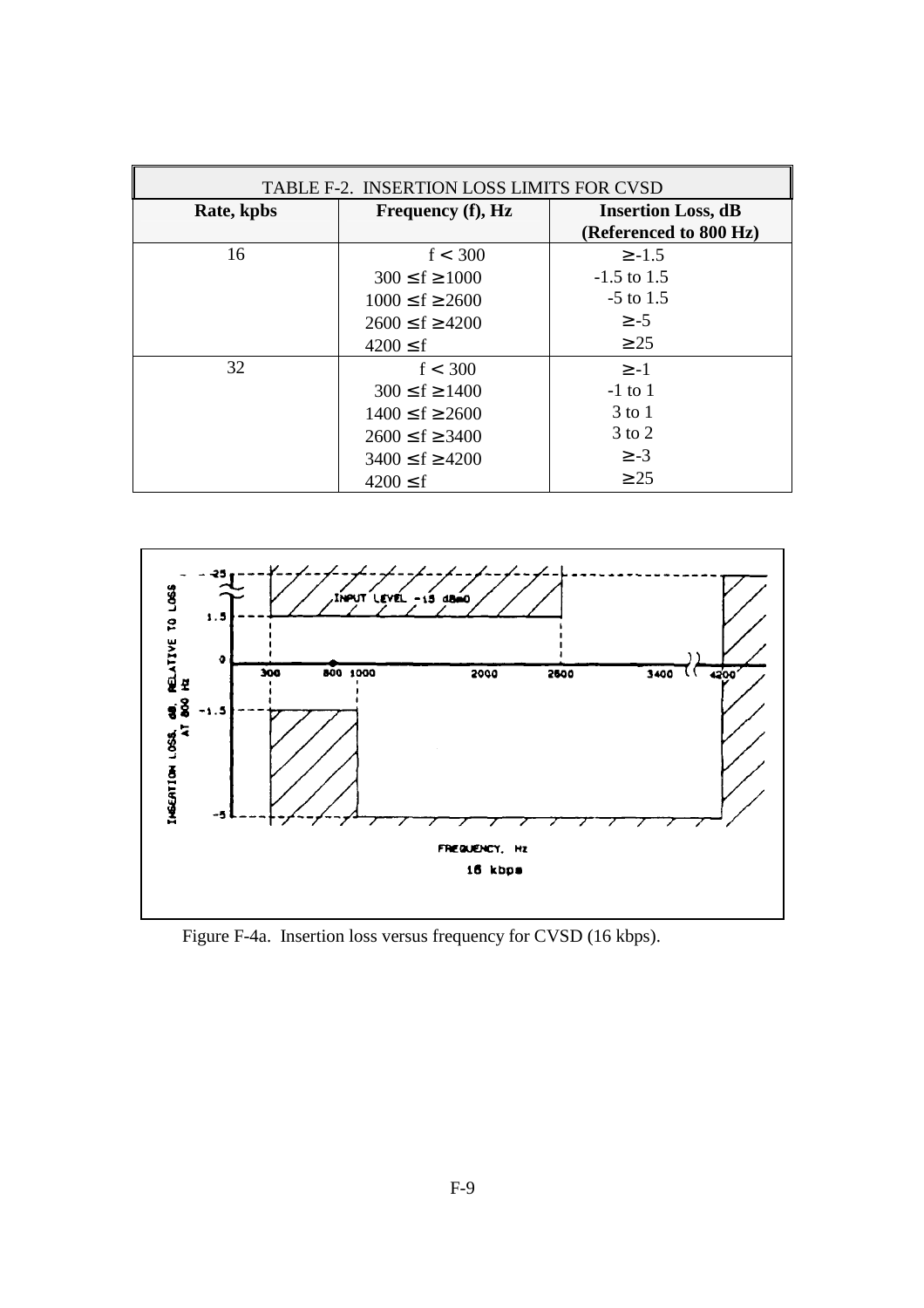| TABLE F-2. INSERTION LOSS LIMITS FOR CVSD | | |
|---|---|---|
| **Rate, kpbs** | **Frequency (f), Hz** | **Insertion Loss, dB (Referenced to 800 Hz)** |
| 16 | f < 300 | ≥ -1.5 |
| | 300 ≤ f ≥ 1000 | -1.5 to 1.5 |
| | 1000 ≤ f ≥ 2600 | -5 to 1.5 |
| | 2600 ≤ f ≥ 4200 | ≥ -5 |
| | 4200 ≤ f | ≥ 25 |
| 32 | f < 300 | ≥ -1 |
| | 300 ≤ f ≥ 1400 | -1 to 1 |
| | 1400 ≤ f ≥ 2600 | 3 to 1 |
| | 2600 ≤ f ≥ 3400 | 3 to 2 |
| | 3400 ≤ f ≥ 4200 | ≥ -3 |
| | 4200 ≤ f | ≥ 25 |

Figure F-4a. Insertion loss versus frequency for CVSD (16 kbps).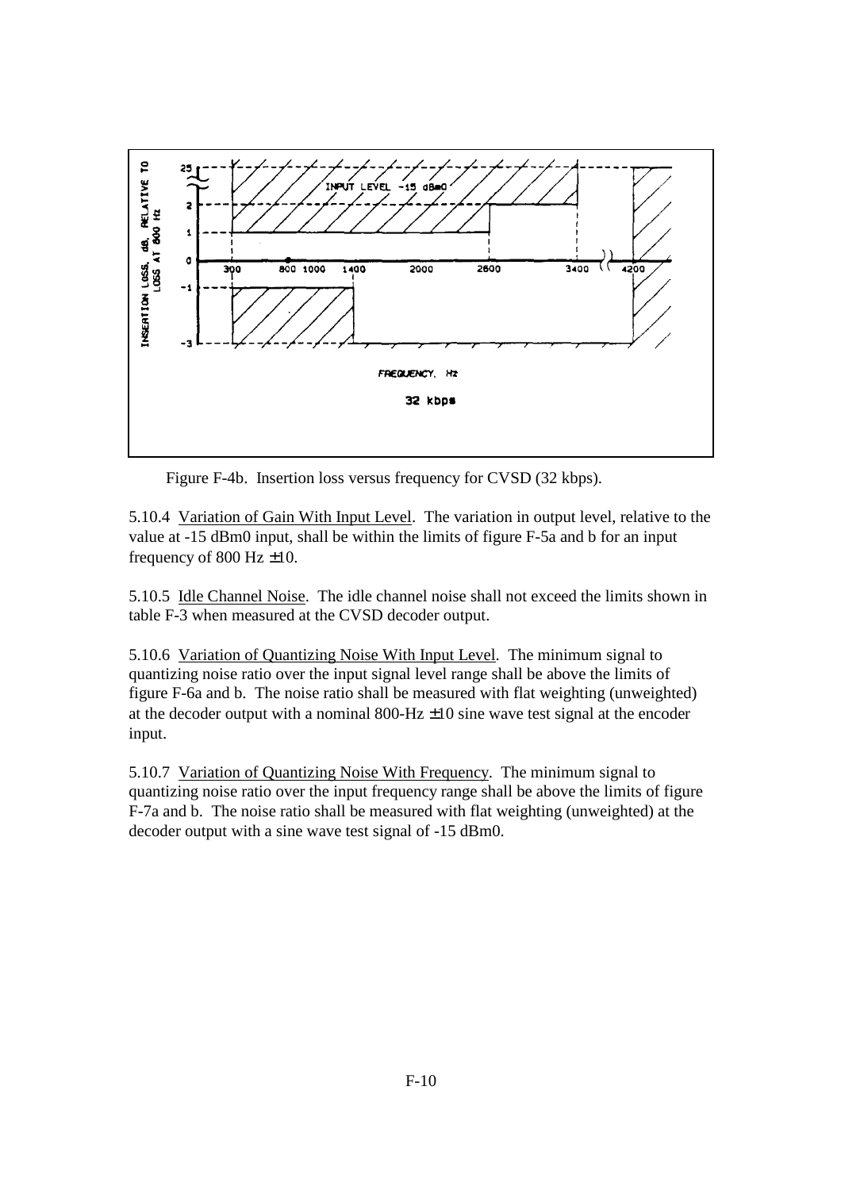Figure F-4b. Insertion loss versus frequency for CVSD (32 kbps).

5.10.4 Variation of Gain With Input Level. The variation in output level, relative to the value at -15 dBm0 input, shall be within the limits of figure F-5a and b for an input frequency of 800 Hz ±10.

5.10.5 Idle Channel Noise. The idle channel noise shall not exceed the limits shown in table F-3 when measured at the CVSD decoder output.

5.10.6 Variation of Quantizing Noise With Input Level. The minimum signal to quantizing noise ratio over the input signal level range shall be above the limits of figure F-6a and b. The noise ratio shall be measured with flat weighting (unweighted) at the decoder output with a nominal 800-Hz ±10 sine wave test signal at the encoder input.

5.10.7 Variation of Quantizing Noise With Frequency. The minimum signal to quantizing noise ratio over the input frequency range shall be above the limits of figure F-7a and b. The noise ratio shall be measured with flat weighting (unweighted) at the decoder output with a sine wave test signal of -15 dBm0.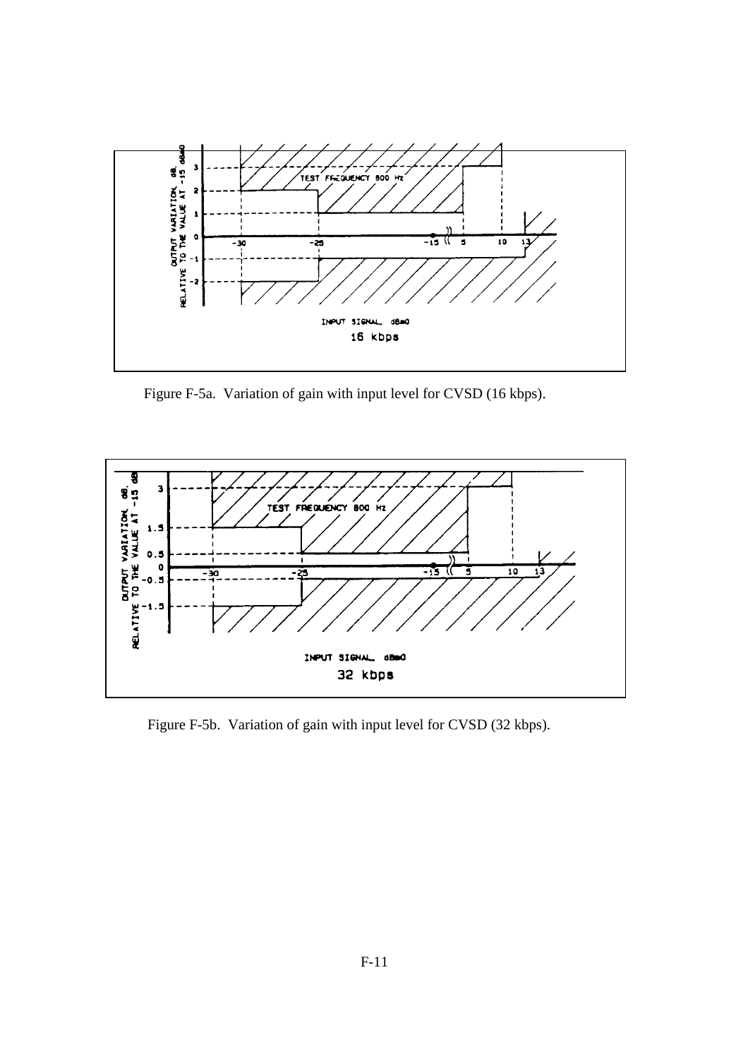Figure F-5a. Variation of gain with input level for CVSD (16 kbps).

Figure F-5b. Variation of gain with input level for CVSD (32 kbps).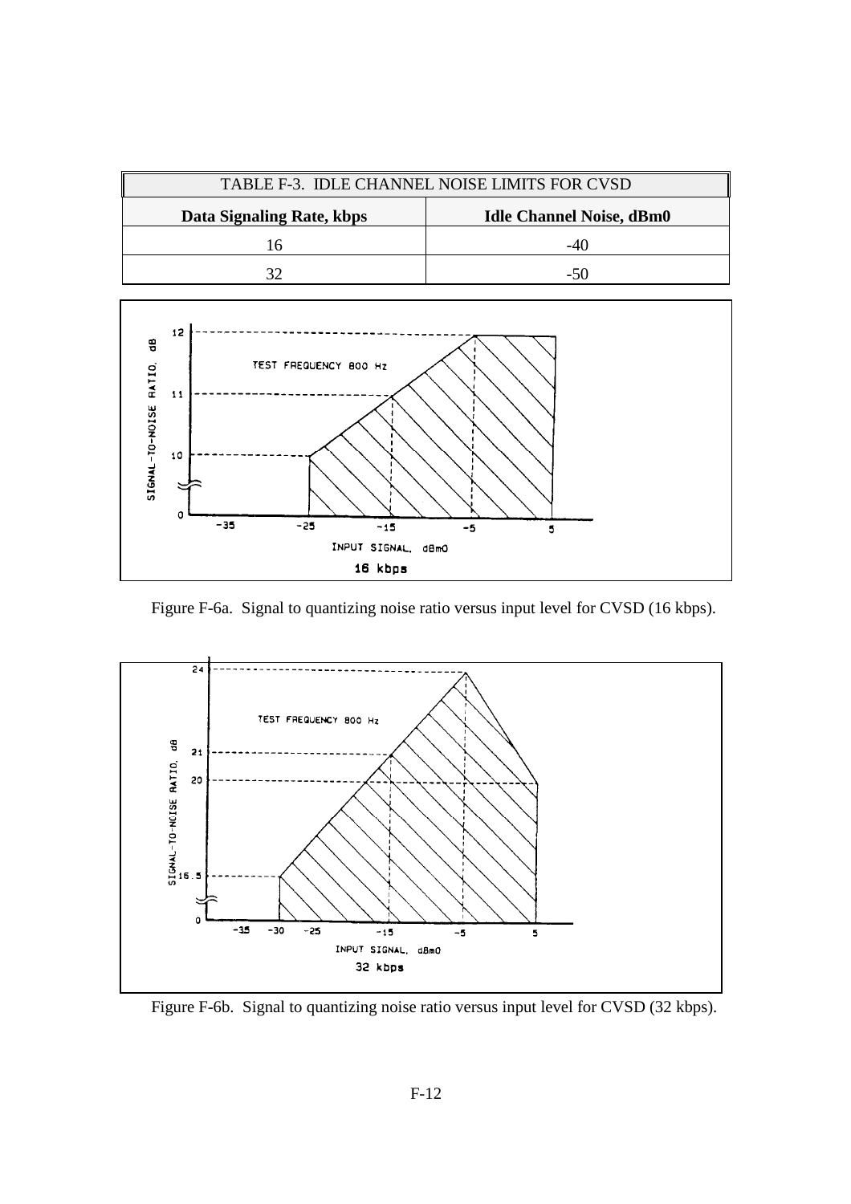| TABLE F-3. IDLE CHANNEL NOISE LIMITS FOR CVSD | |
|---|---|
| **Data Signaling Rate, kbps** | **Idle Channel Noise, dBm0** |
| 16 | -40 |
| 32 | -50 |

Figure F-6a. Signal to quantizing noise ratio versus input level for CVSD (16 kbps).

Figure F-6b. Signal to quantizing noise ratio versus input level for CVSD (32 kbps).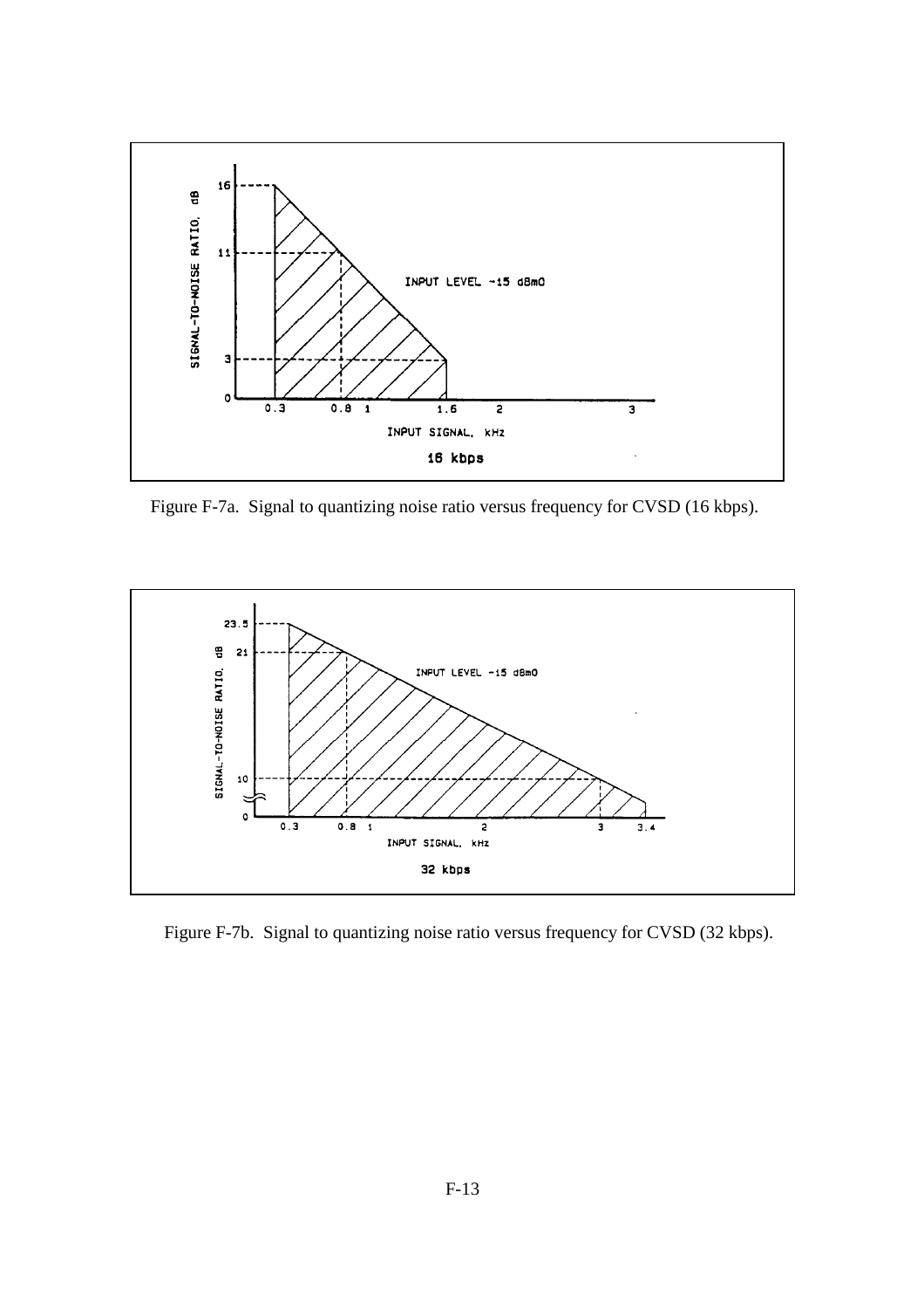Figure F-7a. Signal to quantizing noise ratio versus frequency for CVSD (16 kbps).

Figure F-7b. Signal to quantizing noise ratio versus frequency for CVSD (32 kbps).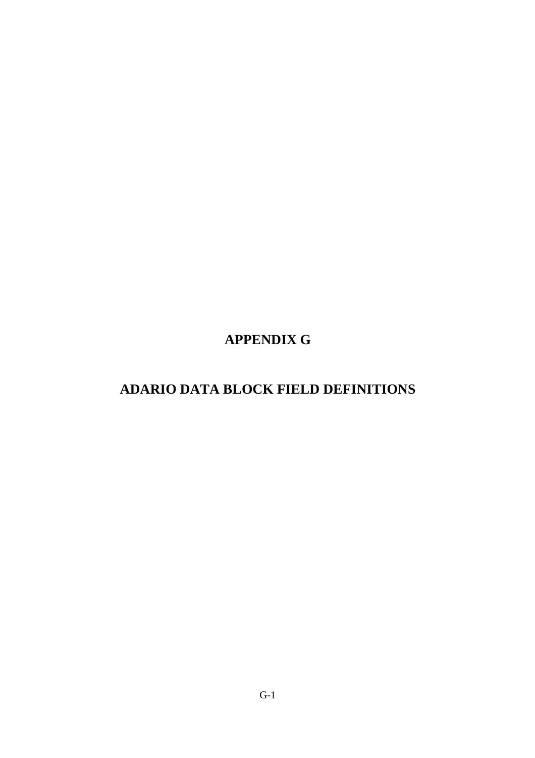# APPENDIX G

# ADARIO DATA BLOCK FIELD DEFINITIONS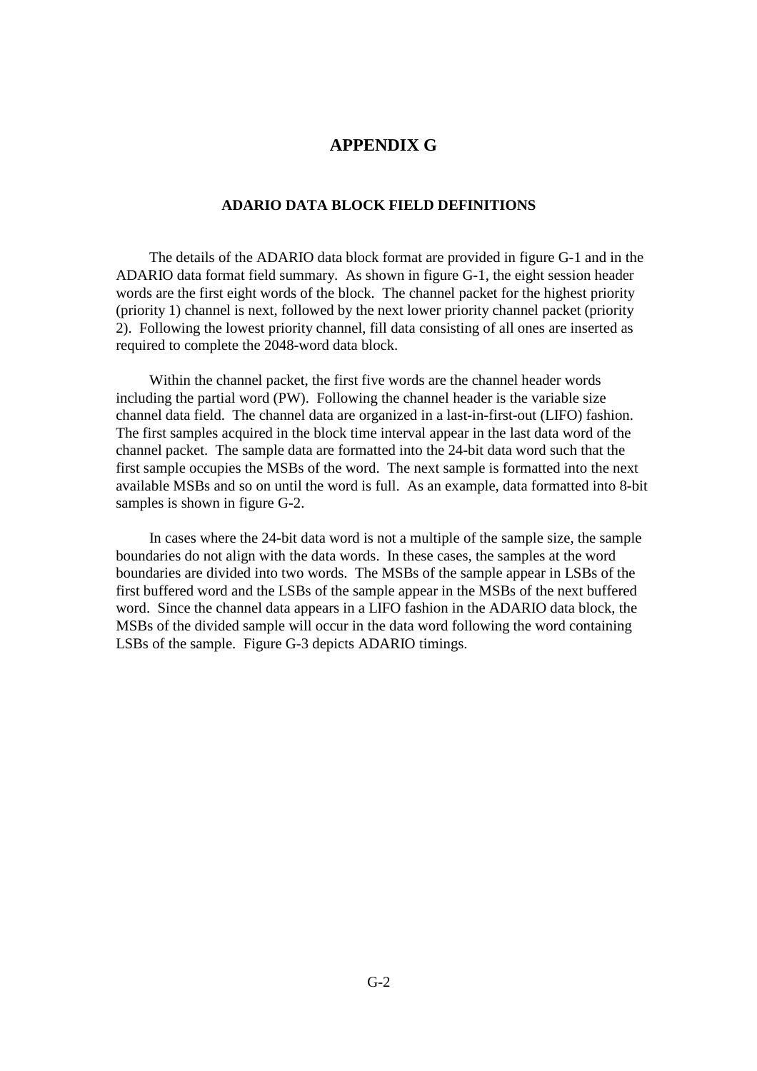# APPENDIX G

## ADARIO DATA BLOCK FIELD DEFINITIONS

The details of the ADARIO data block format are provided in figure G-1 and in the ADARIO data format field summary. As shown in figure G-1, the eight session header words are the first eight words of the block. The channel packet for the highest priority (priority 1) channel is next, followed by the next lower priority channel packet (priority 2). Following the lowest priority channel, fill data consisting of all ones are inserted as required to complete the 2048-word data block.

Within the channel packet, the first five words are the channel header words including the partial word (PW). Following the channel header is the variable size channel data field. The channel data are organized in a last-in-first-out (LIFO) fashion. The first samples acquired in the block time interval appear in the last data word of the channel packet. The sample data are formatted into the 24-bit data word such that the first sample occupies the MSBs of the word. The next sample is formatted into the next available MSBs and so on until the word is full. As an example, data formatted into 8-bit samples is shown in figure G-2.

In cases where the 24-bit data word is not a multiple of the sample size, the sample boundaries do not align with the data words. In these cases, the samples at the word boundaries are divided into two words. The MSBs of the sample appear in LSBs of the first buffered word and the LSBs of the sample appear in the MSBs of the next buffered word. Since the channel data appears in a LIFO fashion in the ADARIO data block, the MSBs of the divided sample will occur in the data word following the word containing LSBs of the sample. Figure G-3 depicts ADARIO timings.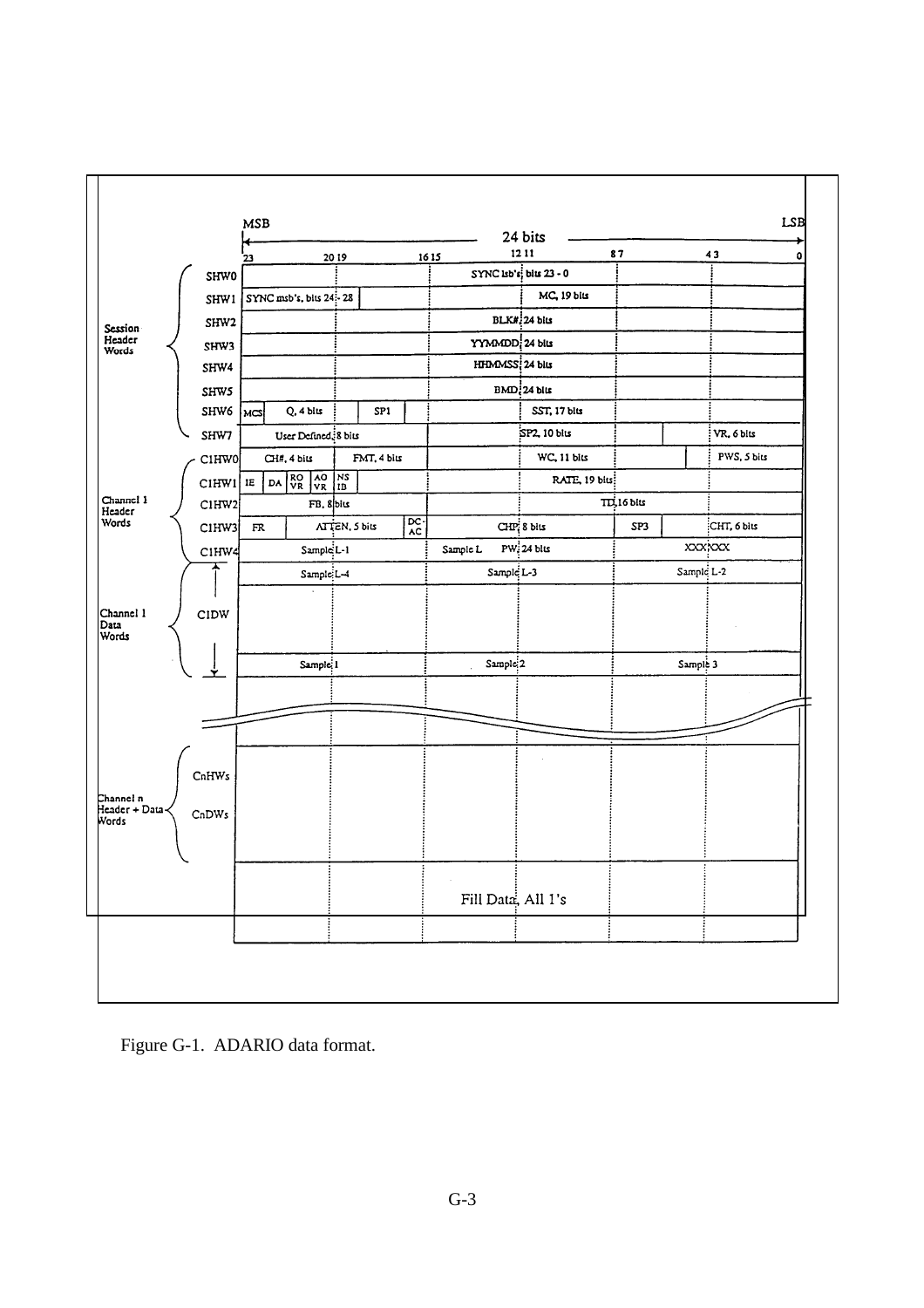| | | MSB 23 … 16 | 15 … 8 | 7 … 0 LSB |
|---|---|---|---|---|
| Session Header Words | SHW0 | | SYNC lsb's; bits 23 - 0 | |
| | SHW1 | SYNC msb's, bits 24 - 28 | MC, 19 bits | |
| | SHW2 | | BLK#, 24 bits | |
| | SHW3 | | YYMMDD, 24 bits | |
| | SHW4 | | HHMMSS, 24 bits | |
| | SHW5 | | BMD, 24 bits | |
| | SHW6 | MCS, Q, 4 bits, SP1 | SST, 17 bits | |
| | SHW7 | User Defined, 8 bits | SP2, 10 bits | VR, 6 bits |
| Channel 1 Header Words | C1HW0 | CH#, 4 bits, FMT, 4 bits | WC, 11 bits | PWS, 5 bits |
| | C1HW1 | IE, DA, RO VR, AO VR, NS IB | RATE, 19 bits | |
| | C1HW2 | FB, 8 bits | TD, 16 bits | |
| | C1HW3 | FR, ATTEN, 5 bits, DC-AC | CHP, 8 bits, SP3 | CHT, 6 bits |
| | C1HW4 | Sample L-1 | Sample L, PW, 24 bits | XXX XXX |
| Channel 1 Data Words | C1DW | Sample L-4 | Sample L-3 | Sample L-2 |
| | | Sample 1 | Sample 2 | Sample 3 |
| Channel n Header + Data Words | CnHWs | | | |
| | CnDWs | | | |
| | | | Fill Data, All 1's | |

Figure G-1. ADARIO data format.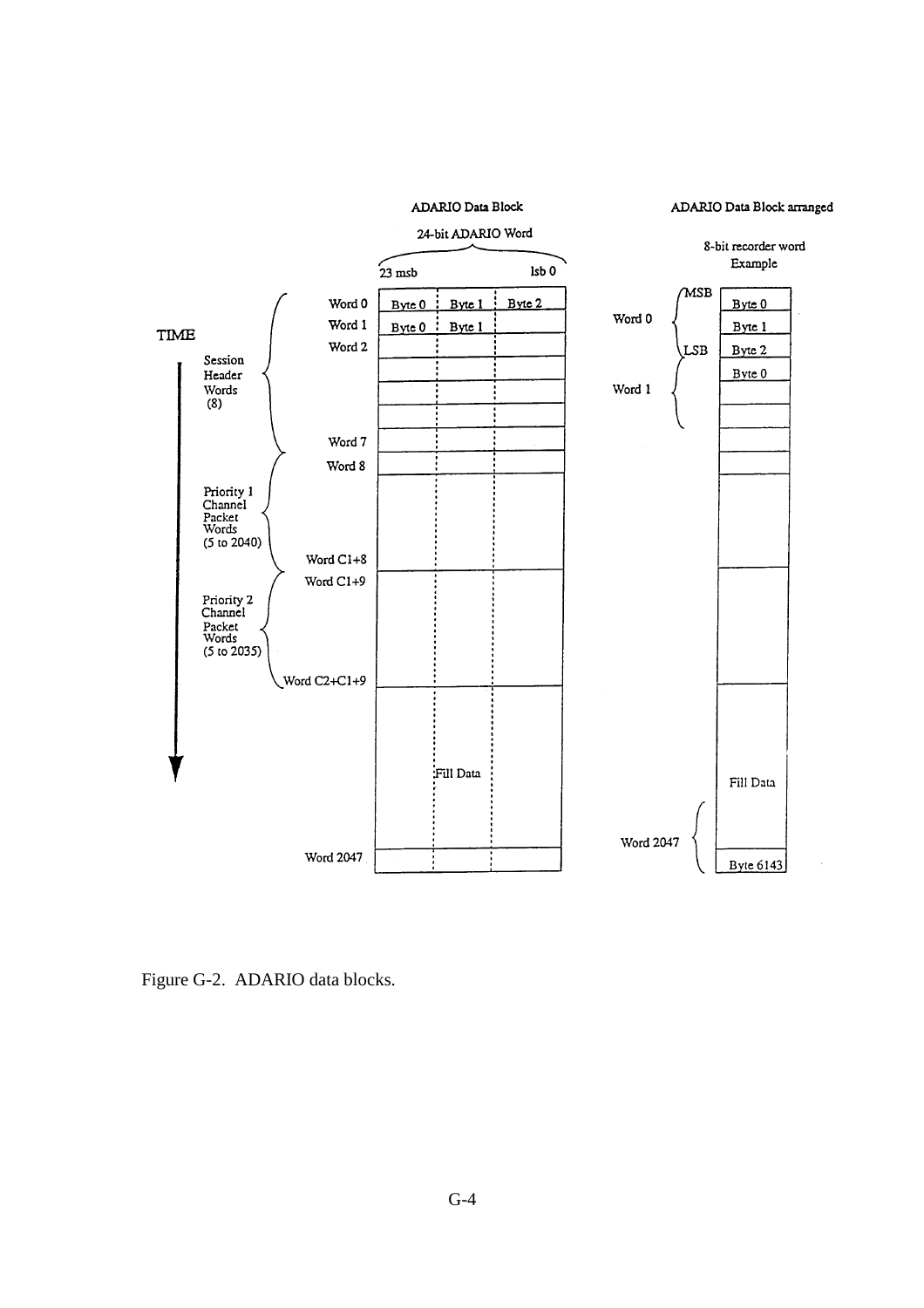ADARIO Data Block

24-bit ADARIO Word

23 msb — lsb 0

| | Byte 0 | Byte 1 | Byte 2 |
|---|---|---|---|
| Word 0 | Byte 0 | Byte 1 | Byte 2 |
| Word 1 | Byte 0 | Byte 1 | |
| Word 2 | | | |
| ... | | | |
| Word 7 | | | |
| Word 8 | | | |
| ... | | | |
| Word C1+8 | | | |
| Word C1+9 | | | |
| ... | | | |
| Word C2+C1+9 | | | |
| ... | Fill Data | | |
| Word 2047 | | | |

TIME

- Session Header Words (8): Word 0 to Word 7
- Priority 1 Channel Packet Words (5 to 2040): Word 8 to Word C1+8
- Priority 2 Channel Packet Words (5 to 2035): Word C1+9 to Word C2+C1+9

ADARIO Data Block arranged

8-bit recorder word Example

| | | |
|---|---|---|
| Word 0 | MSB | Byte 0 |
| | | Byte 1 |
| | LSB | Byte 2 |
| Word 1 | | Byte 0 |
| ... | | Fill Data |
| Word 2047 | | Byte 6143 |

Figure G-2. ADARIO data blocks.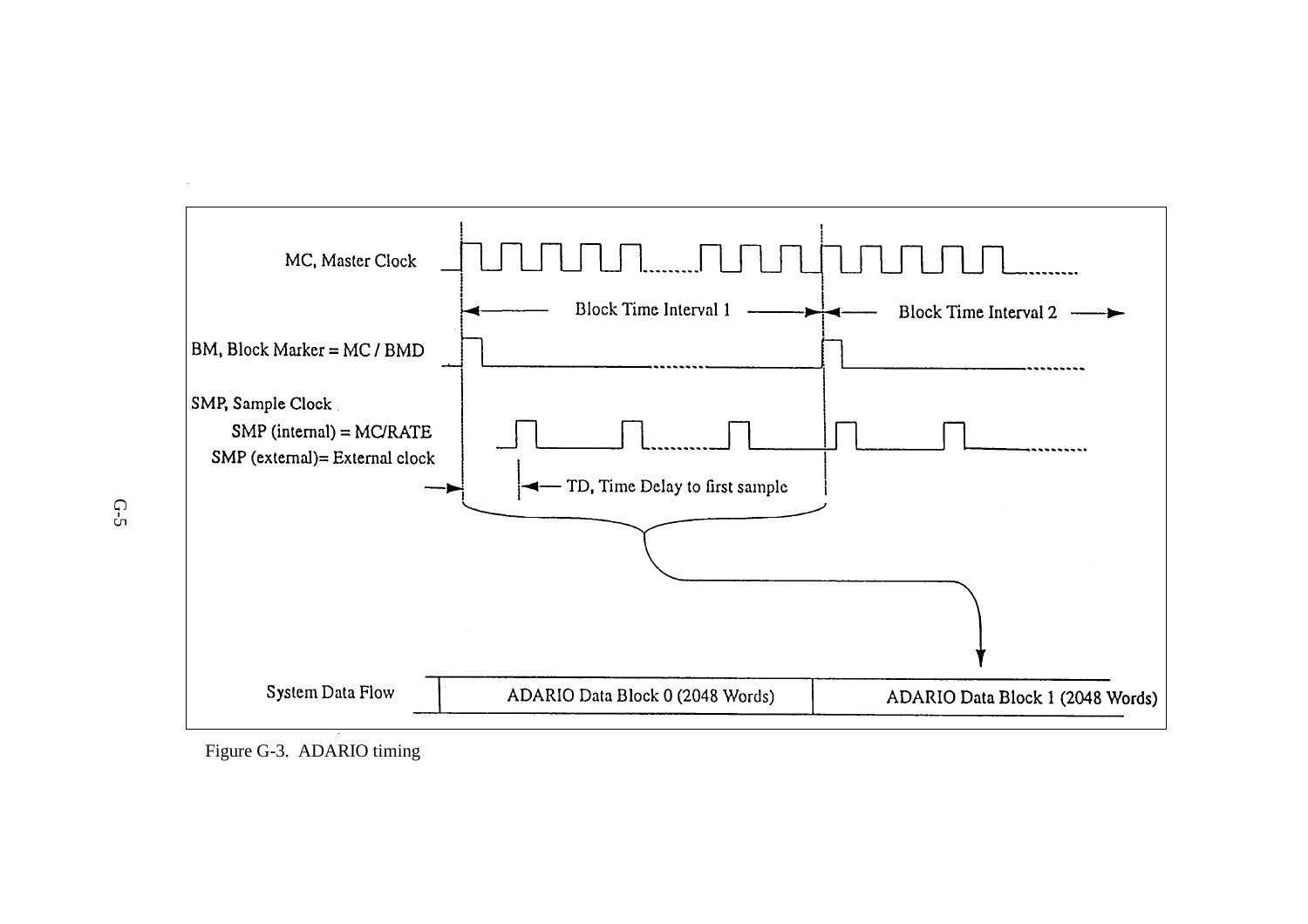MC, Master Clock

Block Time Interval 1

Block Time Interval 2

BM, Block Marker = MC / BMD

SMP, Sample Clock

SMP (internal) = MC/RATE

SMP (external)= External clock

TD, Time Delay to first sample

System Data Flow

ADARIO Data Block 0 (2048 Words)

ADARIO Data Block 1 (2048 Words)

Figure G-3. ADARIO timing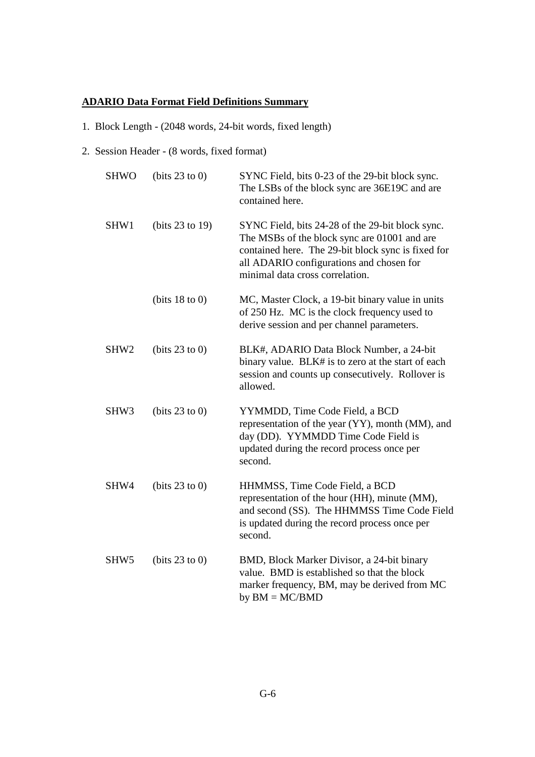**ADARIO Data Format Field Definitions Summary**

1. Block Length - (2048 words, 24-bit words, fixed length)

2. Session Header - (8 words, fixed format)

| | | |
|---|---|---|
| SHWO | (bits 23 to 0) | SYNC Field, bits 0-23 of the 29-bit block sync. The LSBs of the block sync are 36E19C and are contained here. |
| SHW1 | (bits 23 to 19) | SYNC Field, bits 24-28 of the 29-bit block sync. The MSBs of the block sync are 01001 and are contained here. The 29-bit block sync is fixed for all ADARIO configurations and chosen for minimal data cross correlation. |
| | (bits 18 to 0) | MC, Master Clock, a 19-bit binary value in units of 250 Hz. MC is the clock frequency used to derive session and per channel parameters. |
| SHW2 | (bits 23 to 0) | BLK#, ADARIO Data Block Number, a 24-bit binary value. BLK# is to zero at the start of each session and counts up consecutively. Rollover is allowed. |
| SHW3 | (bits 23 to 0) | YYMMDD, Time Code Field, a BCD representation of the year (YY), month (MM), and day (DD). YYMMDD Time Code Field is updated during the record process once per second. |
| SHW4 | (bits 23 to 0) | HHMMSS, Time Code Field, a BCD representation of the hour (HH), minute (MM), and second (SS). The HHMMSS Time Code Field is updated during the record process once per second. |
| SHW5 | (bits 23 to 0) | BMD, Block Marker Divisor, a 24-bit binary value. BMD is established so that the block marker frequency, BM, may be derived from MC by BM = MC/BMD |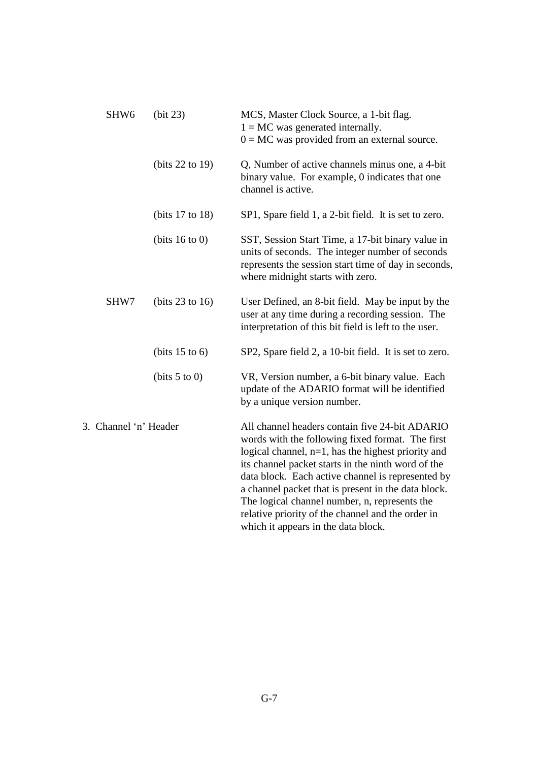| | | |
|---|---|---|
| SHW6 | (bit 23) | MCS, Master Clock Source, a 1-bit flag.<br>1 = MC was generated internally.<br>0 = MC was provided from an external source. |
| | (bits 22 to 19) | Q, Number of active channels minus one, a 4-bit binary value. For example, 0 indicates that one channel is active. |
| | (bits 17 to 18) | SP1, Spare field 1, a 2-bit field. It is set to zero. |
| | (bits 16 to 0) | SST, Session Start Time, a 17-bit binary value in units of seconds. The integer number of seconds represents the session start time of day in seconds, where midnight starts with zero. |
| SHW7 | (bits 23 to 16) | User Defined, an 8-bit field. May be input by the user at any time during a recording session. The interpretation of this bit field is left to the user. |
| | (bits 15 to 6) | SP2, Spare field 2, a 10-bit field. It is set to zero. |
| | (bits 5 to 0) | VR, Version number, a 6-bit binary value. Each update of the ADARIO format will be identified by a unique version number. |

3. Channel 'n' Header

All channel headers contain five 24-bit ADARIO words with the following fixed format. The first logical channel, n=1, has the highest priority and its channel packet starts in the ninth word of the data block. Each active channel is represented by a channel packet that is present in the data block. The logical channel number, n, represents the relative priority of the channel and the order in which it appears in the data block.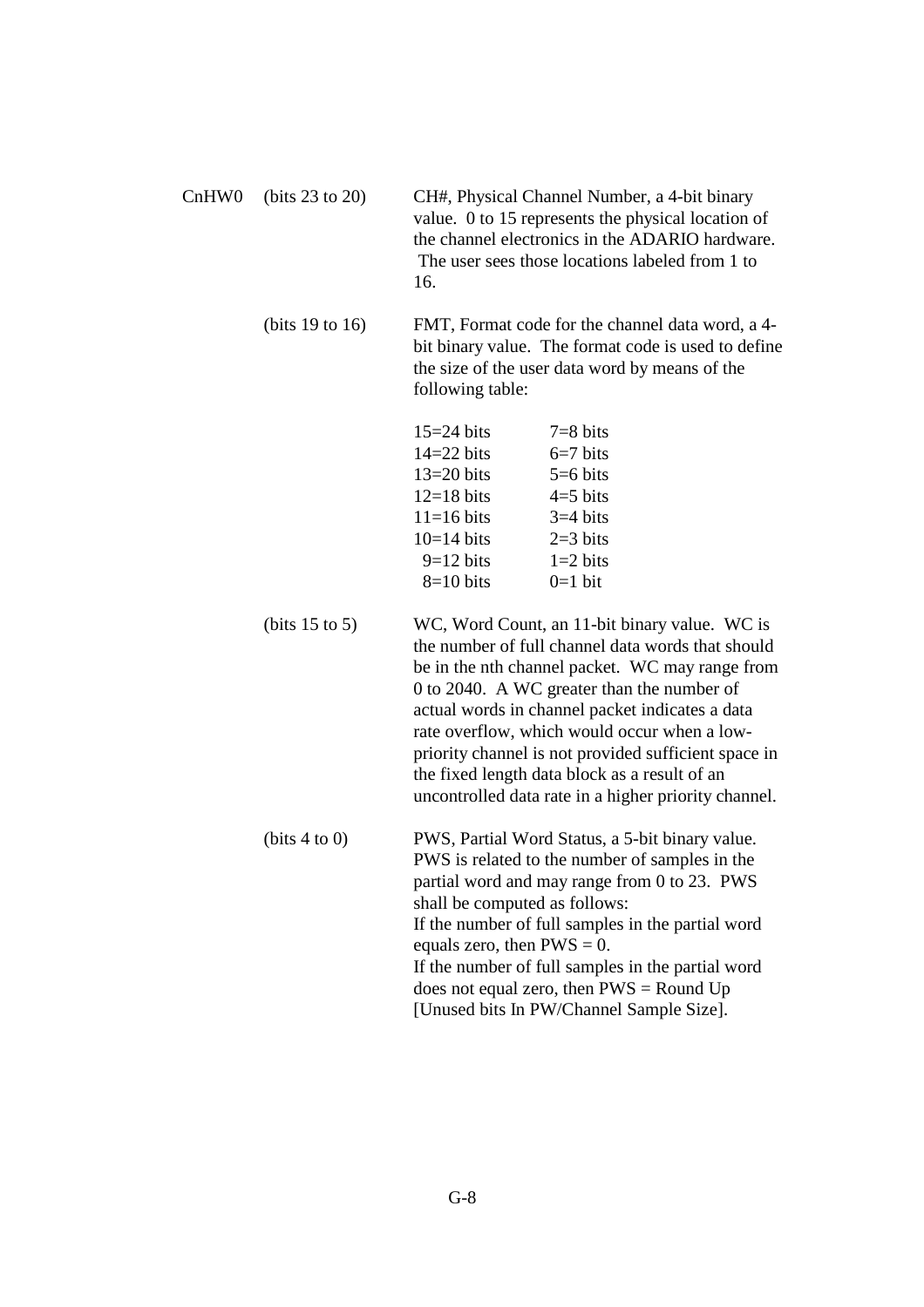CnHW0 (bits 23 to 20) CH#, Physical Channel Number, a 4-bit binary value. 0 to 15 represents the physical location of the channel electronics in the ADARIO hardware. The user sees those locations labeled from 1 to 16.

(bits 19 to 16) FMT, Format code for the channel data word, a 4-bit binary value. The format code is used to define the size of the user data word by means of the following table:

| | |
|---|---|
| 15=24 bits | 7=8 bits |
| 14=22 bits | 6=7 bits |
| 13=20 bits | 5=6 bits |
| 12=18 bits | 4=5 bits |
| 11=16 bits | 3=4 bits |
| 10=14 bits | 2=3 bits |
| 9=12 bits | 1=2 bits |
| 8=10 bits | 0=1 bit |

(bits 15 to 5) WC, Word Count, an 11-bit binary value. WC is the number of full channel data words that should be in the nth channel packet. WC may range from 0 to 2040. A WC greater than the number of actual words in channel packet indicates a data rate overflow, which would occur when a low-priority channel is not provided sufficient space in the fixed length data block as a result of an uncontrolled data rate in a higher priority channel.

(bits 4 to 0) PWS, Partial Word Status, a 5-bit binary value. PWS is related to the number of samples in the partial word and may range from 0 to 23. PWS shall be computed as follows:
If the number of full samples in the partial word equals zero, then PWS = 0.
If the number of full samples in the partial word does not equal zero, then PWS = Round Up [Unused bits In PW/Channel Sample Size].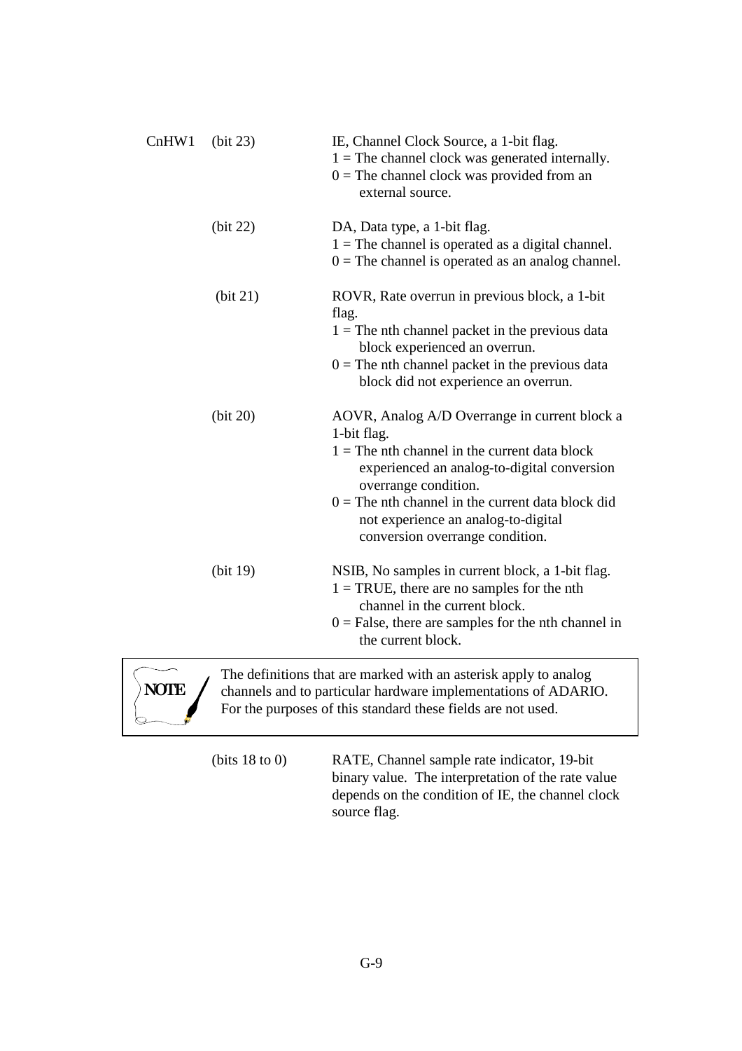CnHW1 (bit 23) IE, Channel Clock Source, a 1-bit flag.
1 = The channel clock was generated internally.
0 = The channel clock was provided from an external source.

(bit 22) DA, Data type, a 1-bit flag.
1 = The channel is operated as a digital channel.
0 = The channel is operated as an analog channel.

(bit 21) ROVR, Rate overrun in previous block, a 1-bit flag.
1 = The nth channel packet in the previous data block experienced an overrun.
0 = The nth channel packet in the previous data block did not experience an overrun.

(bit 20) AOVR, Analog A/D Overrange in current block a 1-bit flag.
1 = The nth channel in the current data block experienced an analog-to-digital conversion overrange condition.
0 = The nth channel in the current data block did not experience an analog-to-digital conversion overrange condition.

(bit 19) NSIB, No samples in current block, a 1-bit flag.
1 = TRUE, there are no samples for the nth channel in the current block.
0 = False, there are samples for the nth channel in the current block.

> **NOTE** The definitions that are marked with an asterisk apply to analog channels and to particular hardware implementations of ADARIO. For the purposes of this standard these fields are not used.

(bits 18 to 0) RATE, Channel sample rate indicator, 19-bit binary value. The interpretation of the rate value depends on the condition of IE, the channel clock source flag.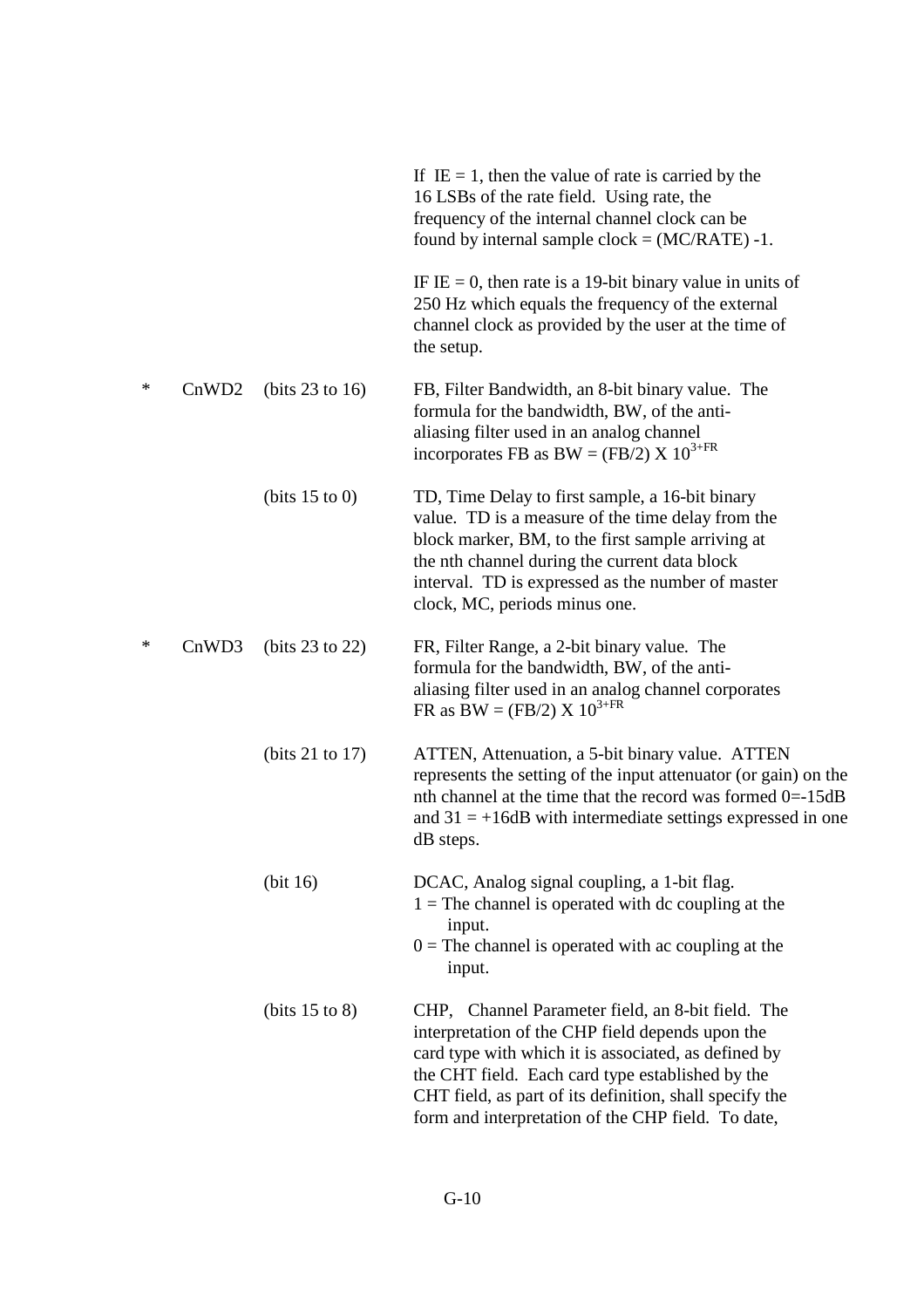If IE = 1, then the value of rate is carried by the 16 LSBs of the rate field. Using rate, the frequency of the internal channel clock can be found by internal sample clock = (MC/RATE) -1.

IF IE = 0, then rate is a 19-bit binary value in units of 250 Hz which equals the frequency of the external channel clock as provided by the user at the time of the setup.

| | | | |
|---|---|---|---|
| * | CnWD2 | (bits 23 to 16) | FB, Filter Bandwidth, an 8-bit binary value. The formula for the bandwidth, BW, of the anti-aliasing filter used in an analog channel incorporates FB as $BW = (FB/2) \text{ X } 10^{3+FR}$ |
| | | (bits 15 to 0) | TD, Time Delay to first sample, a 16-bit binary value. TD is a measure of the time delay from the block marker, BM, to the first sample arriving at the nth channel during the current data block interval. TD is expressed as the number of master clock, MC, periods minus one. |
| * | CnWD3 | (bits 23 to 22) | FR, Filter Range, a 2-bit binary value. The formula for the bandwidth, BW, of the anti-aliasing filter used in an analog channel corporates FR as $BW = (FB/2) \text{ X } 10^{3+FR}$ |
| | | (bits 21 to 17) | ATTEN, Attenuation, a 5-bit binary value. ATTEN represents the setting of the input attenuator (or gain) on the nth channel at the time that the record was formed 0=-15dB and 31 = +16dB with intermediate settings expressed in one dB steps. |
| | | (bit 16) | DCAC, Analog signal coupling, a 1-bit flag.<br>1 = The channel is operated with dc coupling at the input.<br>0 = The channel is operated with ac coupling at the input. |
| | | (bits 15 to 8) | CHP, Channel Parameter field, an 8-bit field. The interpretation of the CHP field depends upon the card type with which it is associated, as defined by the CHT field. Each card type established by the CHT field, as part of its definition, shall specify the form and interpretation of the CHP field. To date, |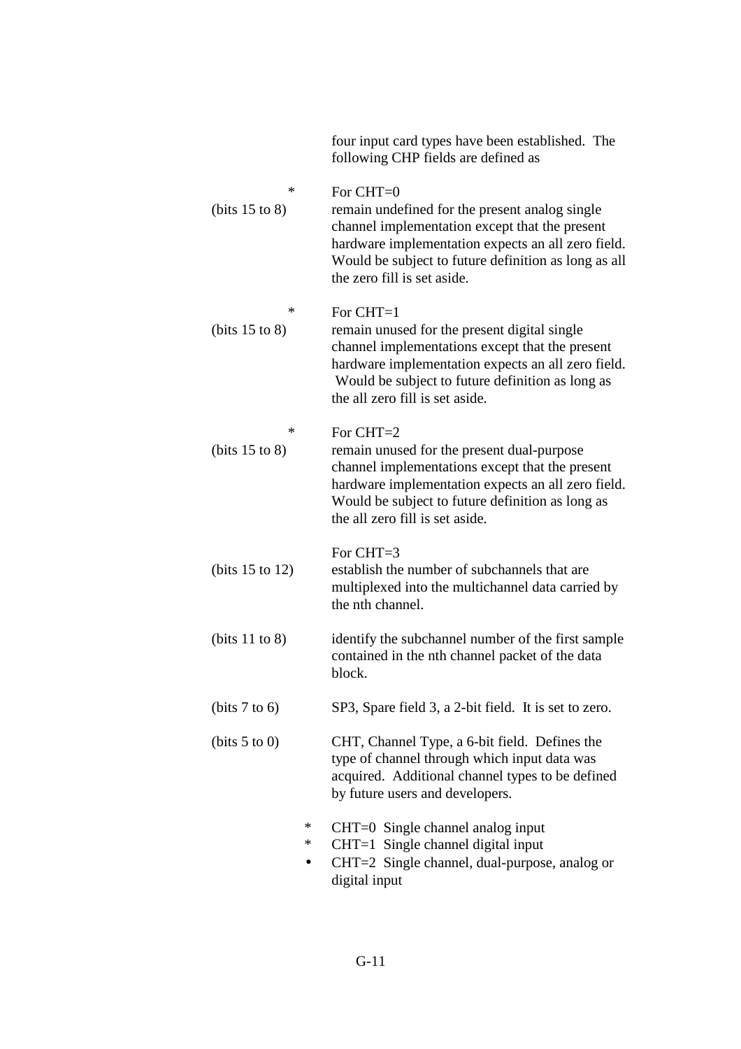four input card types have been established. The following CHP fields are defined as

* For CHT=0

(bits 15 to 8) remain undefined for the present analog single channel implementation except that the present hardware implementation expects an all zero field. Would be subject to future definition as long as all the zero fill is set aside.

* For CHT=1

(bits 15 to 8) remain unused for the present digital single channel implementations except that the present hardware implementation expects an all zero field. Would be subject to future definition as long as the all zero fill is set aside.

* For CHT=2

(bits 15 to 8) remain unused for the present dual-purpose channel implementations except that the present hardware implementation expects an all zero field. Would be subject to future definition as long as the all zero fill is set aside.

For CHT=3

(bits 15 to 12) establish the number of subchannels that are multiplexed into the multichannel data carried by the nth channel.

(bits 11 to 8) identify the subchannel number of the first sample contained in the nth channel packet of the data block.

(bits 7 to 6) SP3, Spare field 3, a 2-bit field. It is set to zero.

(bits 5 to 0) CHT, Channel Type, a 6-bit field. Defines the type of channel through which input data was acquired. Additional channel types to be defined by future users and developers.

* CHT=0 Single channel analog input
* CHT=1 Single channel digital input
* CHT=2 Single channel, dual-purpose, analog or digital input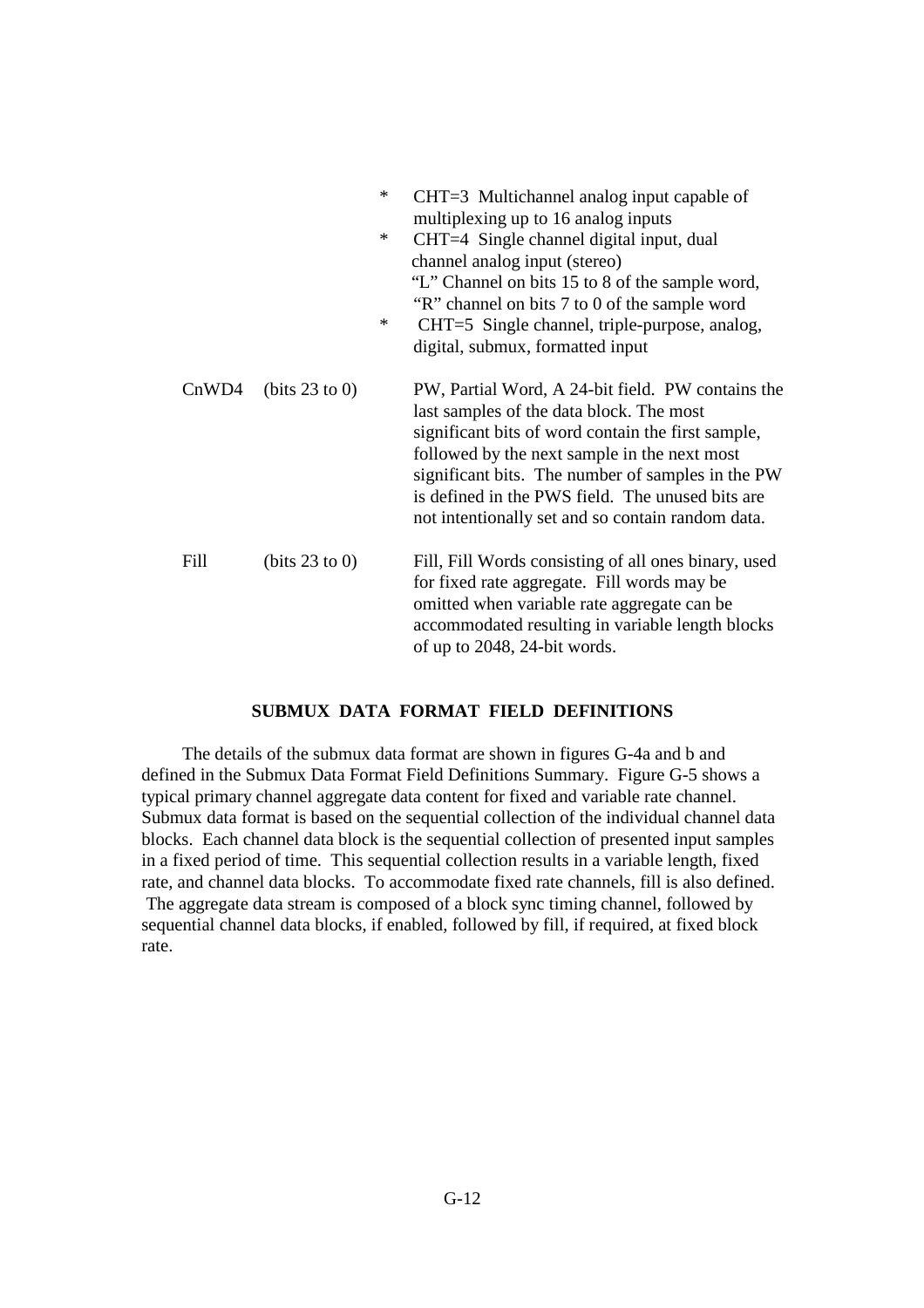* CHT=3 Multichannel analog input capable of multiplexing up to 16 analog inputs
* CHT=4 Single channel digital input, dual channel analog input (stereo)
  "L" Channel on bits 15 to 8 of the sample word,
  "R" channel on bits 7 to 0 of the sample word
* CHT=5 Single channel, triple-purpose, analog, digital, submux, formatted input

| | | |
|---|---|---|
| CnWD4 | (bits 23 to 0) | PW, Partial Word, A 24-bit field. PW contains the last samples of the data block. The most significant bits of word contain the first sample, followed by the next sample in the next most significant bits. The number of samples in the PW is defined in the PWS field. The unused bits are not intentionally set and so contain random data. |
| Fill | (bits 23 to 0) | Fill, Fill Words consisting of all ones binary, used for fixed rate aggregate. Fill words may be omitted when variable rate aggregate can be accommodated resulting in variable length blocks of up to 2048, 24-bit words. |

## SUBMUX DATA FORMAT FIELD DEFINITIONS

The details of the submux data format are shown in figures G-4a and b and defined in the Submux Data Format Field Definitions Summary. Figure G-5 shows a typical primary channel aggregate data content for fixed and variable rate channel. Submux data format is based on the sequential collection of the individual channel data blocks. Each channel data block is the sequential collection of presented input samples in a fixed period of time. This sequential collection results in a variable length, fixed rate, and channel data blocks. To accommodate fixed rate channels, fill is also defined. The aggregate data stream is composed of a block sync timing channel, followed by sequential channel data blocks, if enabled, followed by fill, if required, at fixed block rate.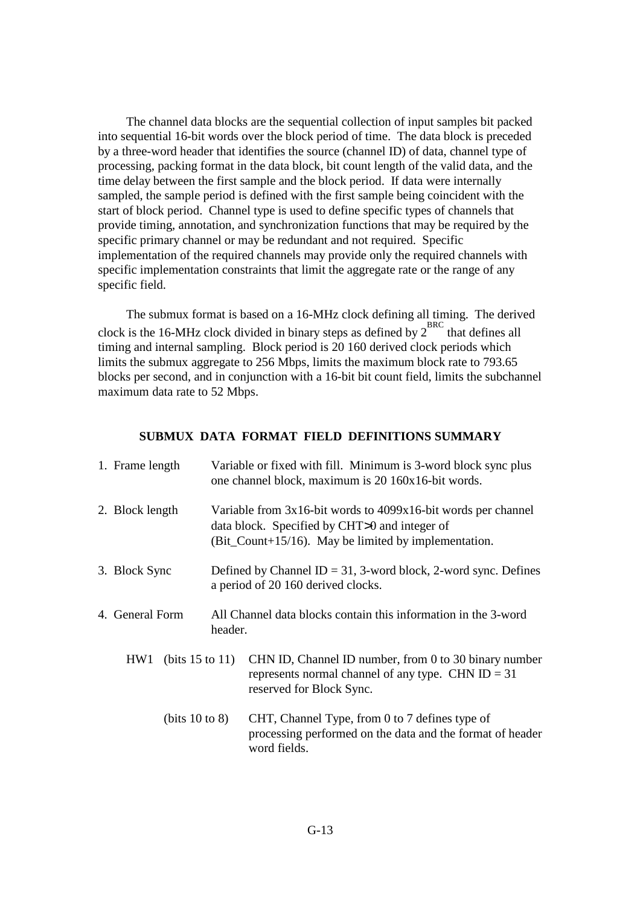The channel data blocks are the sequential collection of input samples bit packed into sequential 16-bit words over the block period of time. The data block is preceded by a three-word header that identifies the source (channel ID) of data, channel type of processing, packing format in the data block, bit count length of the valid data, and the time delay between the first sample and the block period. If data were internally sampled, the sample period is defined with the first sample being coincident with the start of block period. Channel type is used to define specific types of channels that provide timing, annotation, and synchronization functions that may be required by the specific primary channel or may be redundant and not required. Specific implementation of the required channels may provide only the required channels with specific implementation constraints that limit the aggregate rate or the range of any specific field.

The submux format is based on a 16-MHz clock defining all timing. The derived clock is the 16-MHz clock divided in binary steps as defined by $2^{BRC}$ that defines all timing and internal sampling. Block period is 20 160 derived clock periods which limits the submux aggregate to 256 Mbps, limits the maximum block rate to 793.65 blocks per second, and in conjunction with a 16-bit bit count field, limits the subchannel maximum data rate to 52 Mbps.

## SUBMUX DATA FORMAT FIELD DEFINITIONS SUMMARY

1. Frame length — Variable or fixed with fill. Minimum is 3-word block sync plus one channel block, maximum is 20 160x16-bit words.

2. Block length — Variable from 3x16-bit words to 4099x16-bit words per channel data block. Specified by CHT>0 and integer of (Bit_Count+15/16). May be limited by implementation.

3. Block Sync — Defined by Channel ID = 31, 3-word block, 2-word sync. Defines a period of 20 160 derived clocks.

4. General Form — All Channel data blocks contain this information in the 3-word header.

   - HW1 (bits 15 to 11) — CHN ID, Channel ID number, from 0 to 30 binary number represents normal channel of any type. CHN ID = 31 reserved for Block Sync.

   - (bits 10 to 8) — CHT, Channel Type, from 0 to 7 defines type of processing performed on the data and the format of header word fields.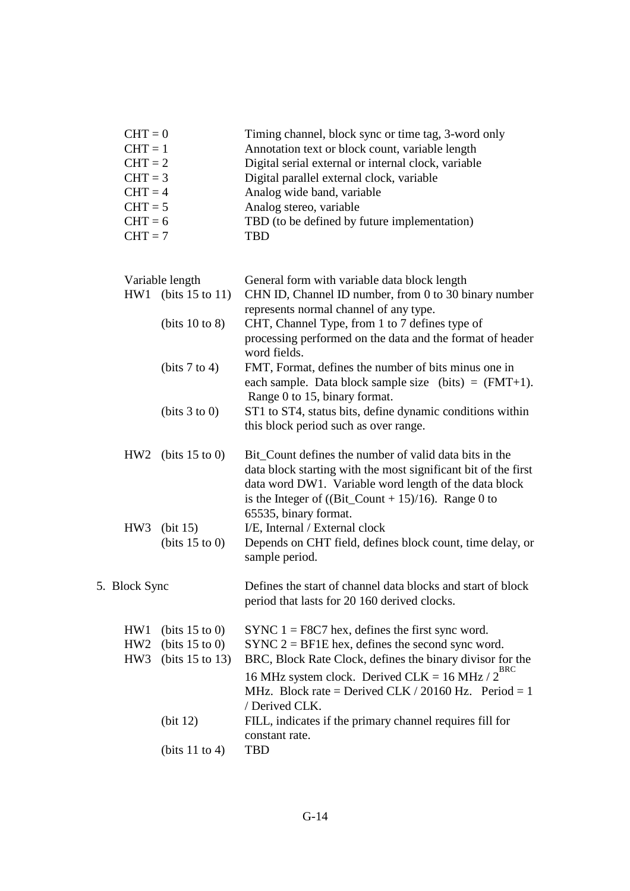| | |
|---|---|
| CHT = 0 | Timing channel, block sync or time tag, 3-word only |
| CHT = 1 | Annotation text or block count, variable length |
| CHT = 2 | Digital serial external or internal clock, variable |
| CHT = 3 | Digital parallel external clock, variable |
| CHT = 4 | Analog wide band, variable |
| CHT = 5 | Analog stereo, variable |
| CHT = 6 | TBD (to be defined by future implementation) |
| CHT = 7 | TBD |

| | | |
|---|---|---|
| Variable length | | General form with variable data block length |
| HW1 | (bits 15 to 11) | CHN ID, Channel ID number, from 0 to 30 binary number represents normal channel of any type. |
| | (bits 10 to 8) | CHT, Channel Type, from 1 to 7 defines type of processing performed on the data and the format of header word fields. |
| | (bits 7 to 4) | FMT, Format, defines the number of bits minus one in each sample. Data block sample size (bits) = (FMT+1). Range 0 to 15, binary format. |
| | (bits 3 to 0) | ST1 to ST4, status bits, define dynamic conditions within this block period such as over range. |
| HW2 | (bits 15 to 0) | Bit_Count defines the number of valid data bits in the data block starting with the most significant bit of the first data word DW1. Variable word length of the data block is the Integer of ((Bit_Count + 15)/16). Range 0 to 65535, binary format. |
| HW3 | (bit 15) | I/E, Internal / External clock |
| | (bits 15 to 0) | Depends on CHT field, defines block count, time delay, or sample period. |

5. Block Sync — Defines the start of channel data blocks and start of block period that lasts for 20 160 derived clocks.

| | | |
|---|---|---|
| HW1 | (bits 15 to 0) | SYNC 1 = F8C7 hex, defines the first sync word. |
| HW2 | (bits 15 to 0) | SYNC 2 = BF1E hex, defines the second sync word. |
| HW3 | (bits 15 to 13) | BRC, Block Rate Clock, defines the binary divisor for the 16 MHz system clock. Derived CLK = 16 MHz / $2^{BRC}$ MHz. Block rate = Derived CLK / 20160 Hz. Period = 1 / Derived CLK. |
| | (bit 12) | FILL, indicates if the primary channel requires fill for constant rate. |
| | (bits 11 to 4) | TBD |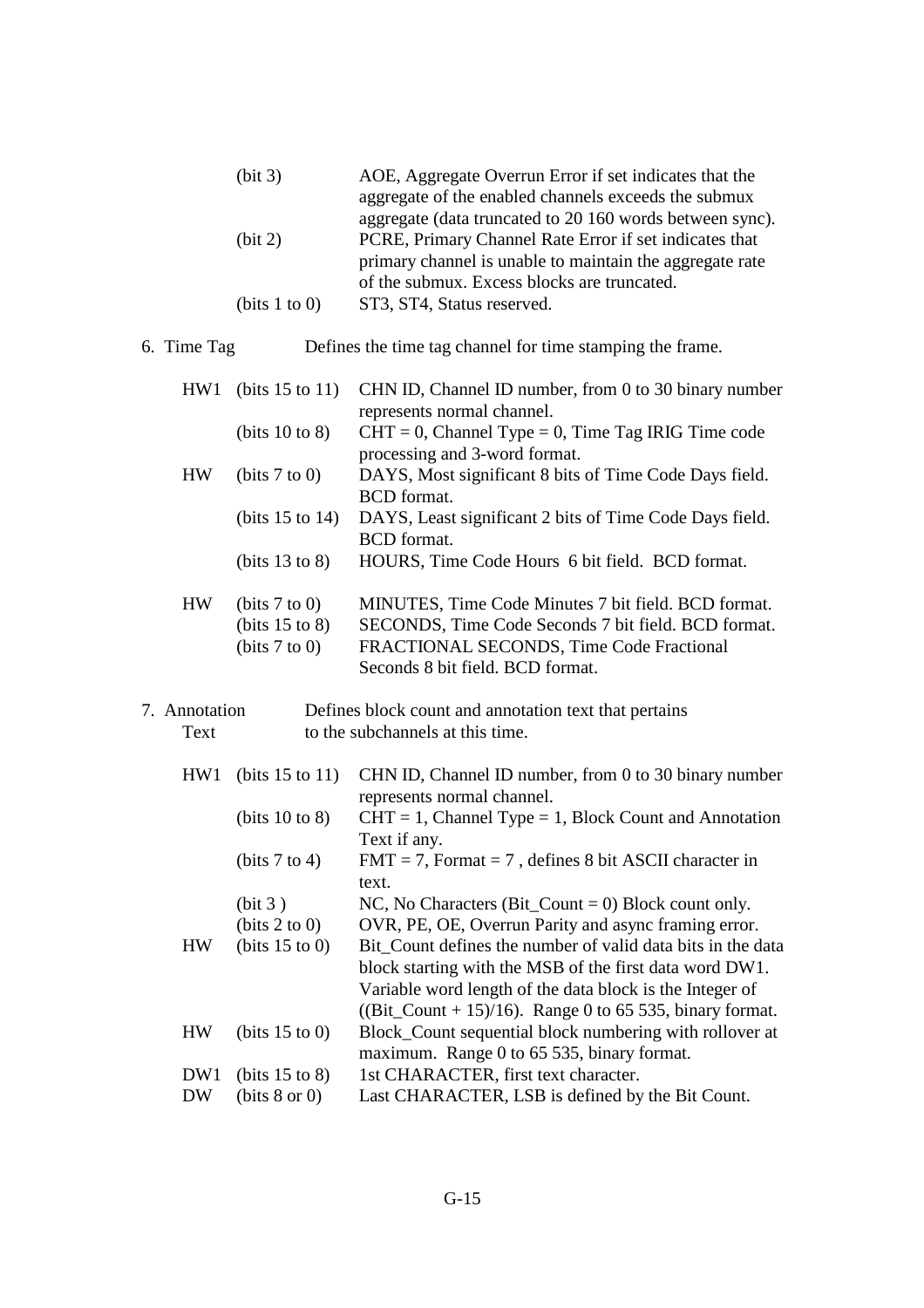| | | |
|---|---|---|
| | (bit 3) | AOE, Aggregate Overrun Error if set indicates that the aggregate of the enabled channels exceeds the submux aggregate (data truncated to 20 160 words between sync). |
| | (bit 2) | PCRE, Primary Channel Rate Error if set indicates that primary channel is unable to maintain the aggregate rate of the submux. Excess blocks are truncated. |
| | (bits 1 to 0) | ST3, ST4, Status reserved. |

6. Time Tag — Defines the time tag channel for time stamping the frame.

| | | |
|---|---|---|
| HW1 | (bits 15 to 11) | CHN ID, Channel ID number, from 0 to 30 binary number represents normal channel. |
| | (bits 10 to 8) | CHT = 0, Channel Type = 0, Time Tag IRIG Time code processing and 3-word format. |
| HW | (bits 7 to 0) | DAYS, Most significant 8 bits of Time Code Days field. BCD format. |
| | (bits 15 to 14) | DAYS, Least significant 2 bits of Time Code Days field. BCD format. |
| | (bits 13 to 8) | HOURS, Time Code Hours 6 bit field. BCD format. |
| HW | (bits 7 to 0) | MINUTES, Time Code Minutes 7 bit field. BCD format. |
| | (bits 15 to 8) | SECONDS, Time Code Seconds 7 bit field. BCD format. |
| | (bits 7 to 0) | FRACTIONAL SECONDS, Time Code Fractional Seconds 8 bit field. BCD format. |

7. Annotation Text — Defines block count and annotation text that pertains to the subchannels at this time.

| | | |
|---|---|---|
| HW1 | (bits 15 to 11) | CHN ID, Channel ID number, from 0 to 30 binary number represents normal channel. |
| | (bits 10 to 8) | CHT = 1, Channel Type = 1, Block Count and Annotation Text if any. |
| | (bits 7 to 4) | FMT = 7, Format = 7 , defines 8 bit ASCII character in text. |
| | (bit 3 ) | NC, No Characters (Bit_Count = 0) Block count only. |
| | (bits 2 to 0) | OVR, PE, OE, Overrun Parity and async framing error. |
| HW | (bits 15 to 0) | Bit_Count defines the number of valid data bits in the data block starting with the MSB of the first data word DW1. Variable word length of the data block is the Integer of ((Bit_Count + 15)/16). Range 0 to 65 535, binary format. |
| HW | (bits 15 to 0) | Block_Count sequential block numbering with rollover at maximum. Range 0 to 65 535, binary format. |
| DW1 | (bits 15 to 8) | 1st CHARACTER, first text character. |
| DW | (bits 8 or 0) | Last CHARACTER, LSB is defined by the Bit Count. |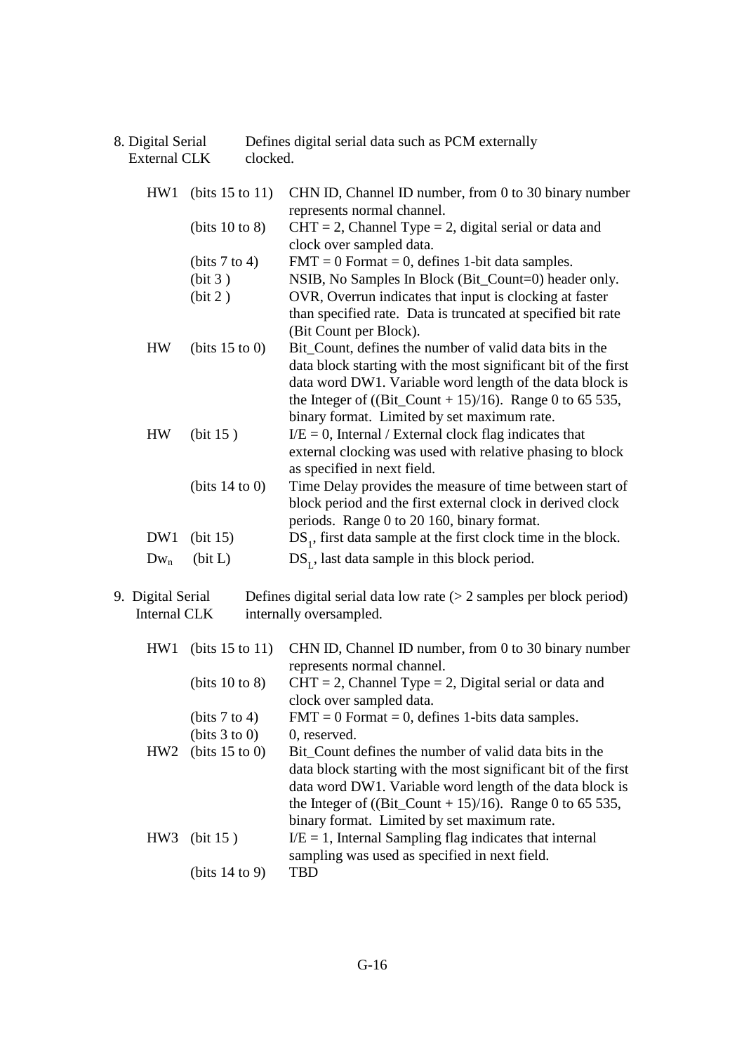8. Digital Serial External CLK — Defines digital serial data such as PCM externally clocked.

| | | |
|---|---|---|
| HW1 | (bits 15 to 11) | CHN ID, Channel ID number, from 0 to 30 binary number represents normal channel. |
| | (bits 10 to 8) | CHT = 2, Channel Type = 2, digital serial or data and clock over sampled data. |
| | (bits 7 to 4) | FMT = 0 Format = 0, defines 1-bit data samples. |
| | (bit 3 ) | NSIB, No Samples In Block (Bit_Count=0) header only. |
| | (bit 2 ) | OVR, Overrun indicates that input is clocking at faster than specified rate. Data is truncated at specified bit rate (Bit Count per Block). |
| HW | (bits 15 to 0) | Bit_Count, defines the number of valid data bits in the data block starting with the most significant bit of the first data word DW1. Variable word length of the data block is the Integer of ((Bit_Count + 15)/16). Range 0 to 65 535, binary format. Limited by set maximum rate. |
| HW | (bit 15 ) | I/E = 0, Internal / External clock flag indicates that external clocking was used with relative phasing to block as specified in next field. |
| | (bits 14 to 0) | Time Delay provides the measure of time between start of block period and the first external clock in derived clock periods. Range 0 to 20 160, binary format. |
| DW1 | (bit 15) | $DS_1$, first data sample at the first clock time in the block. |
| $Dw_n$ | (bit L) | $DS_L$, last data sample in this block period. |

9. Digital Serial Internal CLK — Defines digital serial data low rate (> 2 samples per block period) internally oversampled.

| | | |
|---|---|---|
| HW1 | (bits 15 to 11) | CHN ID, Channel ID number, from 0 to 30 binary number represents normal channel. |
| | (bits 10 to 8) | CHT = 2, Channel Type = 2, Digital serial or data and clock over sampled data. |
| | (bits 7 to 4) | FMT = 0 Format = 0, defines 1-bits data samples. |
| | (bits 3 to 0) | 0, reserved. |
| HW2 | (bits 15 to 0) | Bit_Count defines the number of valid data bits in the data block starting with the most significant bit of the first data word DW1. Variable word length of the data block is the Integer of ((Bit_Count + 15)/16). Range 0 to 65 535, binary format. Limited by set maximum rate. |
| HW3 | (bit 15 ) | I/E = 1, Internal Sampling flag indicates that internal sampling was used as specified in next field. |
| | (bits 14 to 9) | TBD |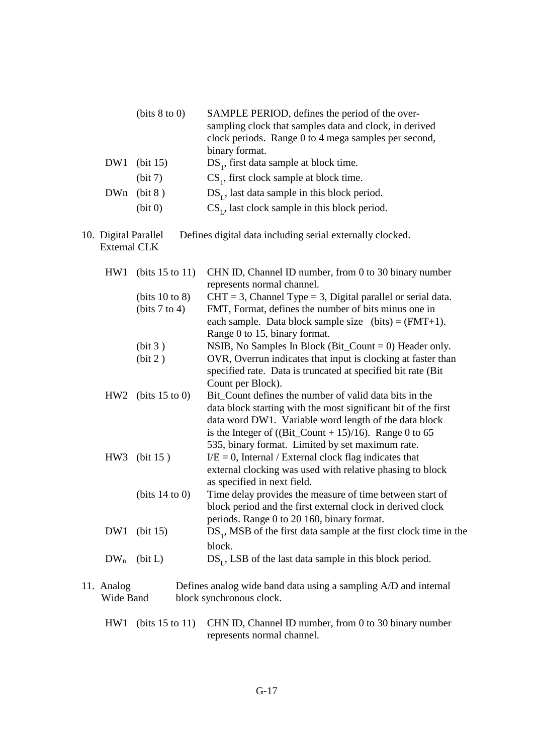| | | |
|---|---|---|
| | (bits 8 to 0) | SAMPLE PERIOD, defines the period of the over-sampling clock that samples data and clock, in derived clock periods. Range 0 to 4 mega samples per second, binary format. |
| DW1 | (bit 15) | $DS_1$, first data sample at block time. |
| | (bit 7) | $CS_1$, first clock sample at block time. |
| DWn | (bit 8 ) | $DS_L$, last data sample in this block period. |
| | (bit 0) | $CS_L$, last clock sample in this block period. |

10. Digital Parallel External CLK — Defines digital data including serial externally clocked.

| | | |
|---|---|---|
| HW1 | (bits 15 to 11) | CHN ID, Channel ID number, from 0 to 30 binary number represents normal channel. |
| | (bits 10 to 8) | CHT = 3, Channel Type = 3, Digital parallel or serial data. |
| | (bits 7 to 4) | FMT, Format, defines the number of bits minus one in each sample. Data block sample size (bits) = (FMT+1). Range 0 to 15, binary format. |
| | (bit 3 ) | NSIB, No Samples In Block (Bit_Count = 0) Header only. |
| | (bit 2 ) | OVR, Overrun indicates that input is clocking at faster than specified rate. Data is truncated at specified bit rate (Bit Count per Block). |
| HW2 | (bits 15 to 0) | Bit_Count defines the number of valid data bits in the data block starting with the most significant bit of the first data word DW1. Variable word length of the data block is the Integer of ((Bit_Count + 15)/16). Range 0 to 65 535, binary format. Limited by set maximum rate. |
| HW3 | (bit 15 ) | I/E = 0, Internal / External clock flag indicates that external clocking was used with relative phasing to block as specified in next field. |
| | (bits 14 to 0) | Time delay provides the measure of time between start of block period and the first external clock in derived clock periods. Range 0 to 20 160, binary format. |
| DW1 | (bit 15) | $DS_1$, MSB of the first data sample at the first clock time in the block. |
| $DW_n$ | (bit L) | $DS_L$, LSB of the last data sample in this block period. |

11. Analog Wide Band — Defines analog wide band data using a sampling A/D and internal block synchronous clock.

| | | |
|---|---|---|
| HW1 | (bits 15 to 11) | CHN ID, Channel ID number, from 0 to 30 binary number represents normal channel. |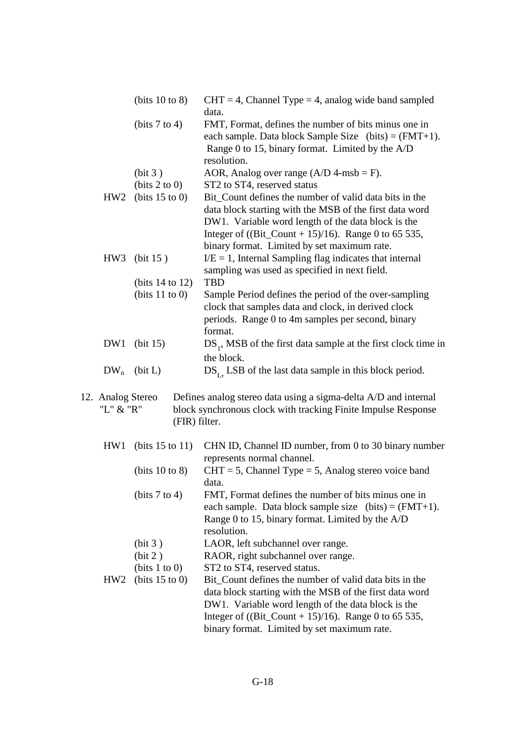| | | |
|---|---|---|
| | (bits 10 to 8) | CHT = 4, Channel Type = 4, analog wide band sampled data. |
| | (bits 7 to 4) | FMT, Format, defines the number of bits minus one in each sample. Data block Sample Size (bits) = (FMT+1). Range 0 to 15, binary format. Limited by the A/D resolution. |
| | (bit 3 ) | AOR, Analog over range (A/D 4-msb = F). |
| | (bits 2 to 0) | ST2 to ST4, reserved status |
| HW2 | (bits 15 to 0) | Bit_Count defines the number of valid data bits in the data block starting with the MSB of the first data word DW1. Variable word length of the data block is the Integer of ((Bit_Count + 15)/16). Range 0 to 65 535, binary format. Limited by set maximum rate. |
| HW3 | (bit 15 ) | I/E = 1, Internal Sampling flag indicates that internal sampling was used as specified in next field. |
| | (bits 14 to 12) | TBD |
| | (bits 11 to 0) | Sample Period defines the period of the over-sampling clock that samples data and clock, in derived clock periods. Range 0 to 4m samples per second, binary format. |
| DW1 | (bit 15) | $DS_1$, MSB of the first data sample at the first clock time in the block. |
| $DW_n$ | (bit L) | $DS_L$, LSB of the last data sample in this block period. |

12. Analog Stereo "L" & "R" — Defines analog stereo data using a sigma-delta A/D and internal block synchronous clock with tracking Finite Impulse Response (FIR) filter.

| | | |
|---|---|---|
| HW1 | (bits 15 to 11) | CHN ID, Channel ID number, from 0 to 30 binary number represents normal channel. |
| | (bits 10 to 8) | CHT = 5, Channel Type = 5, Analog stereo voice band data. |
| | (bits 7 to 4) | FMT, Format defines the number of bits minus one in each sample. Data block sample size (bits) = (FMT+1). Range 0 to 15, binary format. Limited by the A/D resolution. |
| | (bit 3 ) | LAOR, left subchannel over range. |
| | (bit 2 ) | RAOR, right subchannel over range. |
| | (bits 1 to 0) | ST2 to ST4, reserved status. |
| HW2 | (bits 15 to 0) | Bit_Count defines the number of valid data bits in the data block starting with the MSB of the first data word DW1. Variable word length of the data block is the Integer of ((Bit_Count + 15)/16). Range 0 to 65 535, binary format. Limited by set maximum rate. |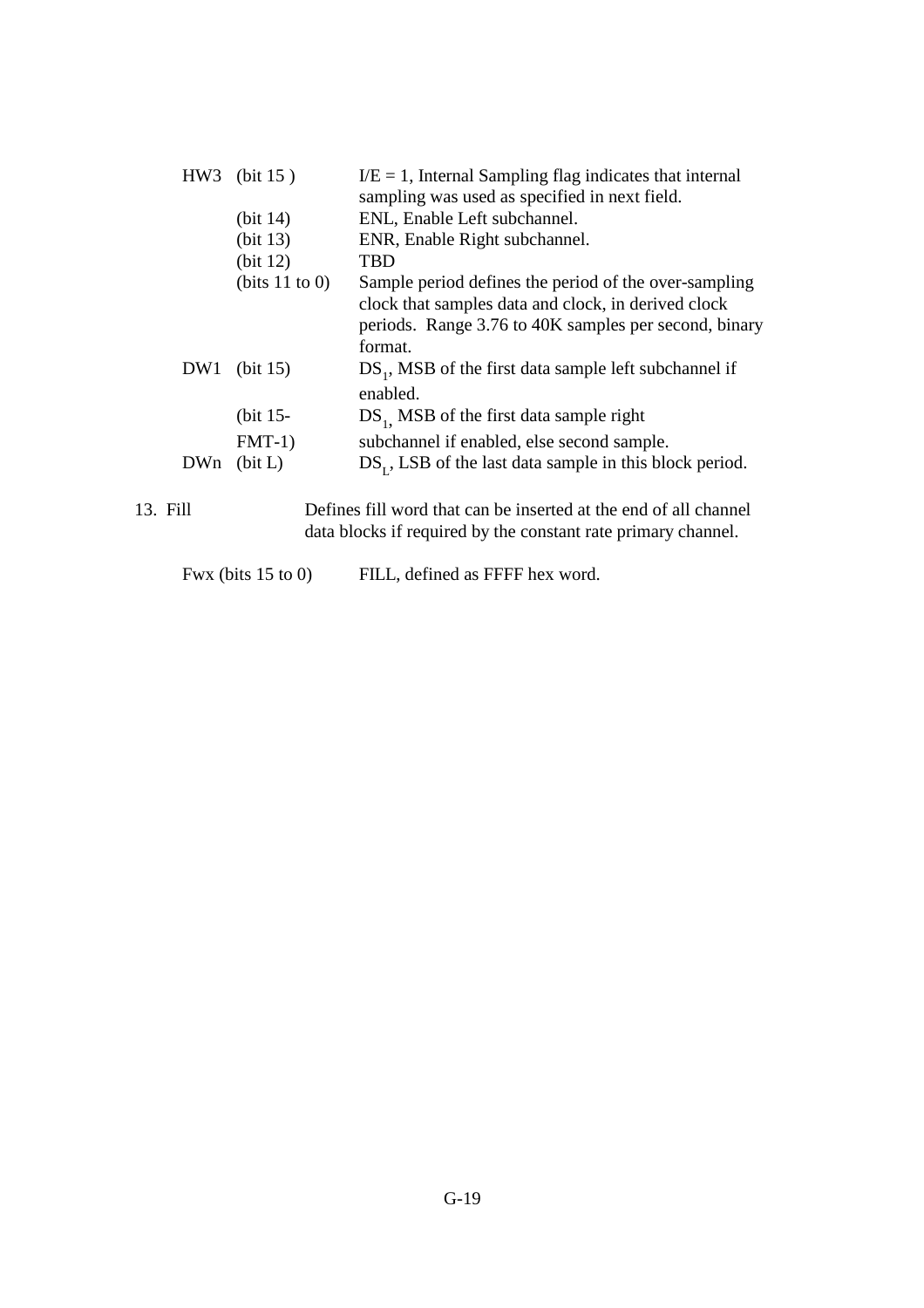| | | |
|---|---|---|
| HW3 | (bit 15 ) | I/E = 1, Internal Sampling flag indicates that internal sampling was used as specified in next field. |
| | (bit 14) | ENL, Enable Left subchannel. |
| | (bit 13) | ENR, Enable Right subchannel. |
| | (bit 12) | TBD |
| | (bits 11 to 0) | Sample period defines the period of the over-sampling clock that samples data and clock, in derived clock periods. Range 3.76 to 40K samples per second, binary format. |
| DW1 | (bit 15) | $DS_1$, MSB of the first data sample left subchannel if enabled. |
| | (bit 15-FMT-1) | $DS_1$, MSB of the first data sample right subchannel if enabled, else second sample. |
| DWn | (bit L) | $DS_L$, LSB of the last data sample in this block period. |

13. Fill — Defines fill word that can be inserted at the end of all channel data blocks if required by the constant rate primary channel.

| | |
|---|---|
| Fwx (bits 15 to 0) | FILL, defined as FFFF hex word. |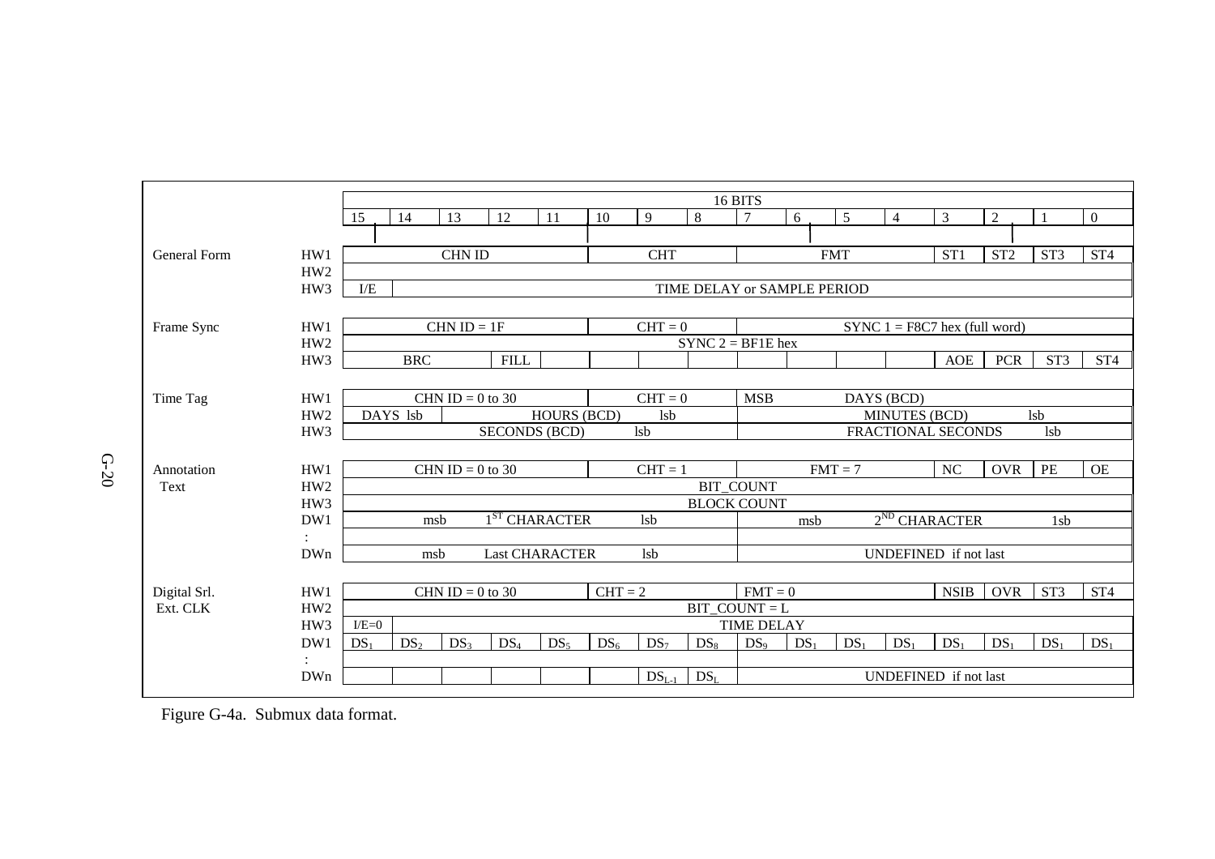| | | 15 | 14 | 13 | 12 | 11 | 10 | 9 | 8 | 7 | 6 | 5 | 4 | 3 | 2 | 1 | 0 |
|---|---|---|---|---|---|---|---|---|---|---|---|---|---|---|---|---|---|
| | | **16 BITS** | | | | | | | | | | | | | | | |
| General Form | HW1 | CHN ID | | | | | CHT | | | FMT | | | | ST1 | ST2 | ST3 | ST4 |
| | HW2 | | | | | | | | | | | | | | | | |
| | HW3 | I/E | TIME DELAY or SAMPLE PERIOD | | | | | | | | | | | | | | |
| Frame Sync | HW1 | CHN ID = 1F | | | | | CHT = 0 | | | SYNC 1 = F8C7 hex (full word) | | | | | | | |
| | HW2 | SYNC 2 = BF1E hex | | | | | | | | | | | | | | | |
| | HW3 | BRC | | | FILL | | | | | | | | | AOE | PCR | ST3 | ST4 |
| Time Tag | HW1 | CHN ID = 0 to 30 | | | | | CHT = 0 | | | MSB | DAYS (BCD) | | | | | | |
| | HW2 | DAYS lsb | | HOURS (BCD) | | | | lsb | | MINUTES (BCD) | | | | | | lsb | |
| | HW3 | SECONDS (BCD) | | | | | | lsb | | FRACTIONAL SECONDS | | | | | | lsb | |
| Annotation Text | HW1 | CHN ID = 0 to 30 | | | | | CHT = 1 | | | FMT = 7 | | | | NC | OVR | PE | OE |
| | HW2 | BIT_COUNT | | | | | | | | | | | | | | | |
| | HW3 | BLOCK COUNT | | | | | | | | | | | | | | | |
| | DW1 | msb | | 1[ST] CHARACTER | | | | lsb | | msb | | | 2[ND] CHARACTER | | | 1sb | |
| | : | | | | | | | | | | | | | | | | |
| | DWn | msb | | Last CHARACTER | | | | lsb | | UNDEFINED if not last | | | | | | | |
| Digital Srl. Ext. CLK | HW1 | CHN ID = 0 to 30 | | | | | CHT = 2 | | | FMT = 0 | | | | NSIB | OVR | ST3 | ST4 |
| | HW2 | BIT_COUNT = L | | | | | | | | | | | | | | | |
| | HW3 | I/E=0 | TIME DELAY | | | | | | | | | | | | | | |
| | DW1 | $DS_1$ | $DS_2$ | $DS_3$ | $DS_4$ | $DS_5$ | $DS_6$ | $DS_7$ | $DS_8$ | $DS_9$ | $DS_1$ | $DS_1$ | $DS_1$ | $DS_1$ | $DS_1$ | $DS_1$ | $DS_1$ |
| | : | | | | | | | | | | | | | | | | |
| | DWn | | | | | | | $DS_{L-1}$ | $DS_L$ | UNDEFINED if not last | | | | | | | |

Figure G-4a. Submux data format.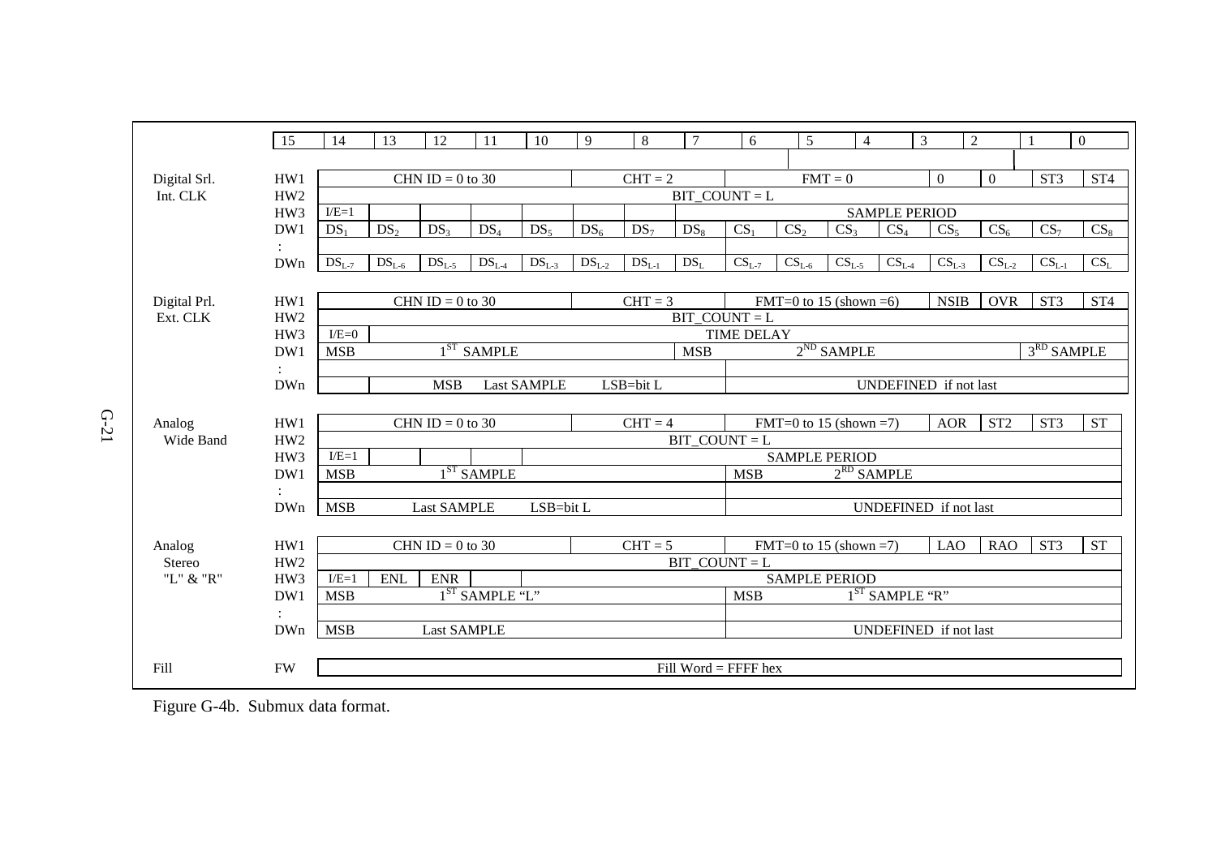| | | 15 | 14 | 13 | 12 | 11 | 10 | 9 | 8 | 7 | 6 | 5 | 4 | 3 | 2 | 1 | 0 |
|---|---|---|---|---|---|---|---|---|---|---|---|---|---|---|---|---|---|
| Digital Srl. Int. CLK | HW1 | CHN ID = 0 to 30 | | | | | | CHT = 2 | | | FMT = 0 | | | | 0 | 0 | ST3 | ST4 |
| | HW2 | BIT_COUNT = L | | | | | | | | | | | | | | | |
| | HW3 | I/E=1 | | | | | | | SAMPLE PERIOD | | | | | | | | |
| | DW1 | $DS_1$ | $DS_2$ | $DS_3$ | $DS_4$ | $DS_5$ | $DS_6$ | $DS_7$ | $DS_8$ | $CS_1$ | $CS_2$ | $CS_3$ | $CS_4$ | $CS_5$ | $CS_6$ | $CS_7$ | $CS_8$ |
| | : | | | | | | | | | | | | | | | | |
| | DWn | $DS_{L-7}$ | $DS_{L-6}$ | $DS_{L-5}$ | $DS_{L-4}$ | $DS_{L-3}$ | $DS_{L-2}$ | $DS_{L-1}$ | $DS_L$ | $CS_{L-7}$ | $CS_{L-6}$ | $CS_{L-5}$ | $CS_{L-4}$ | $CS_{L-3}$ | $CS_{L-2}$ | $CS_{L-1}$ | $CS_L$ |
| Digital Prl. Ext. CLK | HW1 | CHN ID = 0 to 30 | | | | | | CHT = 3 | | | FMT=0 to 15 (shown =6) | | | | NSIB | OVR | ST3 | ST4 |
| | HW2 | BIT_COUNT = L | | | | | | | | | | | | | | | |
| | HW3 | I/E=0 | TIME DELAY | | | | | | | | | | | | | | |
| | DW1 | MSB | $1^{ST}$ SAMPLE | | | | | | MSB | $2^{ND}$ SAMPLE | | | | | | $3^{RD}$ SAMPLE | |
| | : | | | | | | | | | | | | | | | | |
| | DWn | | MSB Last SAMPLE LSB=bit L | | | | | | | UNDEFINED if not last | | | | | | | |
| Analog Wide Band | HW1 | CHN ID = 0 to 30 | | | | | | CHT = 4 | | | FMT=0 to 15 (shown =7) | | | | AOR | ST2 | ST3 | ST |
| | HW2 | BIT_COUNT = L | | | | | | | | | | | | | | | |
| | HW3 | I/E=1 | | | | SAMPLE PERIOD | | | | | | | | | | | |
| | DW1 | MSB | $1^{ST}$ SAMPLE | | | | | | | MSB | $2^{RD}$ SAMPLE | | | | | | |
| | : | | | | | | | | | | | | | | | | |
| | DWn | MSB | Last SAMPLE LSB=bit L | | | | | | | UNDEFINED if not last | | | | | | | |
| Analog Stereo "L" & "R" | HW1 | CHN ID = 0 to 30 | | | | | | CHT = 5 | | | FMT=0 to 15 (shown =7) | | | | LAO | RAO | ST3 | ST |
| | HW2 | BIT_COUNT = L | | | | | | | | | | | | | | | |
| | HW3 | I/E=1 | ENL | ENR | | SAMPLE PERIOD | | | | | | | | | | | |
| | DW1 | MSB | $1^{ST}$ SAMPLE "L" | | | | | | | MSB | $1^{ST}$ SAMPLE "R" | | | | | | |
| | : | | | | | | | | | | | | | | | | |
| | DWn | MSB | Last SAMPLE | | | | | | | UNDEFINED if not last | | | | | | | |
| Fill | FW | Fill Word = FFFF hex | | | | | | | | | | | | | | | |

Figure G-4b. Submux data format.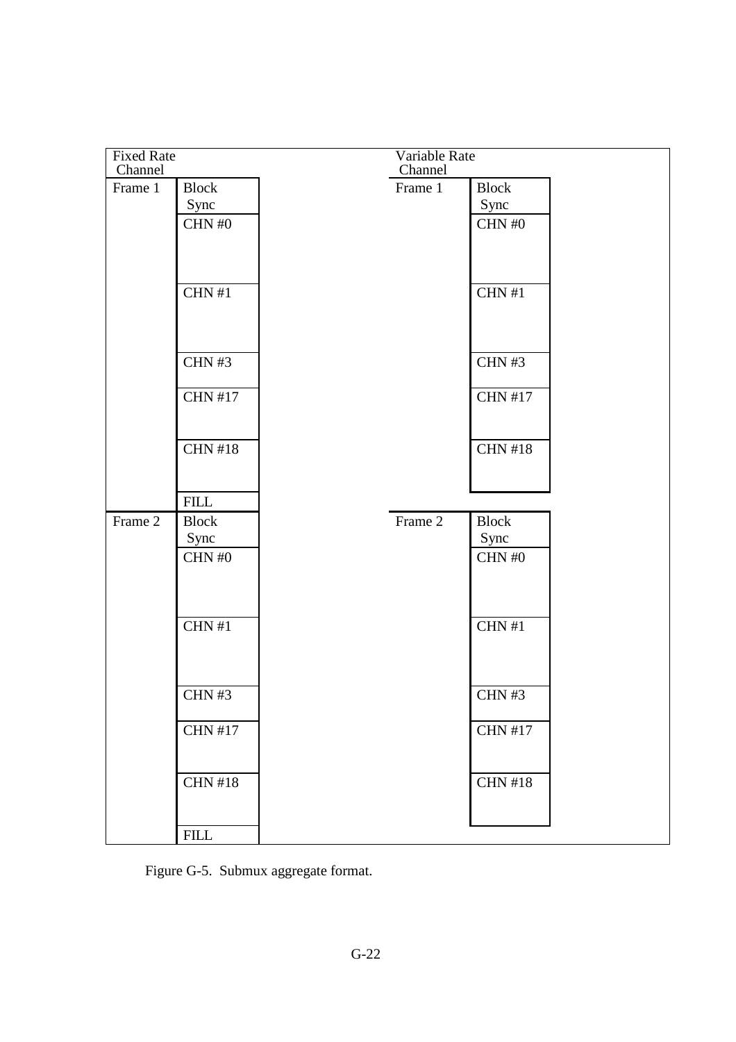| Fixed Rate Channel | | Variable Rate Channel | |
|---|---|---|---|
| Frame 1 | Block Sync | Frame 1 | Block Sync |
| | CHN #0 | | CHN #0 |
| | CHN #1 | | CHN #1 |
| | CHN #3 | | CHN #3 |
| | CHN #17 | | CHN #17 |
| | CHN #18 | | CHN #18 |
| | FILL | | |
| Frame 2 | Block Sync | Frame 2 | Block Sync |
| | CHN #0 | | CHN #0 |
| | CHN #1 | | CHN #1 |
| | CHN #3 | | CHN #3 |
| | CHN #17 | | CHN #17 |
| | CHN #18 | | CHN #18 |
| | FILL | | |

Figure G-5. Submux aggregate format.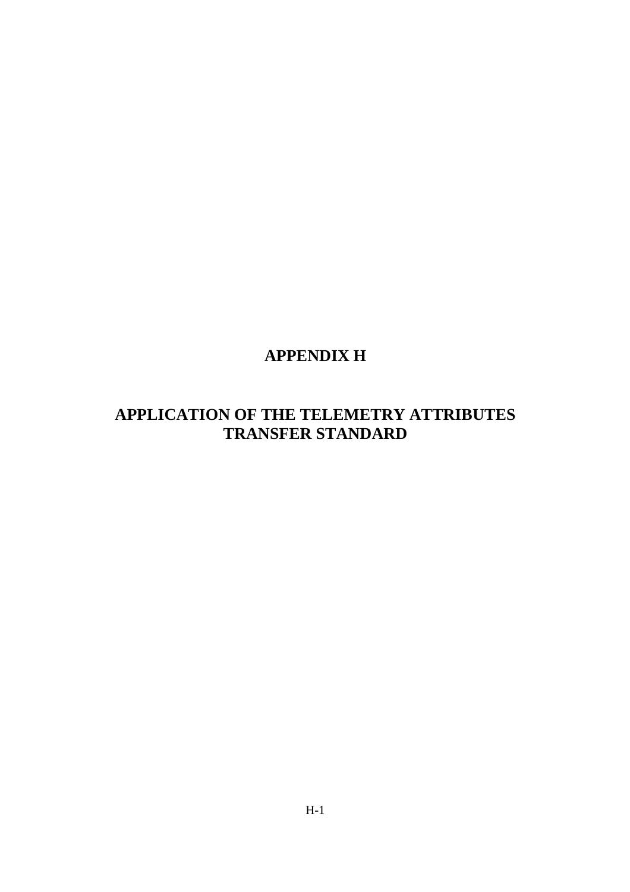# APPENDIX H

# APPLICATION OF THE TELEMETRY ATTRIBUTES TRANSFER STANDARD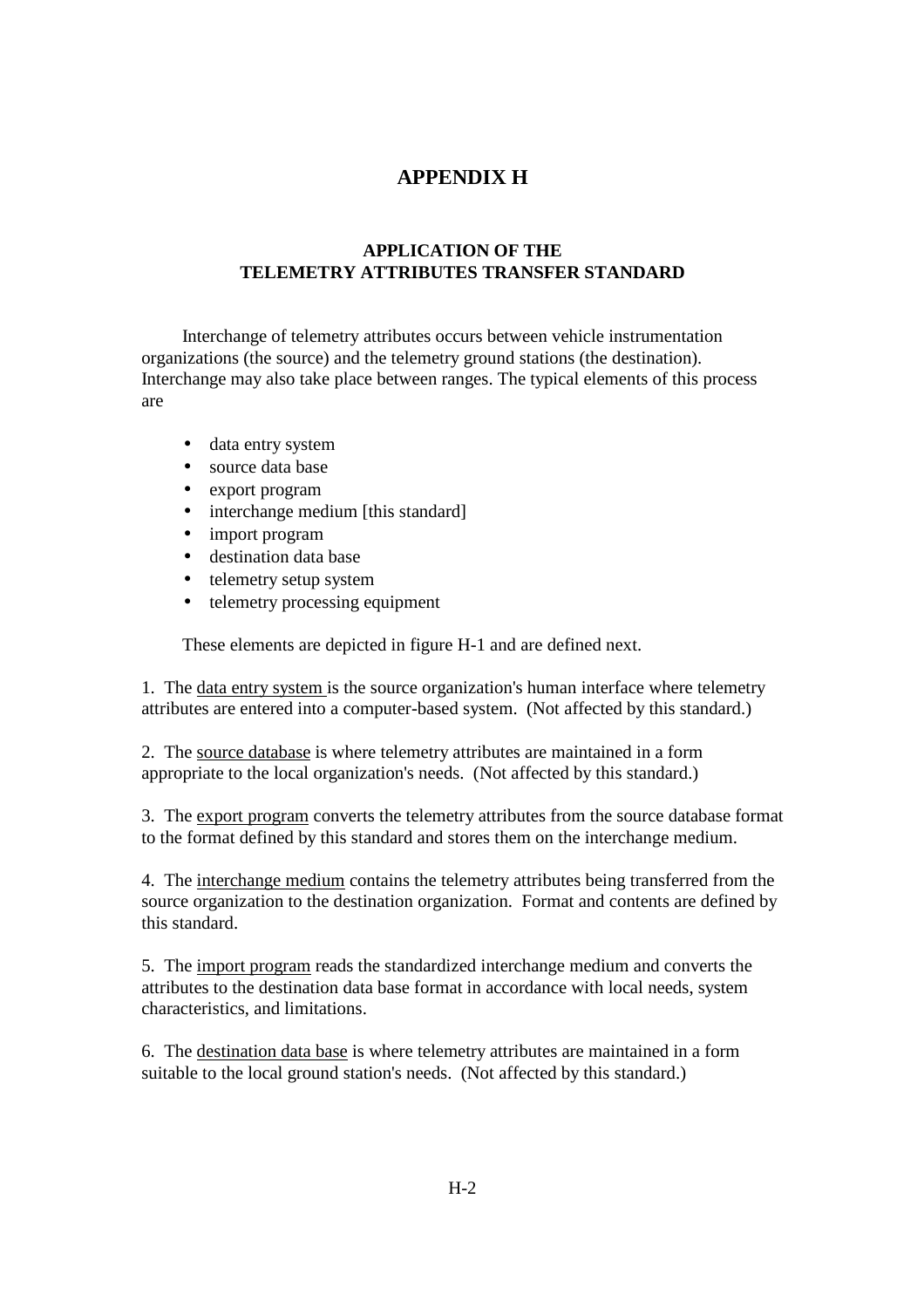# APPENDIX H

## APPLICATION OF THE TELEMETRY ATTRIBUTES TRANSFER STANDARD

Interchange of telemetry attributes occurs between vehicle instrumentation organizations (the source) and the telemetry ground stations (the destination). Interchange may also take place between ranges. The typical elements of this process are

- data entry system
- source data base
- export program
- interchange medium [this standard]
- import program
- destination data base
- telemetry setup system
- telemetry processing equipment

These elements are depicted in figure H-1 and are defined next.

1. The data entry system is the source organization's human interface where telemetry attributes are entered into a computer-based system. (Not affected by this standard.)

2. The source database is where telemetry attributes are maintained in a form appropriate to the local organization's needs. (Not affected by this standard.)

3. The export program converts the telemetry attributes from the source database format to the format defined by this standard and stores them on the interchange medium.

4. The interchange medium contains the telemetry attributes being transferred from the source organization to the destination organization. Format and contents are defined by this standard.

5. The import program reads the standardized interchange medium and converts the attributes to the destination data base format in accordance with local needs, system characteristics, and limitations.

6. The destination data base is where telemetry attributes are maintained in a form suitable to the local ground station's needs. (Not affected by this standard.)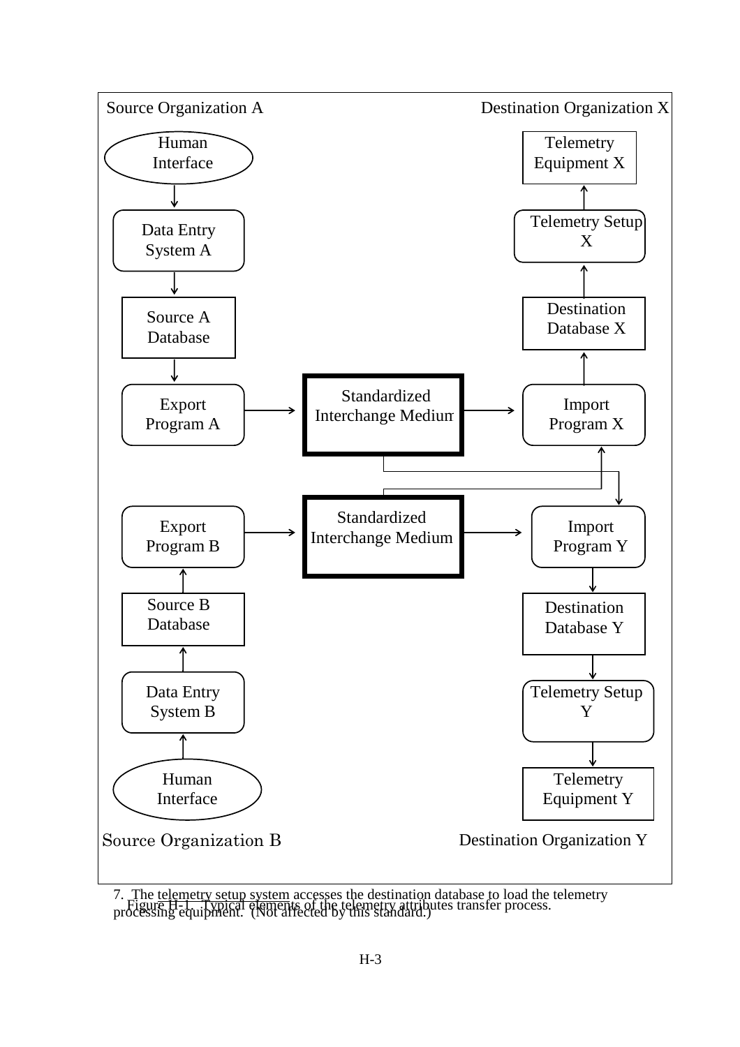Source Organization A

Destination Organization X

Human Interface → Data Entry System A → Source A Database → Export Program A → Standardized Interchange Medium → Import Program X → Destination Database X → Telemetry Setup X → Telemetry Equipment X

Source Organization B

Destination Organization Y

Human Interface → Data Entry System B → Source B Database → Export Program B → Standardized Interchange Medium → Import Program Y → Destination Database Y → Telemetry Setup Y → Telemetry Equipment Y

7. The telemetry setup system accesses the destination database to load the telemetry processing equipment. (Not affected by this standard.)

Figure H-1. Typical elements of the telemetry attributes transfer process.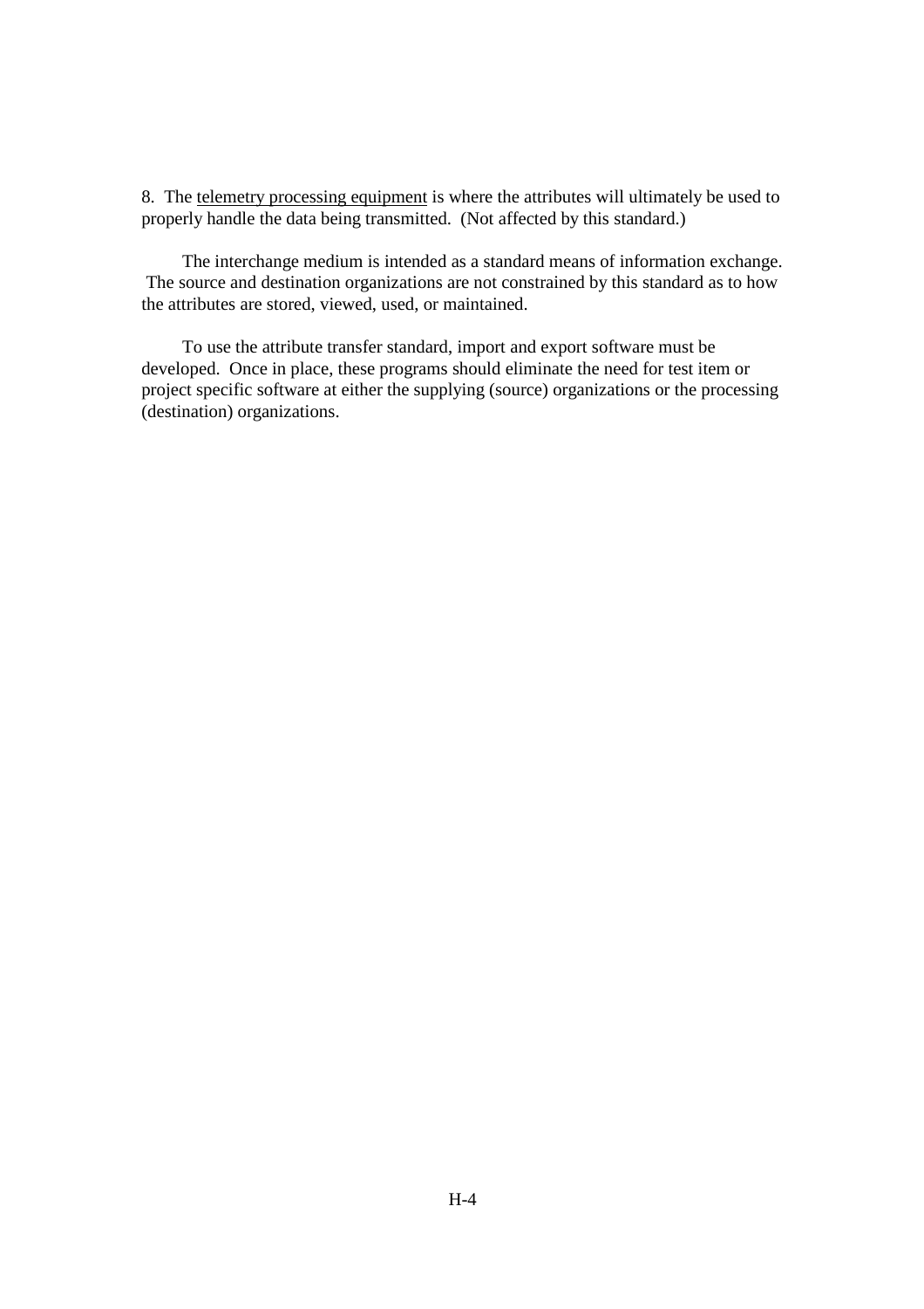8. The <u>telemetry processing equipment</u> is where the attributes will ultimately be used to properly handle the data being transmitted. (Not affected by this standard.)

The interchange medium is intended as a standard means of information exchange. The source and destination organizations are not constrained by this standard as to how the attributes are stored, viewed, used, or maintained.

To use the attribute transfer standard, import and export software must be developed. Once in place, these programs should eliminate the need for test item or project specific software at either the supplying (source) organizations or the processing (destination) organizations.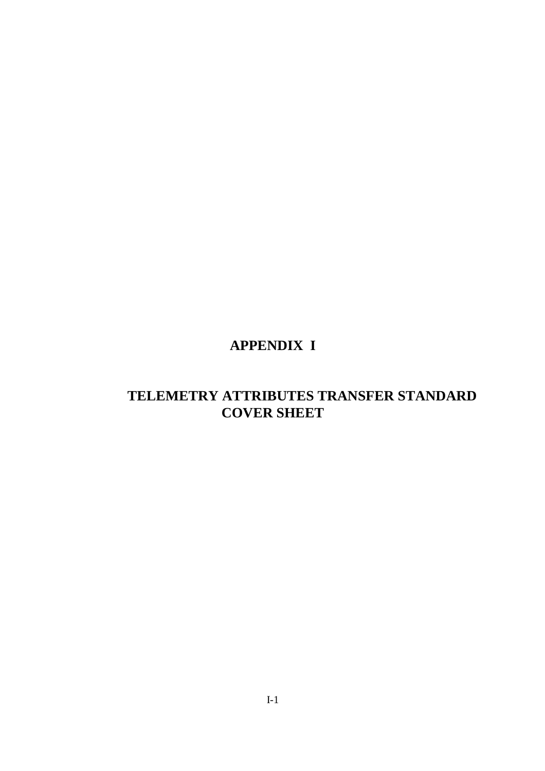# APPENDIX I

## TELEMETRY ATTRIBUTES TRANSFER STANDARD COVER SHEET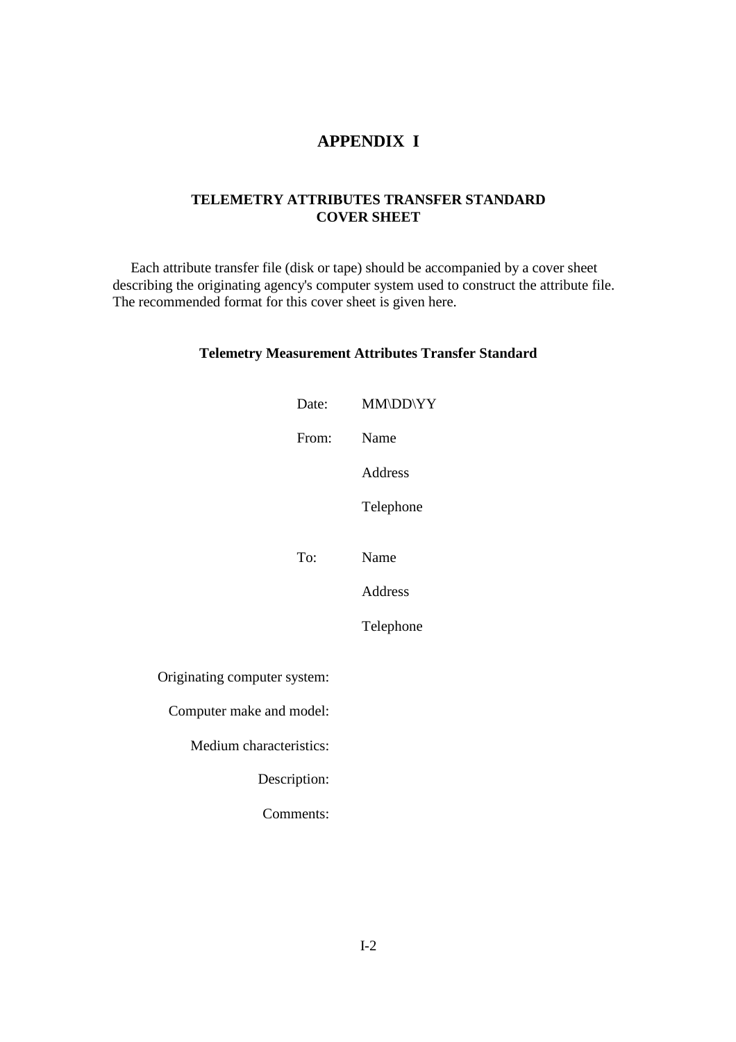# APPENDIX I

## TELEMETRY ATTRIBUTES TRANSFER STANDARD COVER SHEET

Each attribute transfer file (disk or tape) should be accompanied by a cover sheet describing the originating agency's computer system used to construct the attribute file. The recommended format for this cover sheet is given here.

### Telemetry Measurement Attributes Transfer Standard

Date: MM\DD\YY

From: Name

Address

Telephone

To: Name

Address

Telephone

Originating computer system:

Computer make and model:

Medium characteristics:

Description:

Comments: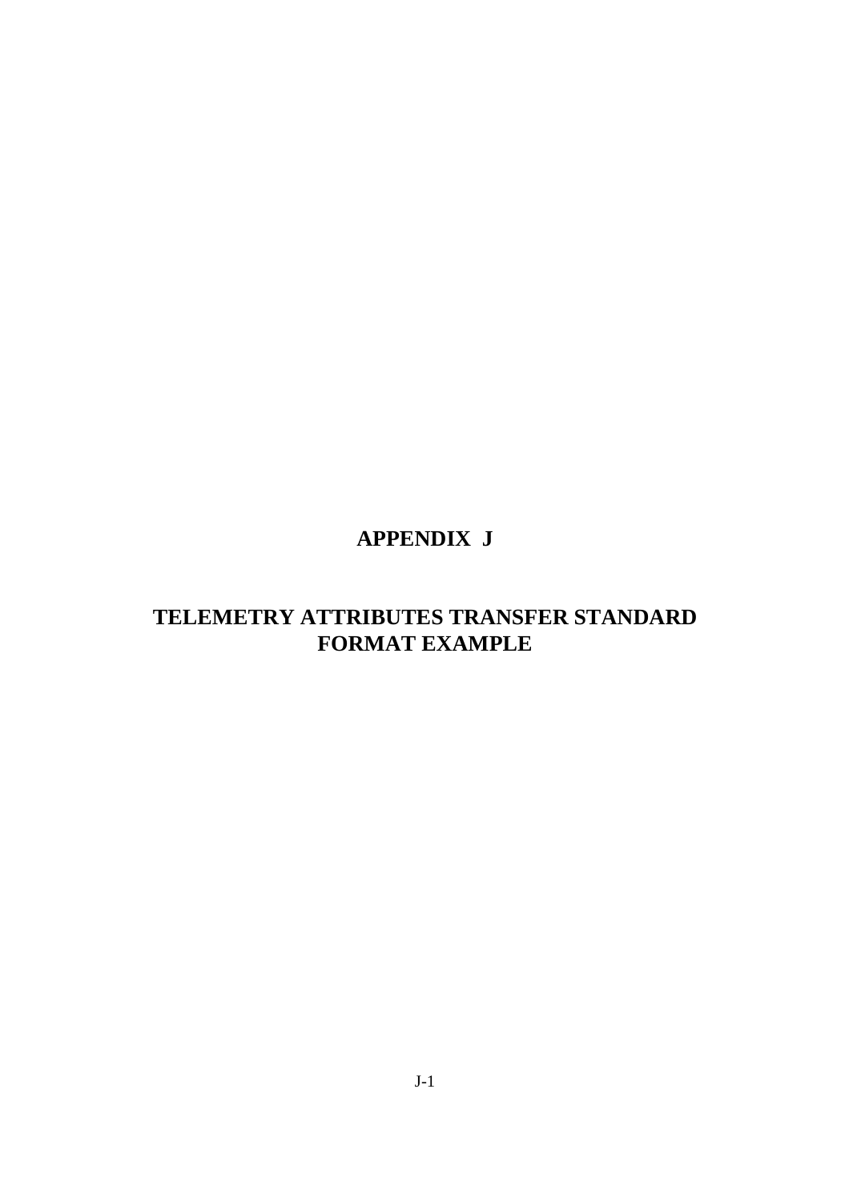# APPENDIX J

# TELEMETRY ATTRIBUTES TRANSFER STANDARD FORMAT EXAMPLE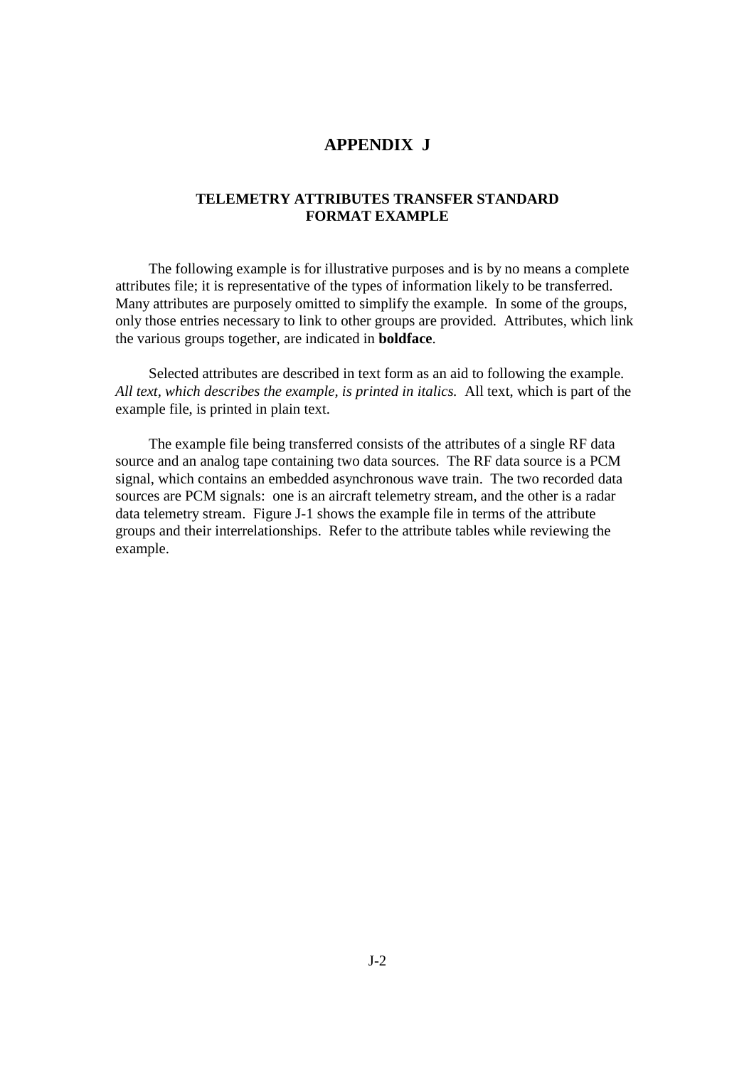# APPENDIX J

## TELEMETRY ATTRIBUTES TRANSFER STANDARD FORMAT EXAMPLE

The following example is for illustrative purposes and is by no means a complete attributes file; it is representative of the types of information likely to be transferred. Many attributes are purposely omitted to simplify the example. In some of the groups, only those entries necessary to link to other groups are provided. Attributes, which link the various groups together, are indicated in **boldface**.

Selected attributes are described in text form as an aid to following the example. *All text, which describes the example, is printed in italics.* All text, which is part of the example file, is printed in plain text.

The example file being transferred consists of the attributes of a single RF data source and an analog tape containing two data sources. The RF data source is a PCM signal, which contains an embedded asynchronous wave train. The two recorded data sources are PCM signals: one is an aircraft telemetry stream, and the other is a radar data telemetry stream. Figure J-1 shows the example file in terms of the attribute groups and their interrelationships. Refer to the attribute tables while reviewing the example.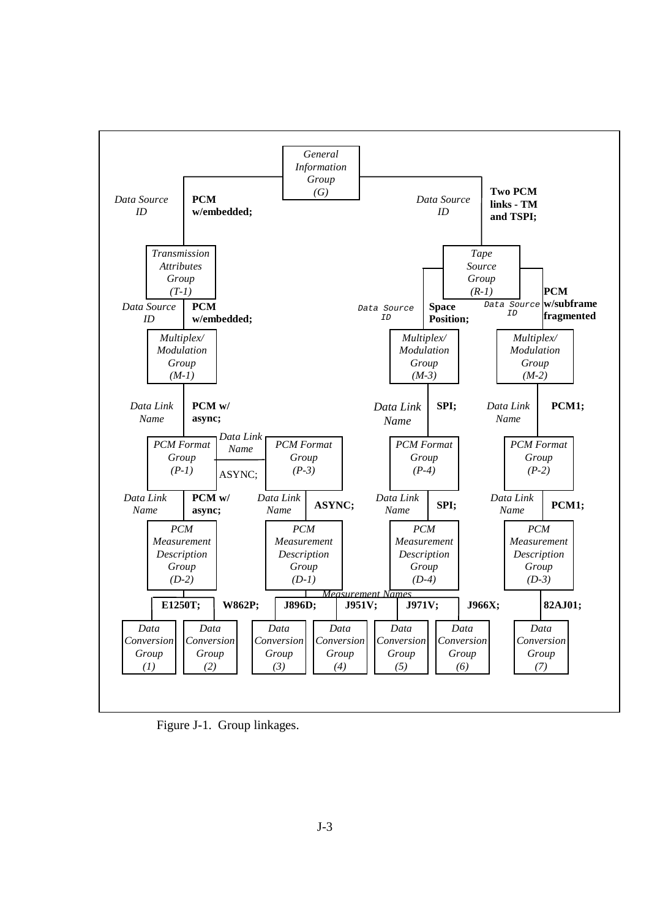*General Information Group (G)*

*Data Source ID* **PCM w/embedded;**

*Data Source ID* **Two PCM links - TM and TSPI;**

*Transmission Attributes Group (T-1)*

*Tape Source Group (R-1)*

*Data Source ID* **PCM w/embedded;**

*Data Source ID* **Space Position;**

*Data Source ID* **PCM w/subframe fragmented**

*Multiplex/ Modulation Group (M-1)*

*Multiplex/ Modulation Group (M-3)*

*Multiplex/ Modulation Group (M-2)*

*Data Link Name* **PCM w/ async;**

*Data Link Name* **SPI;**

*Data Link Name* **PCM1;**

*PCM Format Group (P-1)*

*Data Link Name* ASYNC;

*PCM Format Group (P-3)*

*PCM Format Group (P-4)*

*PCM Format Group (P-2)*

*Data Link Name* **PCM w/ async;**

*Data Link Name* **ASYNC;**

*Data Link Name* **SPI;**

*Data Link Name* **PCM1;**

*PCM Measurement Description Group (D-2)*

*PCM Measurement Description Group (D-1)*

*PCM Measurement Description Group (D-4)*

*PCM Measurement Description Group (D-3)*

*Measurement Names*

**E1250T;** **W862P;** **J896D;** **J951V;** **J971V;** **J966X;** **82AJ01;**

*Data Conversion Group (1)*

*Data Conversion Group (2)*

*Data Conversion Group (3)*

*Data Conversion Group (4)*

*Data Conversion Group (5)*

*Data Conversion Group (6)*

*Data Conversion Group (7)*

Figure J-1. Group linkages.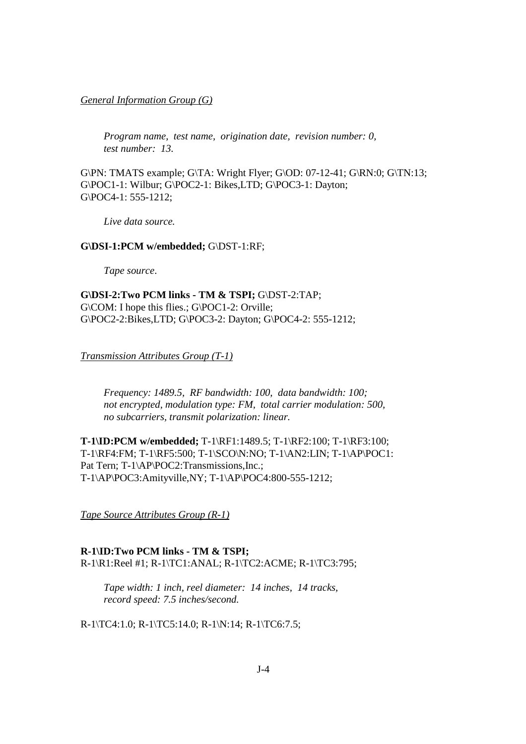*General Information Group (G)*

*Program name, test name, origination date, revision number: 0, test number: 13.*

G\PN: TMATS example; G\TA: Wright Flyer; G\OD: 07-12-41; G\RN:0; G\TN:13; G\POC1-1: Wilbur; G\POC2-1: Bikes,LTD; G\POC3-1: Dayton; G\POC4-1: 555-1212;

*Live data source.*

**G\DSI-1:PCM w/embedded;** G\DST-1:RF;

*Tape source.*

**G\DSI-2:Two PCM links - TM & TSPI;** G\DST-2:TAP; G\COM: I hope this flies.; G\POC1-2: Orville; G\POC2-2:Bikes,LTD; G\POC3-2: Dayton; G\POC4-2: 555-1212;

*Transmission Attributes Group (T-1)*

*Frequency: 1489.5, RF bandwidth: 100, data bandwidth: 100; not encrypted, modulation type: FM, total carrier modulation: 500, no subcarriers, transmit polarization: linear.*

**T-1\ID:PCM w/embedded;** T-1\RF1:1489.5; T-1\RF2:100; T-1\RF3:100; T-1\RF4:FM; T-1\RF5:500; T-1\SCO\N:NO; T-1\AN2:LIN; T-1\AP\POC1: Pat Tern; T-1\AP\POC2:Transmissions,Inc.; T-1\AP\POC3:Amityville,NY; T-1\AP\POC4:800-555-1212;

*Tape Source Attributes Group (R-1)*

**R-1\ID:Two PCM links - TM & TSPI;**
R-1\R1:Reel #1; R-1\TC1:ANAL; R-1\TC2:ACME; R-1\TC3:795;

*Tape width: 1 inch, reel diameter: 14 inches, 14 tracks, record speed: 7.5 inches/second.*

R-1\TC4:1.0; R-1\TC5:14.0; R-1\N:14; R-1\TC6:7.5;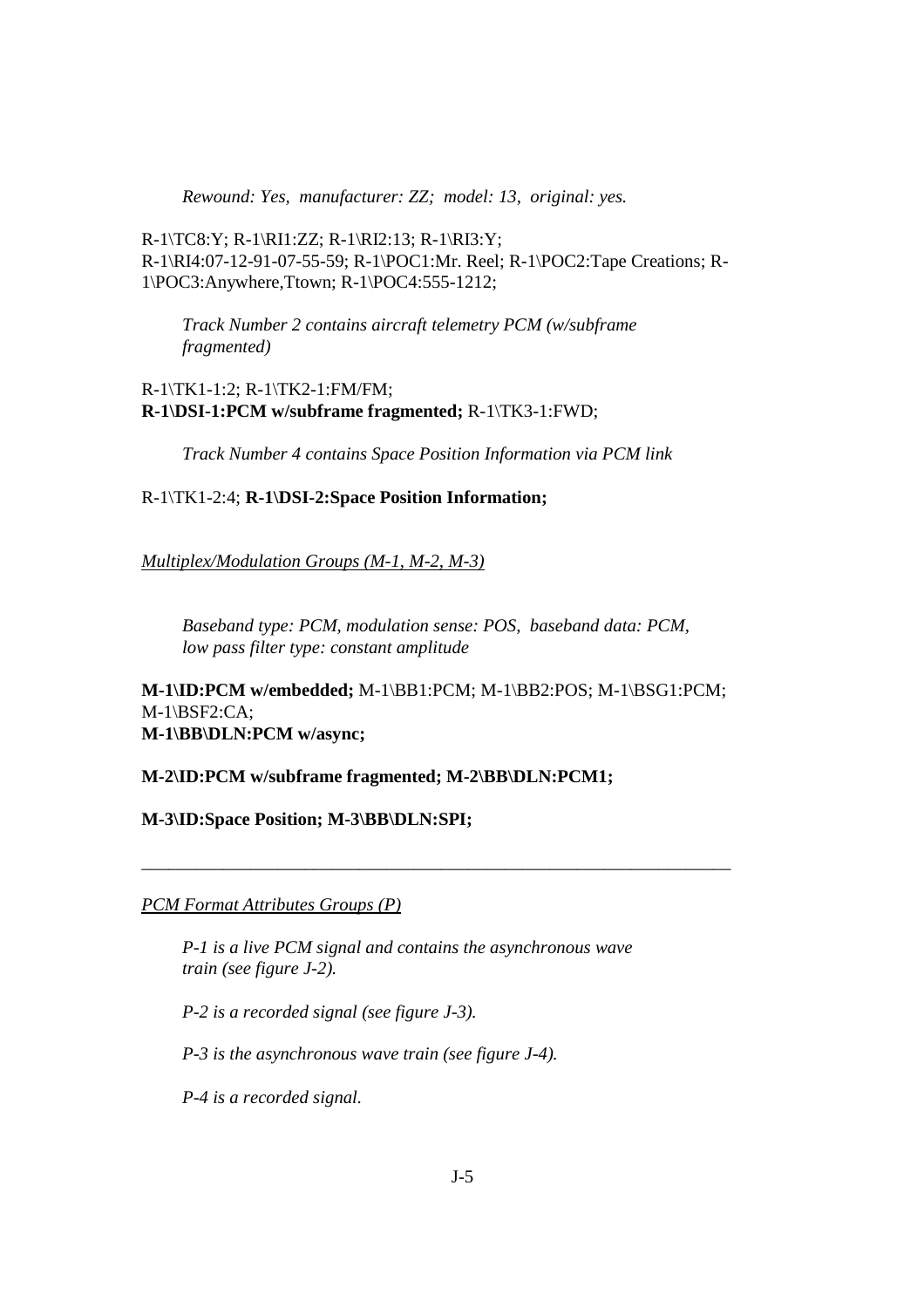*Rewound: Yes, manufacturer: ZZ; model: 13, original: yes.*

R-1\TC8:Y; R-1\RI1:ZZ; R-1\RI2:13; R-1\RI3:Y;
R-1\RI4:07-12-91-07-55-59; R-1\POC1:Mr. Reel; R-1\POC2:Tape Creations; R-1\POC3:Anywhere,Ttown; R-1\POC4:555-1212;

*Track Number 2 contains aircraft telemetry PCM (w/subframe fragmented)*

R-1\TK1-1:2; R-1\TK2-1:FM/FM;
**R-1\DSI-1:PCM w/subframe fragmented;** R-1\TK3-1:FWD;

*Track Number 4 contains Space Position Information via PCM link*

R-1\TK1-2:4; **R-1\DSI-2:Space Position Information;**

*Multiplex/Modulation Groups (M-1, M-2, M-3)*

*Baseband type: PCM, modulation sense: POS, baseband data: PCM, low pass filter type: constant amplitude*

**M-1\ID:PCM w/embedded;** M-1\BB1:PCM; M-1\BB2:POS; M-1\BSG1:PCM; M-1\BSF2:CA;
**M-1\BB\DLN:PCM w/async;**

**M-2\ID:PCM w/subframe fragmented; M-2\BB\DLN:PCM1;**

**M-3\ID:Space Position; M-3\BB\DLN:SPI;**

---

*PCM Format Attributes Groups (P)*

*P-1 is a live PCM signal and contains the asynchronous wave train (see figure J-2).*

*P-2 is a recorded signal (see figure J-3).*

*P-3 is the asynchronous wave train (see figure J-4).*

*P-4 is a recorded signal.*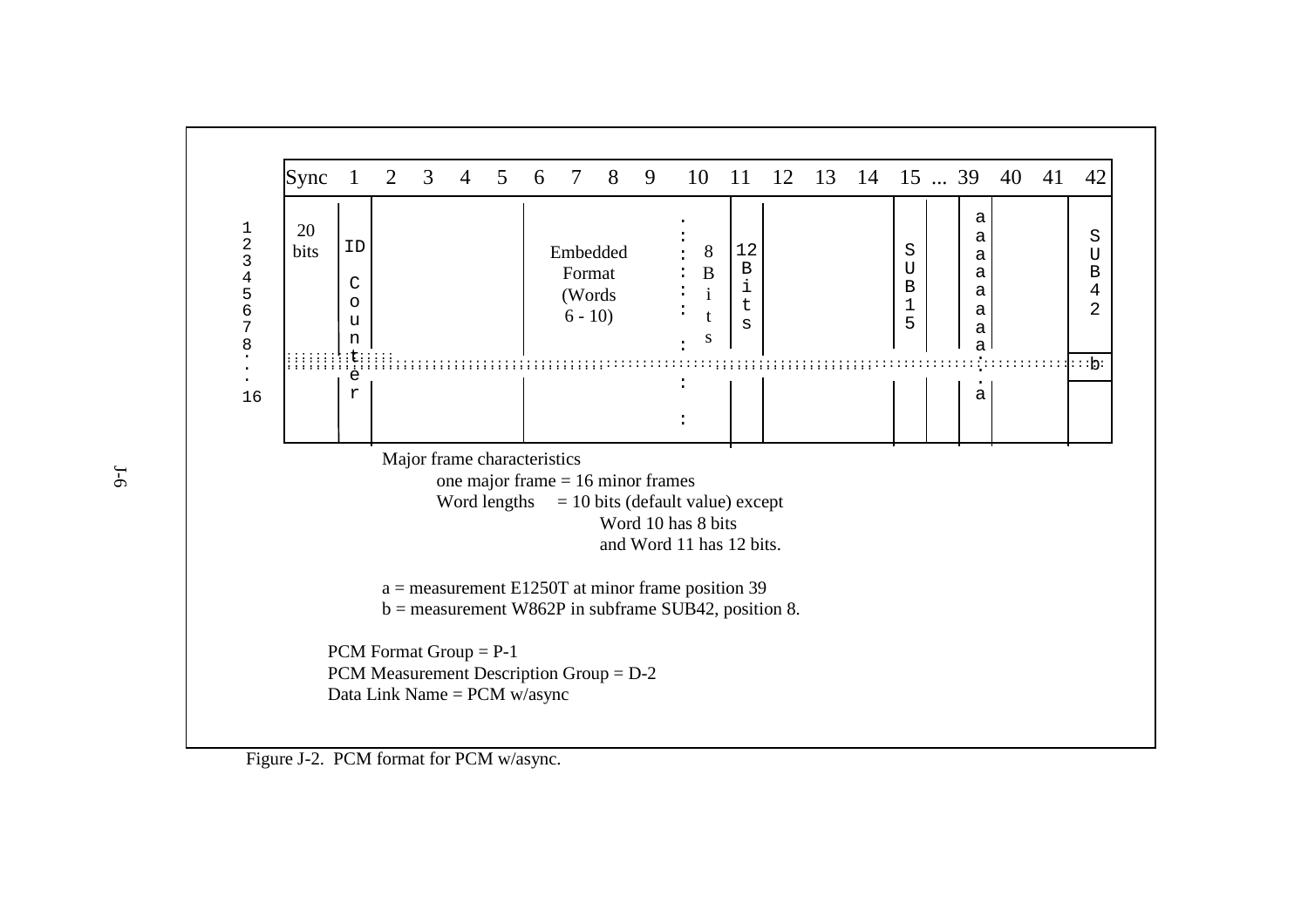| Sync | 1 | 2 | 3 | 4 | 5 | 6 | 7 | 8 | 9 | 10 | 11 | 12 | 13 | 14 | 15 ... | 39 | 40 | 41 | 42 |
|---|---|---|---|---|---|---|---|---|---|---|---|---|---|---|---|---|---|---|---|
| 20 bits | ID Counter | | | | | Embedded Format (Words 6 - 10) | | | | 8 Bits | 12 Bits | | | | SUB15 | a a a a a a a a : . a | | | SUB42 b |

Rows: 1 2 3 4 5 6 7 8 . . 16

Major frame characteristics

one major frame = 16 minor frames

Word lengths = 10 bits (default value) except

Word 10 has 8 bits

and Word 11 has 12 bits.

a = measurement E1250T at minor frame position 39

b = measurement W862P in subframe SUB42, position 8.

PCM Format Group = P-1

PCM Measurement Description Group = D-2

Data Link Name = PCM w/async

Figure J-2. PCM format for PCM w/async.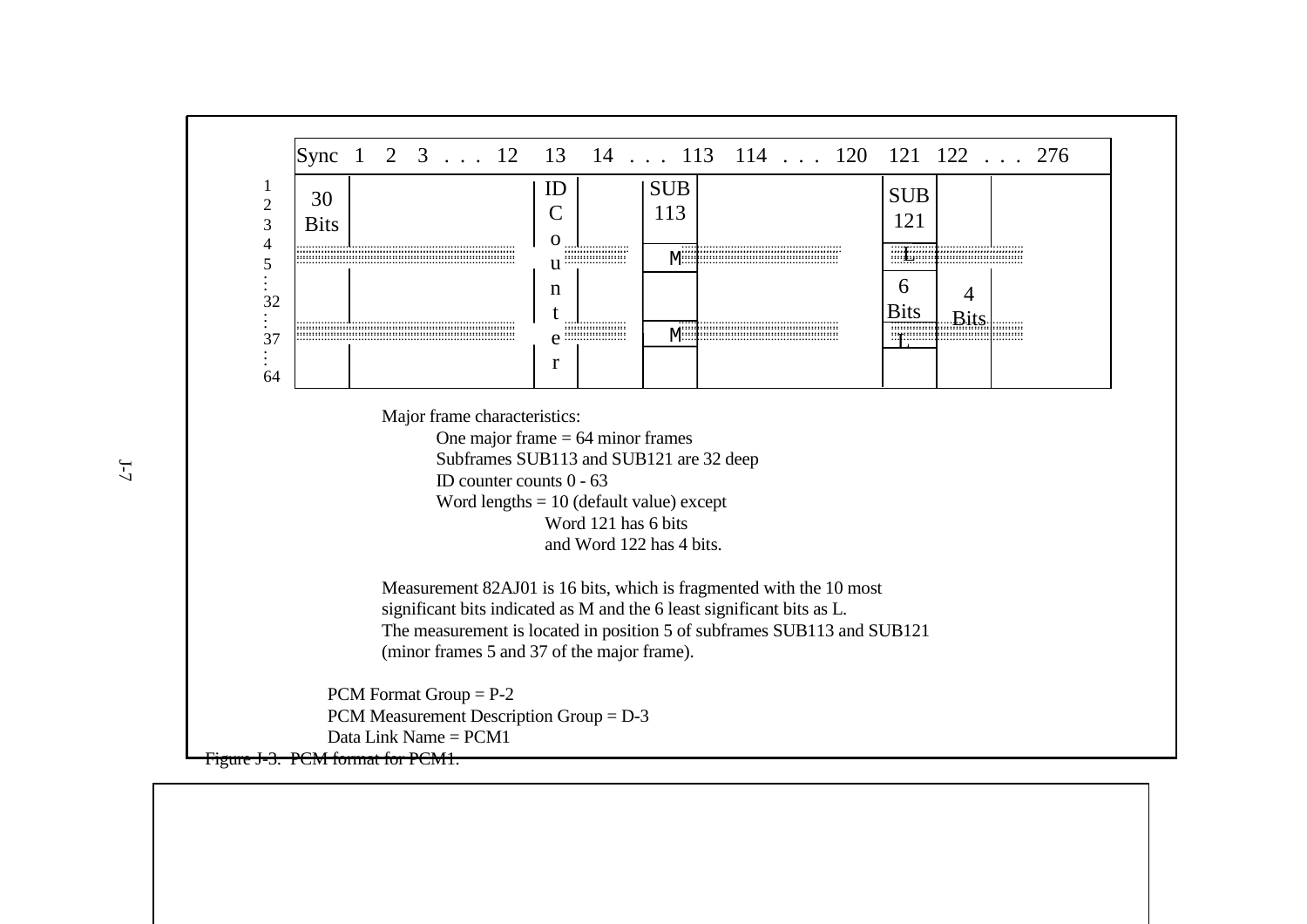| | Sync | 1 2 3 . . . 12 | 13 | 14 . . . 113 | | 114 . . . 120 | 121 | 122 . . . 276 | |
|---|---|---|---|---|---|---|---|---|---|
| 1<br>2<br>3<br>4<br>5<br>⋮<br>32<br>⋮<br>37<br>⋮<br>64 | 30 Bits | | ID Counter | | SUB 113<br>M<br><br>M | | SUB 121<br>L<br>6 Bits<br>L | 4 Bits | |

Major frame characteristics:

- One major frame = 64 minor frames
- Subframes SUB113 and SUB121 are 32 deep
- ID counter counts 0 - 63
- Word lengths = 10 (default value) except
  - Word 121 has 6 bits
  - and Word 122 has 4 bits.

Measurement 82AJ01 is 16 bits, which is fragmented with the 10 most significant bits indicated as M and the 6 least significant bits as L. The measurement is located in position 5 of subframes SUB113 and SUB121 (minor frames 5 and 37 of the major frame).

PCM Format Group = P-2
PCM Measurement Description Group = D-3
Data Link Name = PCM1

Figure J-3. PCM format for PCM1.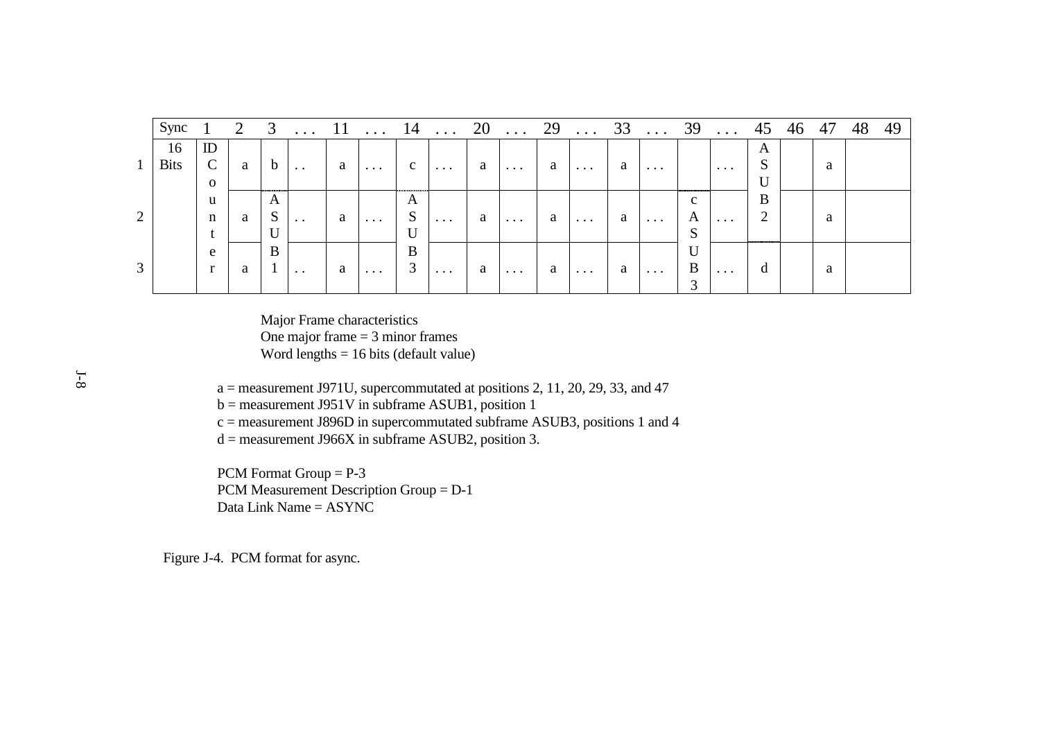| | Sync | 1 | 2 | 3 | . . . | 11 | . . . | 14 | . . . | 20 | . . . | 29 | . . . | 33 | . . . | 39 | . . . | 45 | 46 | 47 | 48 | 49 |
|---|---|---|---|---|---|---|---|---|---|---|---|---|---|---|---|---|---|---|---|---|---|---|
| 1 | 16 Bits | ID Counter | a | b | . . | a | . . . | c | . . . | a | . . . | a | . . . | a | . . . | | . . . | ASUB2 | | a | | |
| 2 | | | a | ASUB1 | . . | a | . . . | ASUB3 | . . . | a | . . . | a | . . . | a | . . . | c ASUB3 | . . . | | | a | | |
| 3 | | | a | | . . | a | . . . | | . . . | a | . . . | a | . . . | a | . . . | | . . . | d | | a | | |

Major Frame characteristics
One major frame = 3 minor frames
Word lengths = 16 bits (default value)

a = measurement J971U, supercommutated at positions 2, 11, 20, 29, 33, and 47
b = measurement J951V in subframe ASUB1, position 1
c = measurement J896D in supercommutated subframe ASUB3, positions 1 and 4
d = measurement J966X in subframe ASUB2, position 3.

PCM Format Group = P-3
PCM Measurement Description Group = D-1
Data Link Name = ASYNC

Figure J-4. PCM format for async.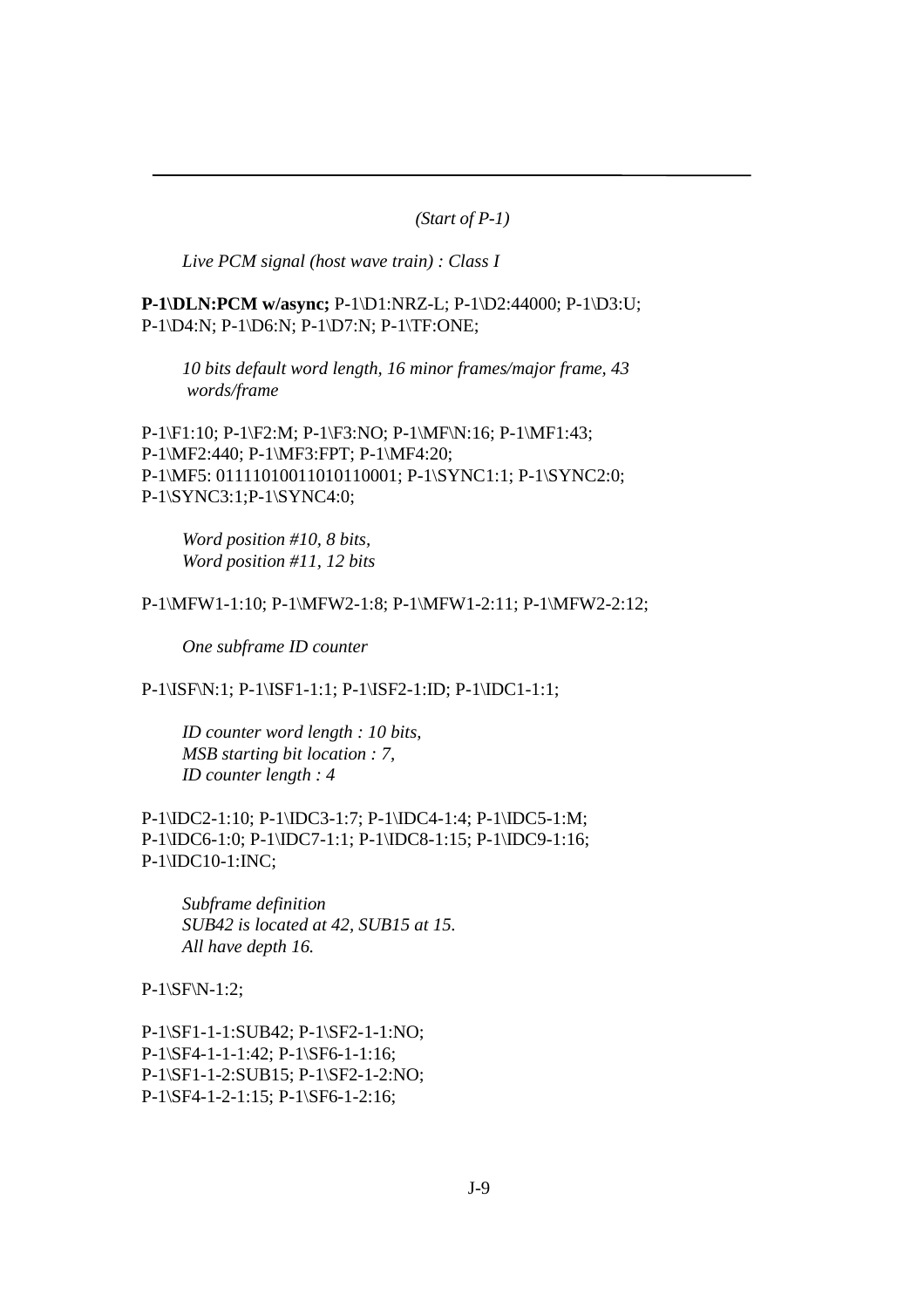---

*(Start of P-1)*

*Live PCM signal (host wave train) : Class I*

**P-1\DLN:PCM w/async;** P-1\D1:NRZ-L; P-1\D2:44000; P-1\D3:U; P-1\D4:N; P-1\D6:N; P-1\D7:N; P-1\TF:ONE;

*10 bits default word length, 16 minor frames/major frame, 43 words/frame*

P-1\F1:10; P-1\F2:M; P-1\F3:NO; P-1\MF\N:16; P-1\MF1:43; P-1\MF2:440; P-1\MF3:FPT; P-1\MF4:20; P-1\MF5: 01111010011010110001; P-1\SYNC1:1; P-1\SYNC2:0; P-1\SYNC3:1;P-1\SYNC4:0;

*Word position #10, 8 bits,*
*Word position #11, 12 bits*

P-1\MFW1-1:10; P-1\MFW2-1:8; P-1\MFW1-2:11; P-1\MFW2-2:12;

*One subframe ID counter*

P-1\ISF\N:1; P-1\ISF1-1:1; P-1\ISF2-1:ID; P-1\IDC1-1:1;

*ID counter word length : 10 bits,*
*MSB starting bit location : 7,*
*ID counter length : 4*

P-1\IDC2-1:10; P-1\IDC3-1:7; P-1\IDC4-1:4; P-1\IDC5-1:M; P-1\IDC6-1:0; P-1\IDC7-1:1; P-1\IDC8-1:15; P-1\IDC9-1:16; P-1\IDC10-1:INC;

*Subframe definition*
*SUB42 is located at 42, SUB15 at 15.*
*All have depth 16.*

P-1\SF\N-1:2;

P-1\SF1-1-1:SUB42; P-1\SF2-1-1:NO;
P-1\SF4-1-1-1:42; P-1\SF6-1-1:16;
P-1\SF1-1-2:SUB15; P-1\SF2-1-2:NO;
P-1\SF4-1-2-1:15; P-1\SF6-1-2:16;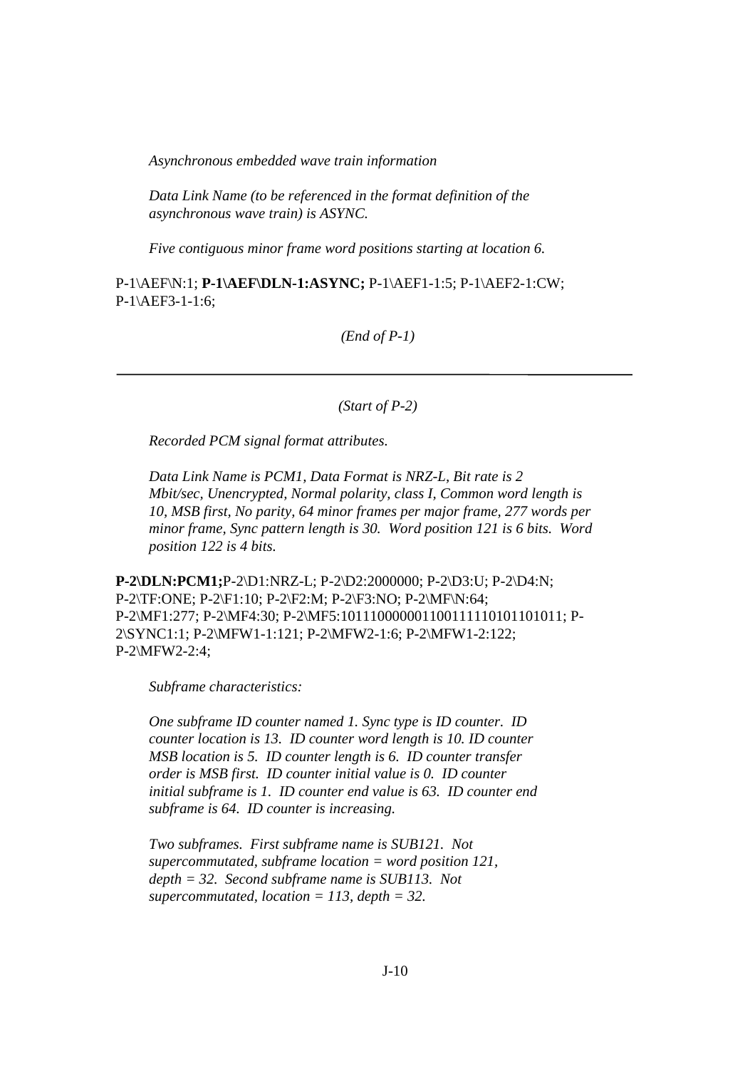*Asynchronous embedded wave train information*

*Data Link Name (to be referenced in the format definition of the asynchronous wave train) is ASYNC.*

*Five contiguous minor frame word positions starting at location 6.*

P-1\AEF\N:1; **P-1\AEF\DLN-1:ASYNC;** P-1\AEF1-1:5; P-1\AEF2-1:CW; P-1\AEF3-1-1:6;

*(End of P-1)*

---

*(Start of P-2)*

*Recorded PCM signal format attributes.*

*Data Link Name is PCM1, Data Format is NRZ-L, Bit rate is 2 Mbit/sec, Unencrypted, Normal polarity, class I, Common word length is 10, MSB first, No parity, 64 minor frames per major frame, 277 words per minor frame, Sync pattern length is 30. Word position 121 is 6 bits. Word position 122 is 4 bits.*

**P-2\DLN:PCM1;**P-2\D1:NRZ-L; P-2\D2:2000000; P-2\D3:U; P-2\D4:N; P-2\TF:ONE; P-2\F1:10; P-2\F2:M; P-2\F3:NO; P-2\MF\N:64; P-2\MF1:277; P-2\MF4:30; P-2\MF5:101110000001100111110101101011; P-2\SYNC1:1; P-2\MFW1-1:121; P-2\MFW2-1:6; P-2\MFW1-2:122; P-2\MFW2-2:4;

*Subframe characteristics:*

*One subframe ID counter named 1. Sync type is ID counter. ID counter location is 13. ID counter word length is 10. ID counter MSB location is 5. ID counter length is 6. ID counter transfer order is MSB first. ID counter initial value is 0. ID counter initial subframe is 1. ID counter end value is 63. ID counter end subframe is 64. ID counter is increasing.*

*Two subframes. First subframe name is SUB121. Not supercommutated, subframe location = word position 121, depth = 32. Second subframe name is SUB113. Not supercommutated, location = 113, depth = 32.*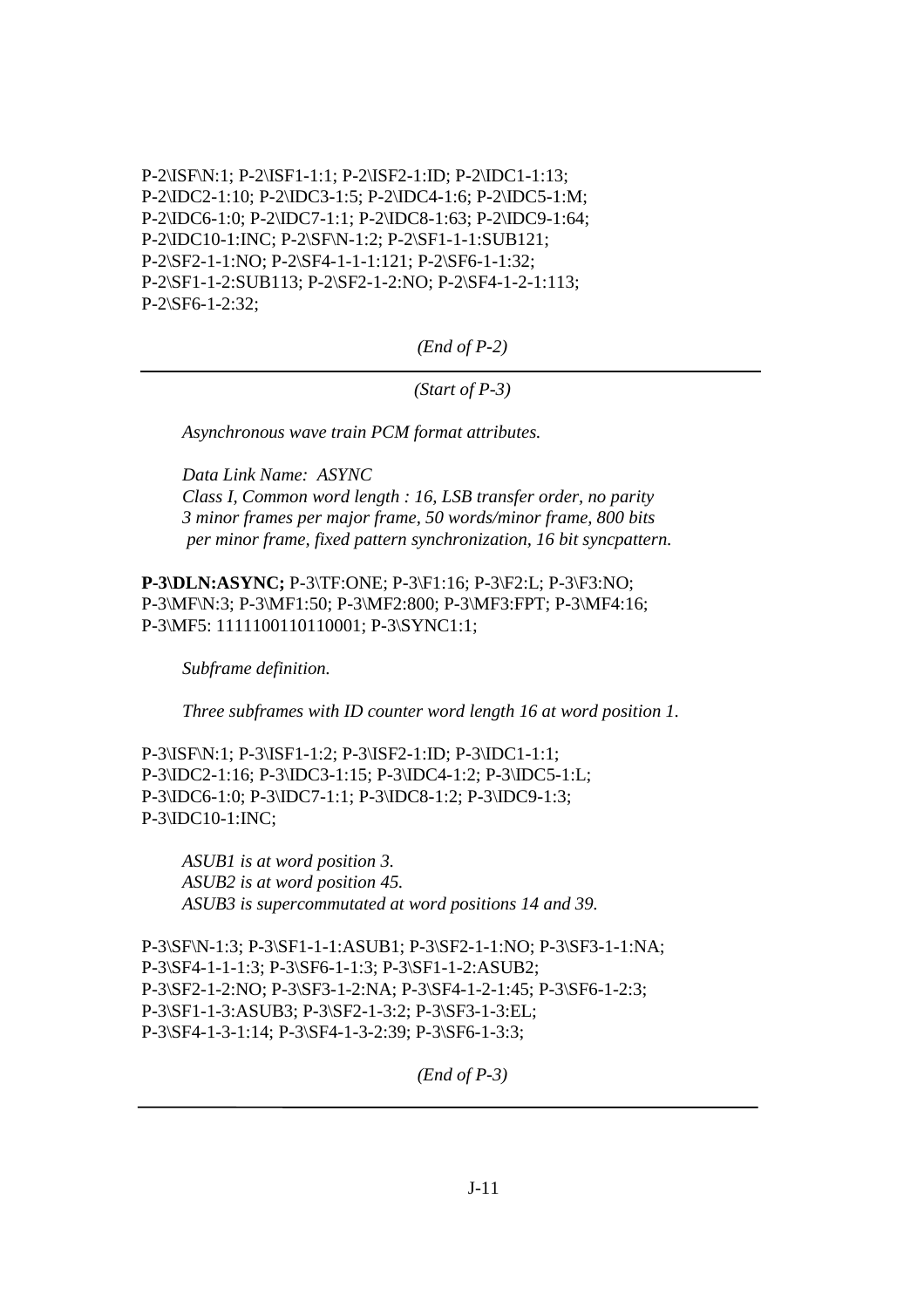P-2\ISF\N:1; P-2\ISF1-1:1; P-2\ISF2-1:ID; P-2\IDC1-1:13;
P-2\IDC2-1:10; P-2\IDC3-1:5; P-2\IDC4-1:6; P-2\IDC5-1:M;
P-2\IDC6-1:0; P-2\IDC7-1:1; P-2\IDC8-1:63; P-2\IDC9-1:64;
P-2\IDC10-1:INC; P-2\SF\N-1:2; P-2\SF1-1-1:SUB121;
P-2\SF2-1-1:NO; P-2\SF4-1-1-1:121; P-2\SF6-1-1:32;
P-2\SF1-1-2:SUB113; P-2\SF2-1-2:NO; P-2\SF4-1-2-1:113;
P-2\SF6-1-2:32;

*(End of P-2)*

---

*(Start of P-3)*

*Asynchronous wave train PCM format attributes.*

*Data Link Name: ASYNC*
*Class I, Common word length : 16, LSB transfer order, no parity*
*3 minor frames per major frame, 50 words/minor frame, 800 bits per minor frame, fixed pattern synchronization, 16 bit syncpattern.*

**P-3\DLN:ASYNC;** P-3\TF:ONE; P-3\F1:16; P-3\F2:L; P-3\F3:NO;
P-3\MF\N:3; P-3\MF1:50; P-3\MF2:800; P-3\MF3:FPT; P-3\MF4:16;
P-3\MF5: 1111100110110001; P-3\SYNC1:1;

*Subframe definition.*

*Three subframes with ID counter word length 16 at word position 1.*

P-3\ISF\N:1; P-3\ISF1-1:2; P-3\ISF2-1:ID; P-3\IDC1-1:1;
P-3\IDC2-1:16; P-3\IDC3-1:15; P-3\IDC4-1:2; P-3\IDC5-1:L;
P-3\IDC6-1:0; P-3\IDC7-1:1; P-3\IDC8-1:2; P-3\IDC9-1:3;
P-3\IDC10-1:INC;

*ASUB1 is at word position 3.*
*ASUB2 is at word position 45.*
*ASUB3 is supercommutated at word positions 14 and 39.*

P-3\SF\N-1:3; P-3\SF1-1-1:ASUB1; P-3\SF2-1-1:NO; P-3\SF3-1-1:NA;
P-3\SF4-1-1-1:3; P-3\SF6-1-1:3; P-3\SF1-1-2:ASUB2;
P-3\SF2-1-2:NO; P-3\SF3-1-2:NA; P-3\SF4-1-2-1:45; P-3\SF6-1-2:3;
P-3\SF1-1-3:ASUB3; P-3\SF2-1-3:2; P-3\SF3-1-3:EL;
P-3\SF4-1-3-1:14; P-3\SF4-1-3-2:39; P-3\SF6-1-3:3;

*(End of P-3)*

---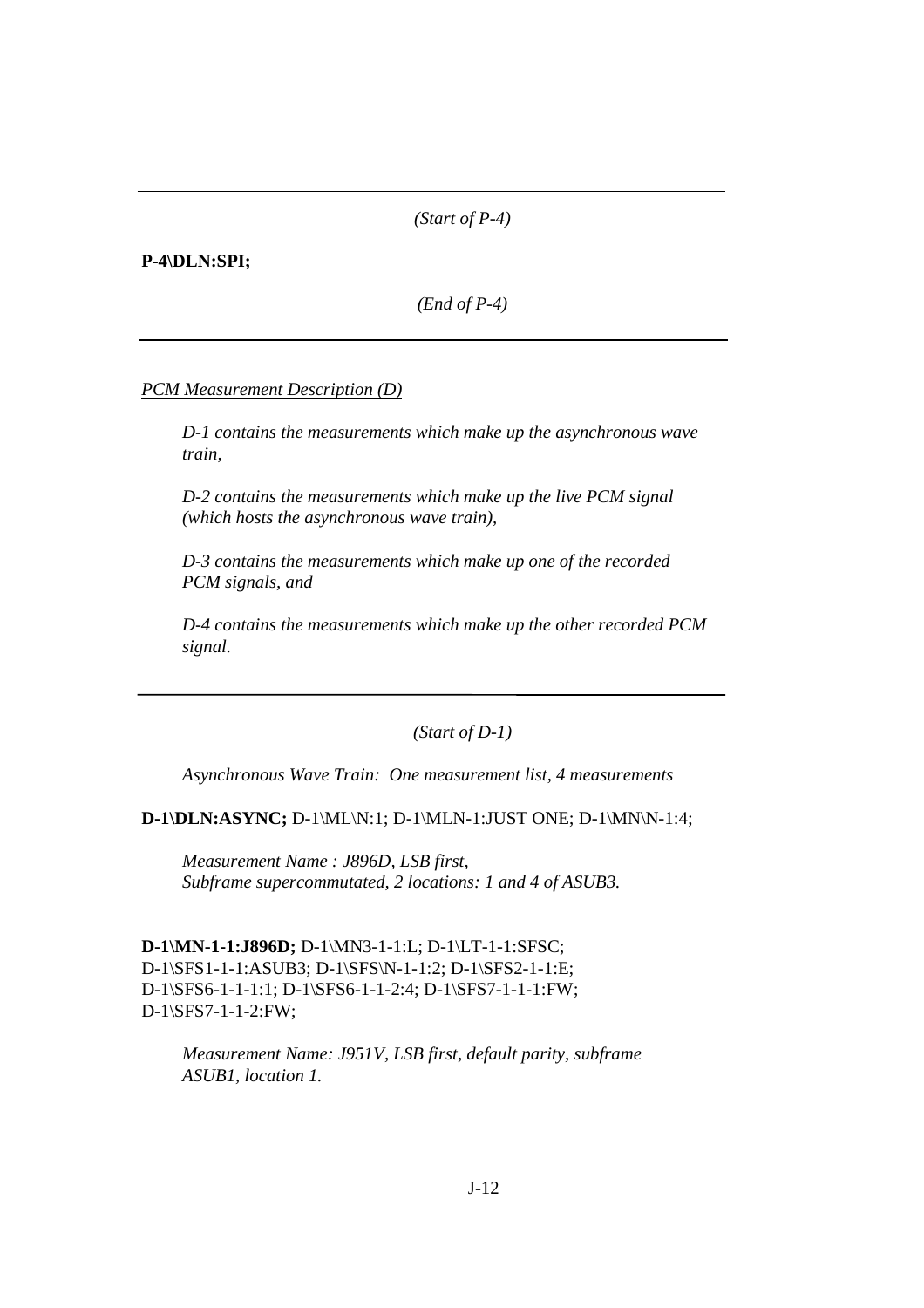---

*(Start of P-4)*

**P-4\DLN:SPI;**

*(End of P-4)*

---

*PCM Measurement Description (D)*

*D-1 contains the measurements which make up the asynchronous wave train,*

*D-2 contains the measurements which make up the live PCM signal (which hosts the asynchronous wave train),*

*D-3 contains the measurements which make up one of the recorded PCM signals, and*

*D-4 contains the measurements which make up the other recorded PCM signal.*

---

*(Start of D-1)*

*Asynchronous Wave Train: One measurement list, 4 measurements*

**D-1\DLN:ASYNC;** D-1\ML\N:1; D-1\MLN-1:JUST ONE; D-1\MN\N-1:4;

*Measurement Name : J896D, LSB first,*
*Subframe supercommutated, 2 locations: 1 and 4 of ASUB3.*

**D-1\MN-1-1:J896D;** D-1\MN3-1-1:L; D-1\LT-1-1:SFSC;
D-1\SFS1-1-1:ASUB3; D-1\SFS\N-1-1:2; D-1\SFS2-1-1:E;
D-1\SFS6-1-1-1:1; D-1\SFS6-1-1-2:4; D-1\SFS7-1-1-1:FW;
D-1\SFS7-1-1-2:FW;

*Measurement Name: J951V, LSB first, default parity, subframe ASUB1, location 1.*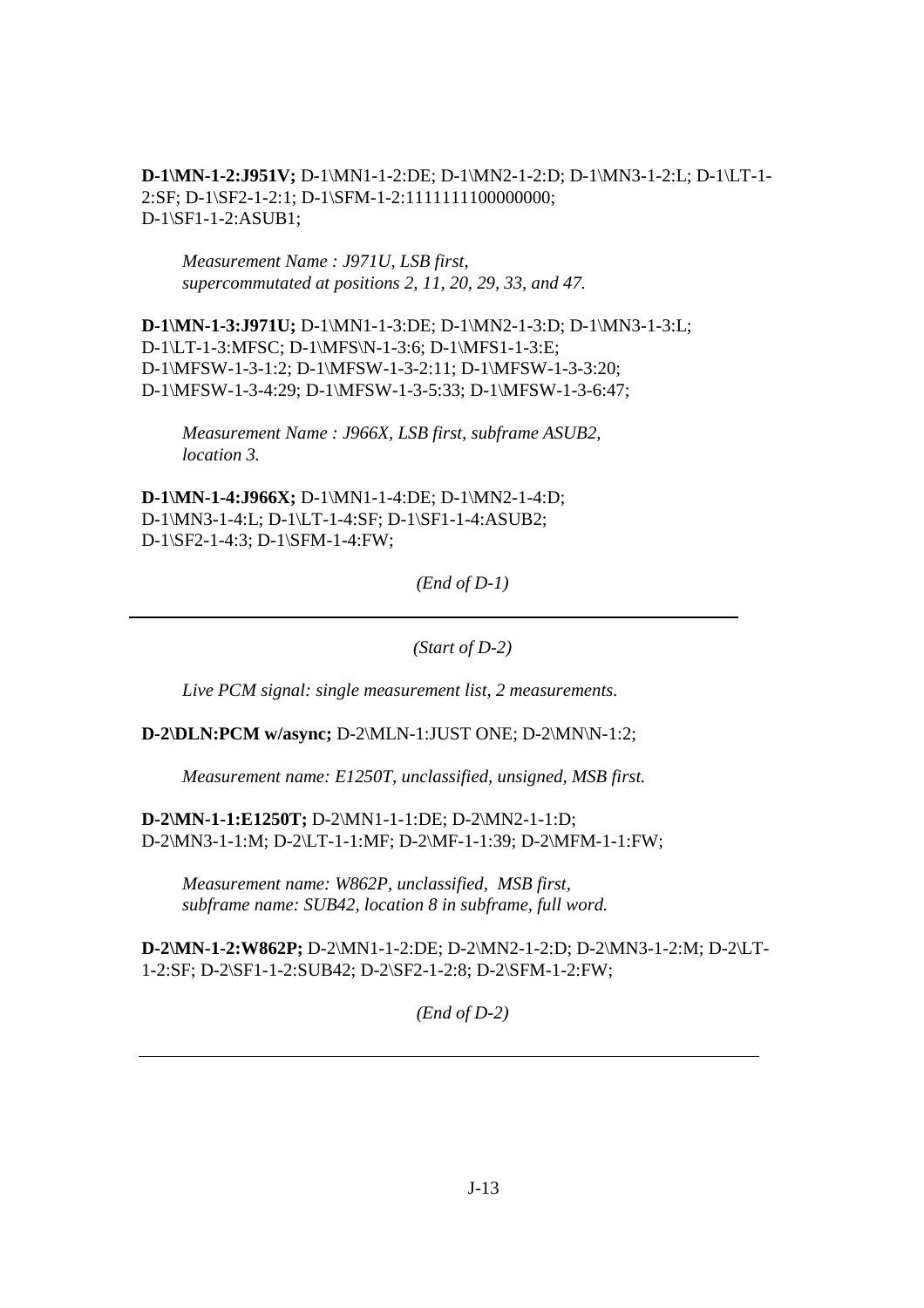**D-1\MN-1-2:J951V;** D-1\MN1-1-2:DE; D-1\MN2-1-2:D; D-1\MN3-1-2:L; D-1\LT-1-2:SF; D-1\SF2-1-2:1; D-1\SFM-1-2:1111111100000000; D-1\SF1-1-2:ASUB1;

*Measurement Name : J971U, LSB first, supercommutated at positions 2, 11, 20, 29, 33, and 47.*

**D-1\MN-1-3:J971U;** D-1\MN1-1-3:DE; D-1\MN2-1-3:D; D-1\MN3-1-3:L; D-1\LT-1-3:MFSC; D-1\MFS\N-1-3:6; D-1\MFS1-1-3:E; D-1\MFSW-1-3-1:2; D-1\MFSW-1-3-2:11; D-1\MFSW-1-3-3:20; D-1\MFSW-1-3-4:29; D-1\MFSW-1-3-5:33; D-1\MFSW-1-3-6:47;

*Measurement Name : J966X, LSB first, subframe ASUB2, location 3.*

**D-1\MN-1-4:J966X;** D-1\MN1-1-4:DE; D-1\MN2-1-4:D; D-1\MN3-1-4:L; D-1\LT-1-4:SF; D-1\SF1-1-4:ASUB2; D-1\SF2-1-4:3; D-1\SFM-1-4:FW;

*(End of D-1)*

---

*(Start of D-2)*

*Live PCM signal: single measurement list, 2 measurements.*

**D-2\DLN:PCM w/async;** D-2\MLN-1:JUST ONE; D-2\MN\N-1:2;

*Measurement name: E1250T, unclassified, unsigned, MSB first.*

**D-2\MN-1-1:E1250T;** D-2\MN1-1-1:DE; D-2\MN2-1-1:D; D-2\MN3-1-1:M; D-2\LT-1-1:MF; D-2\MF-1-1:39; D-2\MFM-1-1:FW;

*Measurement name: W862P, unclassified, MSB first, subframe name: SUB42, location 8 in subframe, full word.*

**D-2\MN-1-2:W862P;** D-2\MN1-1-2:DE; D-2\MN2-1-2:D; D-2\MN3-1-2:M; D-2\LT-1-2:SF; D-2\SF1-1-2:SUB42; D-2\SF2-1-2:8; D-2\SFM-1-2:FW;

*(End of D-2)*

---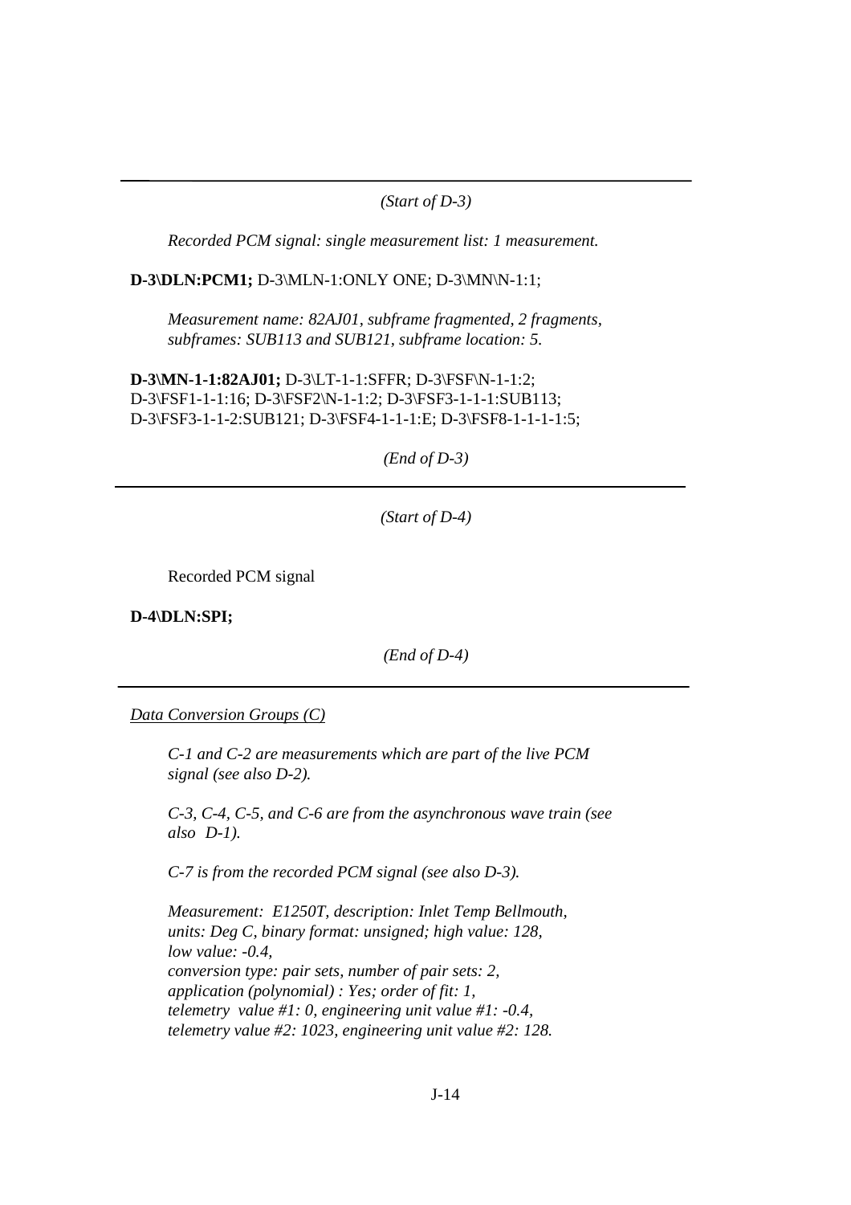---

*(Start of D-3)*

*Recorded PCM signal: single measurement list: 1 measurement.*

**D-3\DLN:PCM1;** D-3\MLN-1:ONLY ONE; D-3\MN\N-1:1;

*Measurement name: 82AJ01, subframe fragmented, 2 fragments, subframes: SUB113 and SUB121, subframe location: 5.*

**D-3\MN-1-1:82AJ01;** D-3\LT-1-1:SFFR; D-3\FSF\N-1-1:2; D-3\FSF1-1-1:16; D-3\FSF2\N-1-1:2; D-3\FSF3-1-1-1:SUB113; D-3\FSF3-1-1-2:SUB121; D-3\FSF4-1-1-1:E; D-3\FSF8-1-1-1-1:5;

*(End of D-3)*

---

*(Start of D-4)*

Recorded PCM signal

**D-4\DLN:SPI;**

*(End of D-4)*

---

*Data Conversion Groups (C)*

*C-1 and C-2 are measurements which are part of the live PCM signal (see also D-2).*

*C-3, C-4, C-5, and C-6 are from the asynchronous wave train (see also D-1).*

*C-7 is from the recorded PCM signal (see also D-3).*

*Measurement: E1250T, description: Inlet Temp Bellmouth, units: Deg C, binary format: unsigned; high value: 128, low value: -0.4, conversion type: pair sets, number of pair sets: 2, application (polynomial) : Yes; order of fit: 1, telemetry value #1: 0, engineering unit value #1: -0.4, telemetry value #2: 1023, engineering unit value #2: 128.*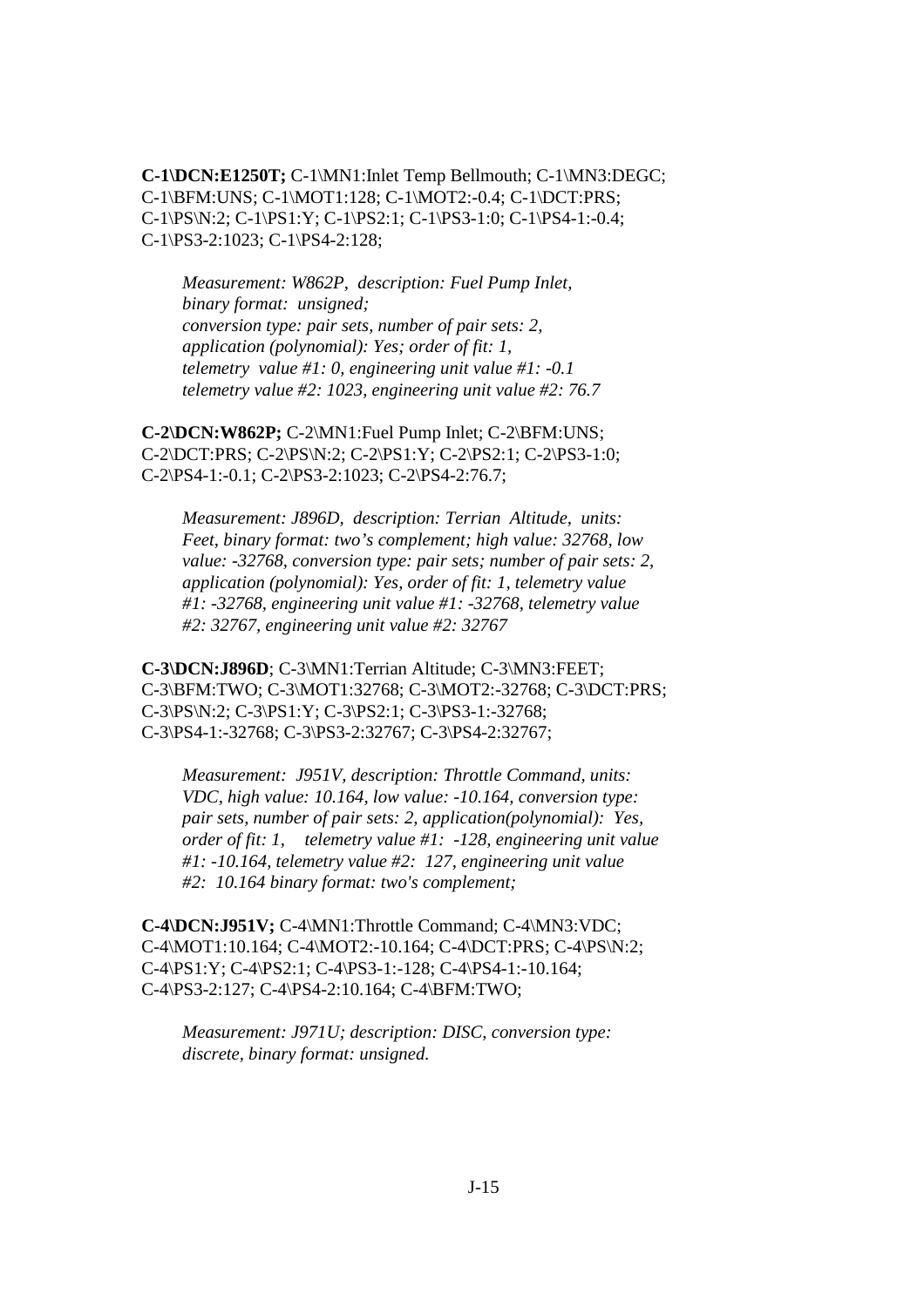**C-1\DCN:E1250T;** C-1\MN1:Inlet Temp Bellmouth; C-1\MN3:DEGC; C-1\BFM:UNS; C-1\MOT1:128; C-1\MOT2:-0.4; C-1\DCT:PRS; C-1\PS\N:2; C-1\PS1:Y; C-1\PS2:1; C-1\PS3-1:0; C-1\PS4-1:-0.4; C-1\PS3-2:1023; C-1\PS4-2:128;

> *Measurement: W862P, description: Fuel Pump Inlet, binary format: unsigned; conversion type: pair sets, number of pair sets: 2, application (polynomial): Yes; order of fit: 1, telemetry value #1: 0, engineering unit value #1: -0.1 telemetry value #2: 1023, engineering unit value #2: 76.7*

**C-2\DCN:W862P;** C-2\MN1:Fuel Pump Inlet; C-2\BFM:UNS; C-2\DCT:PRS; C-2\PS\N:2; C-2\PS1:Y; C-2\PS2:1; C-2\PS3-1:0; C-2\PS4-1:-0.1; C-2\PS3-2:1023; C-2\PS4-2:76.7;

> *Measurement: J896D, description: Terrian Altitude, units: Feet, binary format: two's complement; high value: 32768, low value: -32768, conversion type: pair sets; number of pair sets: 2, application (polynomial): Yes, order of fit: 1, telemetry value #1: -32768, engineering unit value #1: -32768, telemetry value #2: 32767, engineering unit value #2: 32767*

**C-3\DCN:J896D**; C-3\MN1:Terrian Altitude; C-3\MN3:FEET; C-3\BFM:TWO; C-3\MOT1:32768; C-3\MOT2:-32768; C-3\DCT:PRS; C-3\PS\N:2; C-3\PS1:Y; C-3\PS2:1; C-3\PS3-1:-32768; C-3\PS4-1:-32768; C-3\PS3-2:32767; C-3\PS4-2:32767;

> *Measurement: J951V, description: Throttle Command, units: VDC, high value: 10.164, low value: -10.164, conversion type: pair sets, number of pair sets: 2, application(polynomial): Yes, order of fit: 1, telemetry value #1: -128, engineering unit value #1: -10.164, telemetry value #2: 127, engineering unit value #2: 10.164 binary format: two's complement;*

**C-4\DCN:J951V;** C-4\MN1:Throttle Command; C-4\MN3:VDC; C-4\MOT1:10.164; C-4\MOT2:-10.164; C-4\DCT:PRS; C-4\PS\N:2; C-4\PS1:Y; C-4\PS2:1; C-4\PS3-1:-128; C-4\PS4-1:-10.164; C-4\PS3-2:127; C-4\PS4-2:10.164; C-4\BFM:TWO;

> *Measurement: J971U; description: DISC, conversion type: discrete, binary format: unsigned.*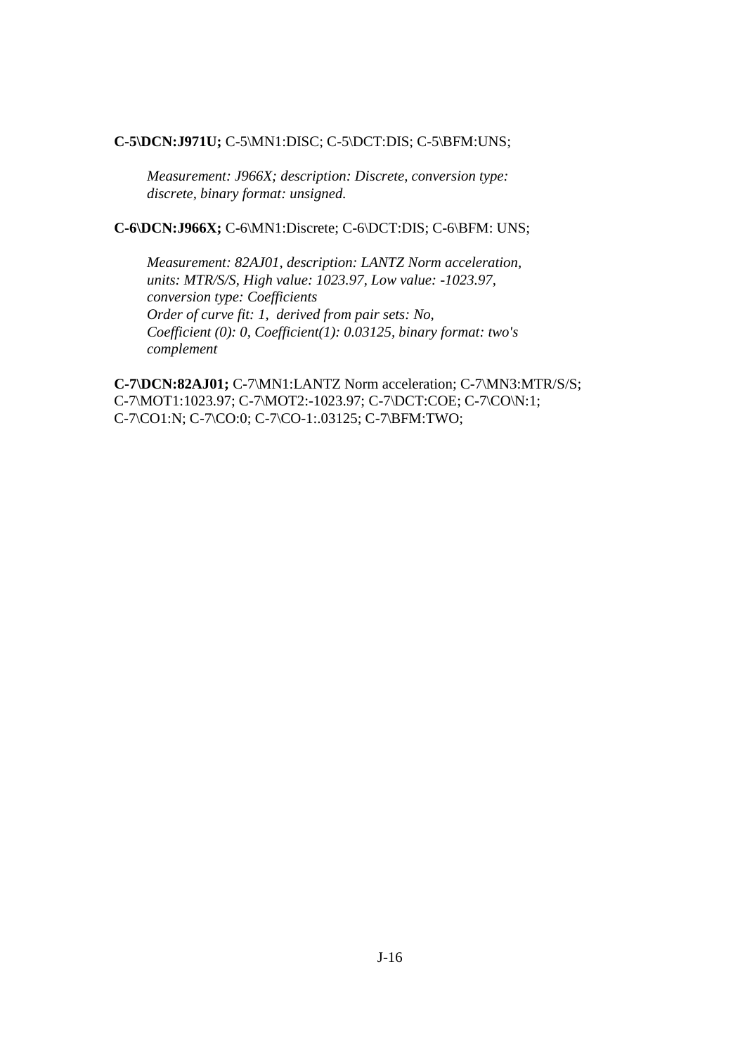**C-5\DCN:J971U;** C-5\MN1:DISC; C-5\DCT:DIS; C-5\BFM:UNS;

> *Measurement: J966X; description: Discrete, conversion type: discrete, binary format: unsigned.*

**C-6\DCN:J966X;** C-6\MN1:Discrete; C-6\DCT:DIS; C-6\BFM: UNS;

> *Measurement: 82AJ01, description: LANTZ Norm acceleration, units: MTR/S/S, High value: 1023.97, Low value: -1023.97, conversion type: Coefficients*
> *Order of curve fit: 1, derived from pair sets: No,*
> *Coefficient (0): 0, Coefficient(1): 0.03125, binary format: two's complement*

**C-7\DCN:82AJ01;** C-7\MN1:LANTZ Norm acceleration; C-7\MN3:MTR/S/S; C-7\MOT1:1023.97; C-7\MOT2:-1023.97; C-7\DCT:COE; C-7\CO\N:1; C-7\CO1:N; C-7\CO:0; C-7\CO-1:.03125; C-7\BFM:TWO;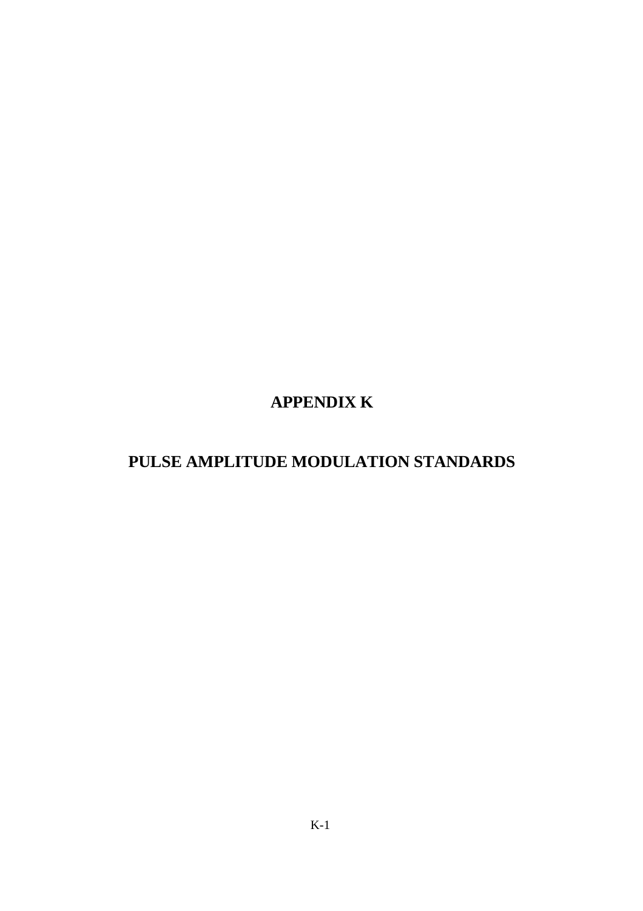# APPENDIX K

# PULSE AMPLITUDE MODULATION STANDARDS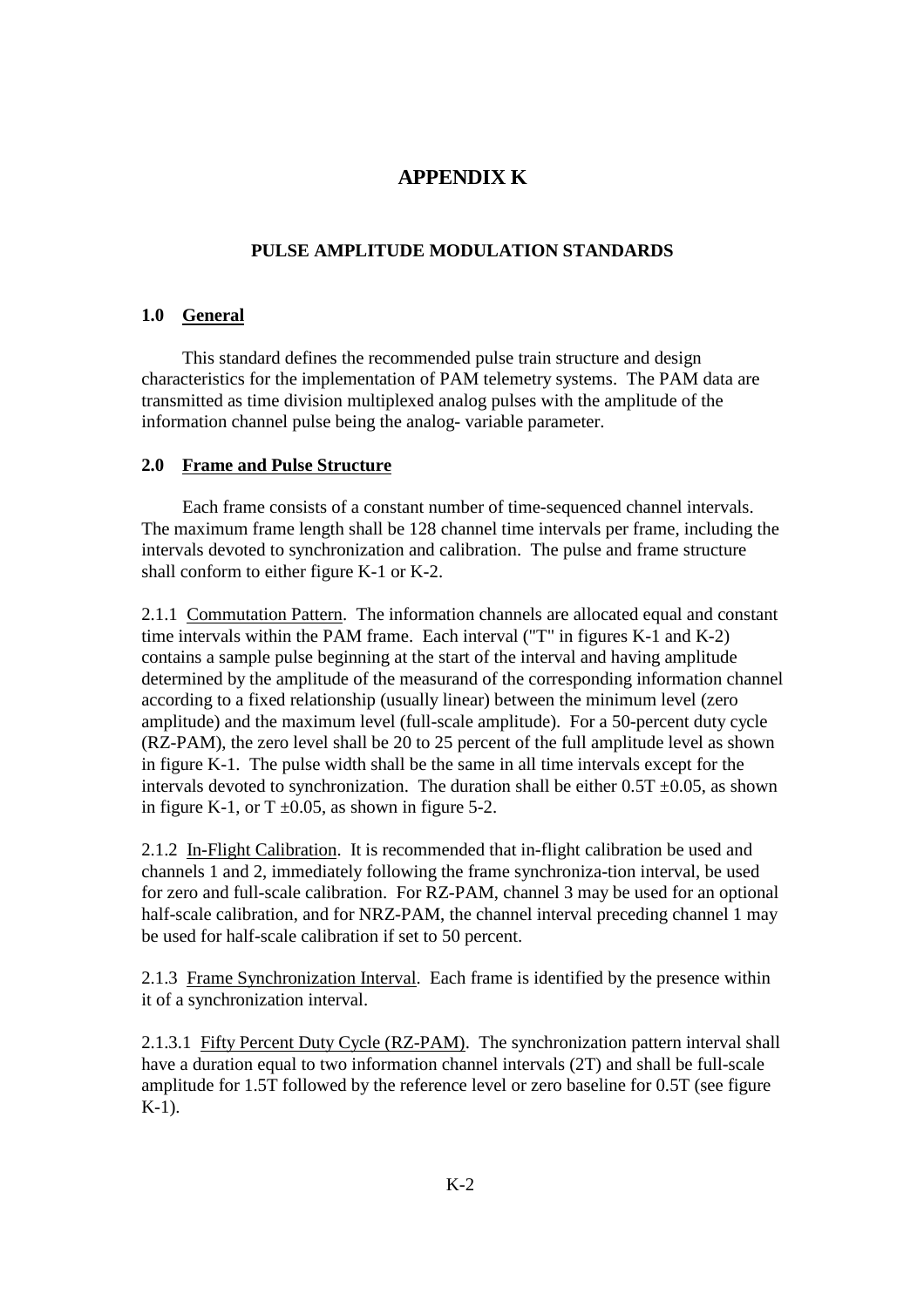# APPENDIX K

## PULSE AMPLITUDE MODULATION STANDARDS

### 1.0 General

This standard defines the recommended pulse train structure and design characteristics for the implementation of PAM telemetry systems. The PAM data are transmitted as time division multiplexed analog pulses with the amplitude of the information channel pulse being the analog- variable parameter.

### 2.0 Frame and Pulse Structure

Each frame consists of a constant number of time-sequenced channel intervals. The maximum frame length shall be 128 channel time intervals per frame, including the intervals devoted to synchronization and calibration. The pulse and frame structure shall conform to either figure K-1 or K-2.

2.1.1 Commutation Pattern. The information channels are allocated equal and constant time intervals within the PAM frame. Each interval ("T" in figures K-1 and K-2) contains a sample pulse beginning at the start of the interval and having amplitude determined by the amplitude of the measurand of the corresponding information channel according to a fixed relationship (usually linear) between the minimum level (zero amplitude) and the maximum level (full-scale amplitude). For a 50-percent duty cycle (RZ-PAM), the zero level shall be 20 to 25 percent of the full amplitude level as shown in figure K-1. The pulse width shall be the same in all time intervals except for the intervals devoted to synchronization. The duration shall be either $0.5T \pm 0.05$, as shown in figure K-1, or $T \pm 0.05$, as shown in figure 5-2.

2.1.2 In-Flight Calibration. It is recommended that in-flight calibration be used and channels 1 and 2, immediately following the frame synchroniza-tion interval, be used for zero and full-scale calibration. For RZ-PAM, channel 3 may be used for an optional half-scale calibration, and for NRZ-PAM, the channel interval preceding channel 1 may be used for half-scale calibration if set to 50 percent.

2.1.3 Frame Synchronization Interval. Each frame is identified by the presence within it of a synchronization interval.

2.1.3.1 Fifty Percent Duty Cycle (RZ-PAM). The synchronization pattern interval shall have a duration equal to two information channel intervals (2T) and shall be full-scale amplitude for 1.5T followed by the reference level or zero baseline for 0.5T (see figure K-1).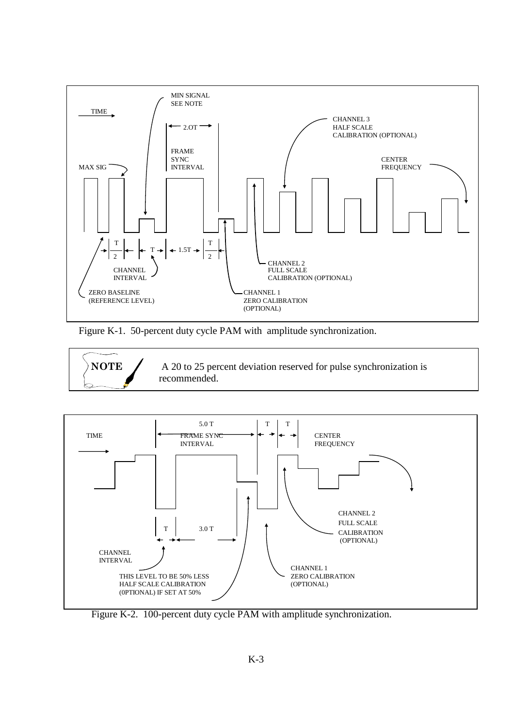Figure K-1. 50-percent duty cycle PAM with amplitude synchronization.

**NOTE** A 20 to 25 percent deviation reserved for pulse synchronization is recommended.

Figure K-2. 100-percent duty cycle PAM with amplitude synchronization.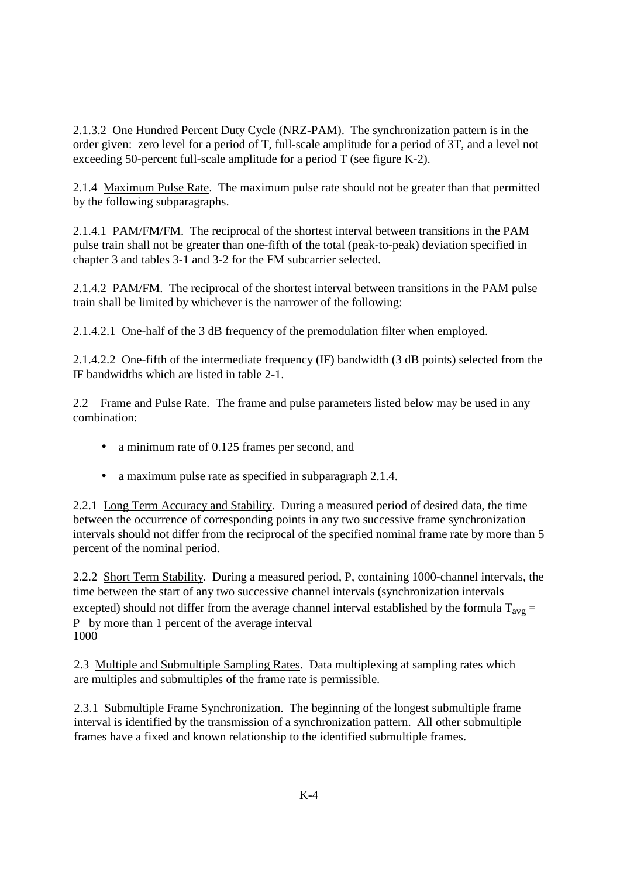2.1.3.2 One Hundred Percent Duty Cycle (NRZ-PAM). The synchronization pattern is in the order given: zero level for a period of T, full-scale amplitude for a period of 3T, and a level not exceeding 50-percent full-scale amplitude for a period T (see figure K-2).

2.1.4 Maximum Pulse Rate. The maximum pulse rate should not be greater than that permitted by the following subparagraphs.

2.1.4.1 PAM/FM/FM. The reciprocal of the shortest interval between transitions in the PAM pulse train shall not be greater than one-fifth of the total (peak-to-peak) deviation specified in chapter 3 and tables 3-1 and 3-2 for the FM subcarrier selected.

2.1.4.2 PAM/FM. The reciprocal of the shortest interval between transitions in the PAM pulse train shall be limited by whichever is the narrower of the following:

2.1.4.2.1 One-half of the 3 dB frequency of the premodulation filter when employed.

2.1.4.2.2 One-fifth of the intermediate frequency (IF) bandwidth (3 dB points) selected from the IF bandwidths which are listed in table 2-1.

2.2 Frame and Pulse Rate. The frame and pulse parameters listed below may be used in any combination:

- a minimum rate of 0.125 frames per second, and
- a maximum pulse rate as specified in subparagraph 2.1.4.

2.2.1 Long Term Accuracy and Stability. During a measured period of desired data, the time between the occurrence of corresponding points in any two successive frame synchronization intervals should not differ from the reciprocal of the specified nominal frame rate by more than 5 percent of the nominal period.

2.2.2 Short Term Stability. During a measured period, P, containing 1000-channel intervals, the time between the start of any two successive channel intervals (synchronization intervals excepted) should not differ from the average channel interval established by the formula $T_{avg} = \frac{P}{1000}$ by more than 1 percent of the average interval

2.3 Multiple and Submultiple Sampling Rates. Data multiplexing at sampling rates which are multiples and submultiples of the frame rate is permissible.

2.3.1 Submultiple Frame Synchronization. The beginning of the longest submultiple frame interval is identified by the transmission of a synchronization pattern. All other submultiple frames have a fixed and known relationship to the identified submultiple frames.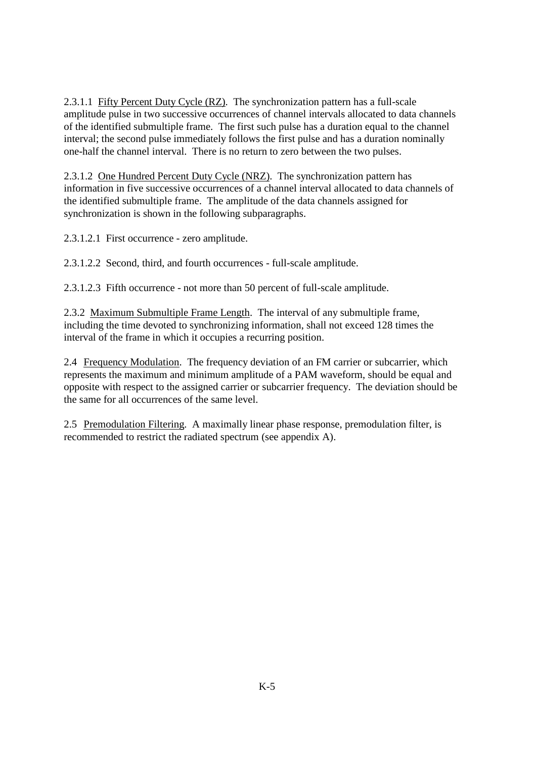2.3.1.1 Fifty Percent Duty Cycle (RZ). The synchronization pattern has a full-scale amplitude pulse in two successive occurrences of channel intervals allocated to data channels of the identified submultiple frame. The first such pulse has a duration equal to the channel interval; the second pulse immediately follows the first pulse and has a duration nominally one-half the channel interval. There is no return to zero between the two pulses.

2.3.1.2 One Hundred Percent Duty Cycle (NRZ). The synchronization pattern has information in five successive occurrences of a channel interval allocated to data channels of the identified submultiple frame. The amplitude of the data channels assigned for synchronization is shown in the following subparagraphs.

2.3.1.2.1 First occurrence - zero amplitude.

2.3.1.2.2 Second, third, and fourth occurrences - full-scale amplitude.

2.3.1.2.3 Fifth occurrence - not more than 50 percent of full-scale amplitude.

2.3.2 Maximum Submultiple Frame Length. The interval of any submultiple frame, including the time devoted to synchronizing information, shall not exceed 128 times the interval of the frame in which it occupies a recurring position.

2.4 Frequency Modulation. The frequency deviation of an FM carrier or subcarrier, which represents the maximum and minimum amplitude of a PAM waveform, should be equal and opposite with respect to the assigned carrier or subcarrier frequency. The deviation should be the same for all occurrences of the same level.

2.5 Premodulation Filtering. A maximally linear phase response, premodulation filter, is recommended to restrict the radiated spectrum (see appendix A).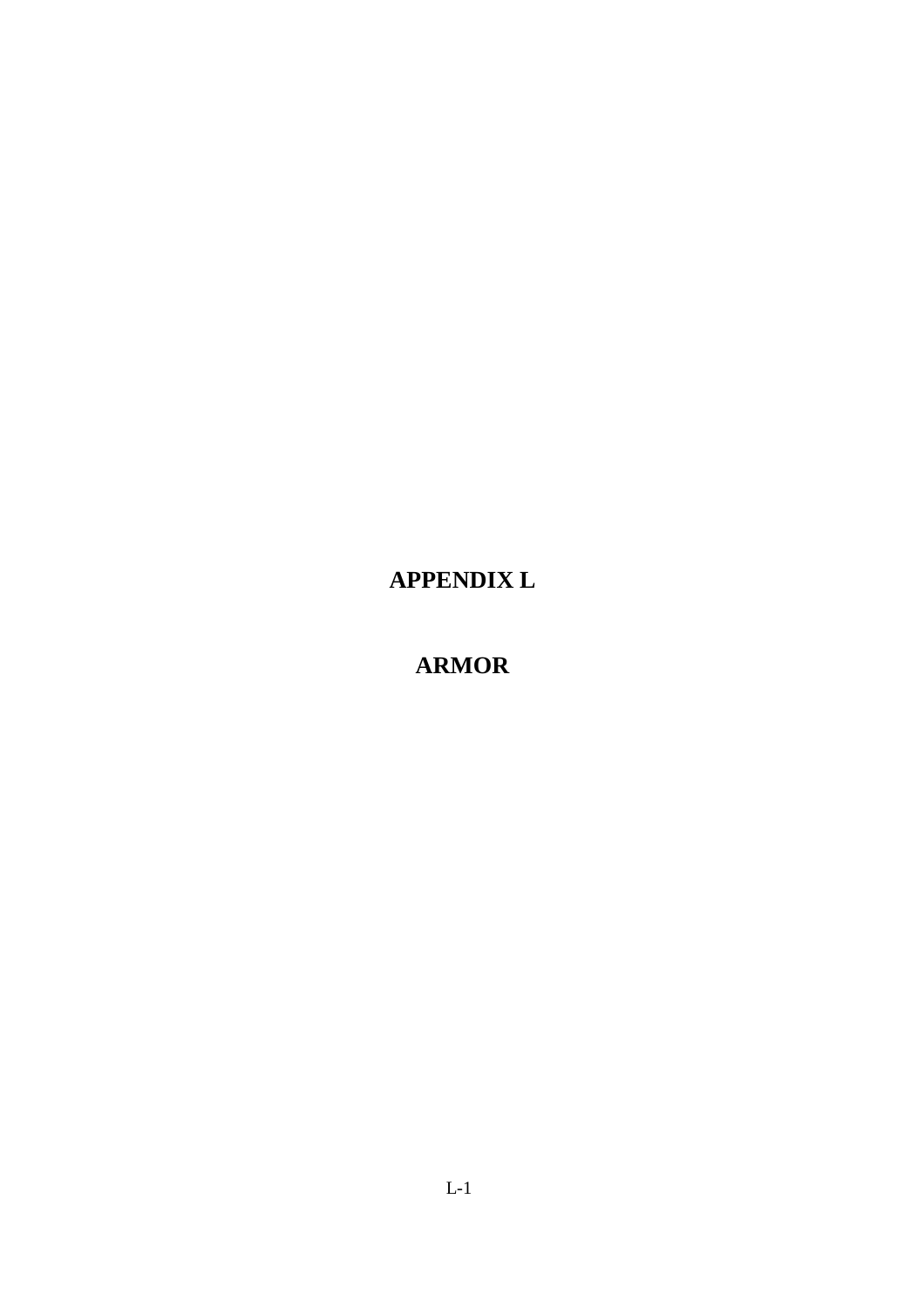# APPENDIX L

# ARMOR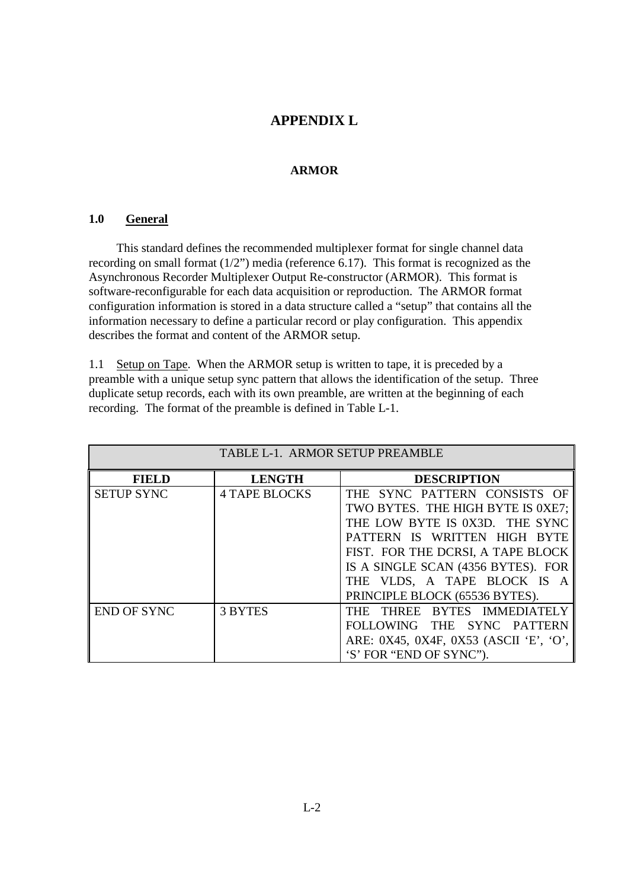# APPENDIX L

## ARMOR

### 1.0 General

This standard defines the recommended multiplexer format for single channel data recording on small format (1/2") media (reference 6.17). This format is recognized as the Asynchronous Recorder Multiplexer Output Re-constructor (ARMOR). This format is software-reconfigurable for each data acquisition or reproduction. The ARMOR format configuration information is stored in a data structure called a "setup" that contains all the information necessary to define a particular record or play configuration. This appendix describes the format and content of the ARMOR setup.

1.1 Setup on Tape. When the ARMOR setup is written to tape, it is preceded by a preamble with a unique setup sync pattern that allows the identification of the setup. Three duplicate setup records, each with its own preamble, are written at the beginning of each recording. The format of the preamble is defined in Table L-1.

TABLE L-1. ARMOR SETUP PREAMBLE

| FIELD | LENGTH | DESCRIPTION |
|---|---|---|
| SETUP SYNC | 4 TAPE BLOCKS | THE SYNC PATTERN CONSISTS OF TWO BYTES. THE HIGH BYTE IS 0XE7; THE LOW BYTE IS 0X3D. THE SYNC PATTERN IS WRITTEN HIGH BYTE FIST. FOR THE DCRSI, A TAPE BLOCK IS A SINGLE SCAN (4356 BYTES). FOR THE VLDS, A TAPE BLOCK IS A PRINCIPLE BLOCK (65536 BYTES). |
| END OF SYNC | 3 BYTES | THE THREE BYTES IMMEDIATELY FOLLOWING THE SYNC PATTERN ARE: 0X45, 0X4F, 0X53 (ASCII 'E', 'O', 'S' FOR "END OF SYNC"). |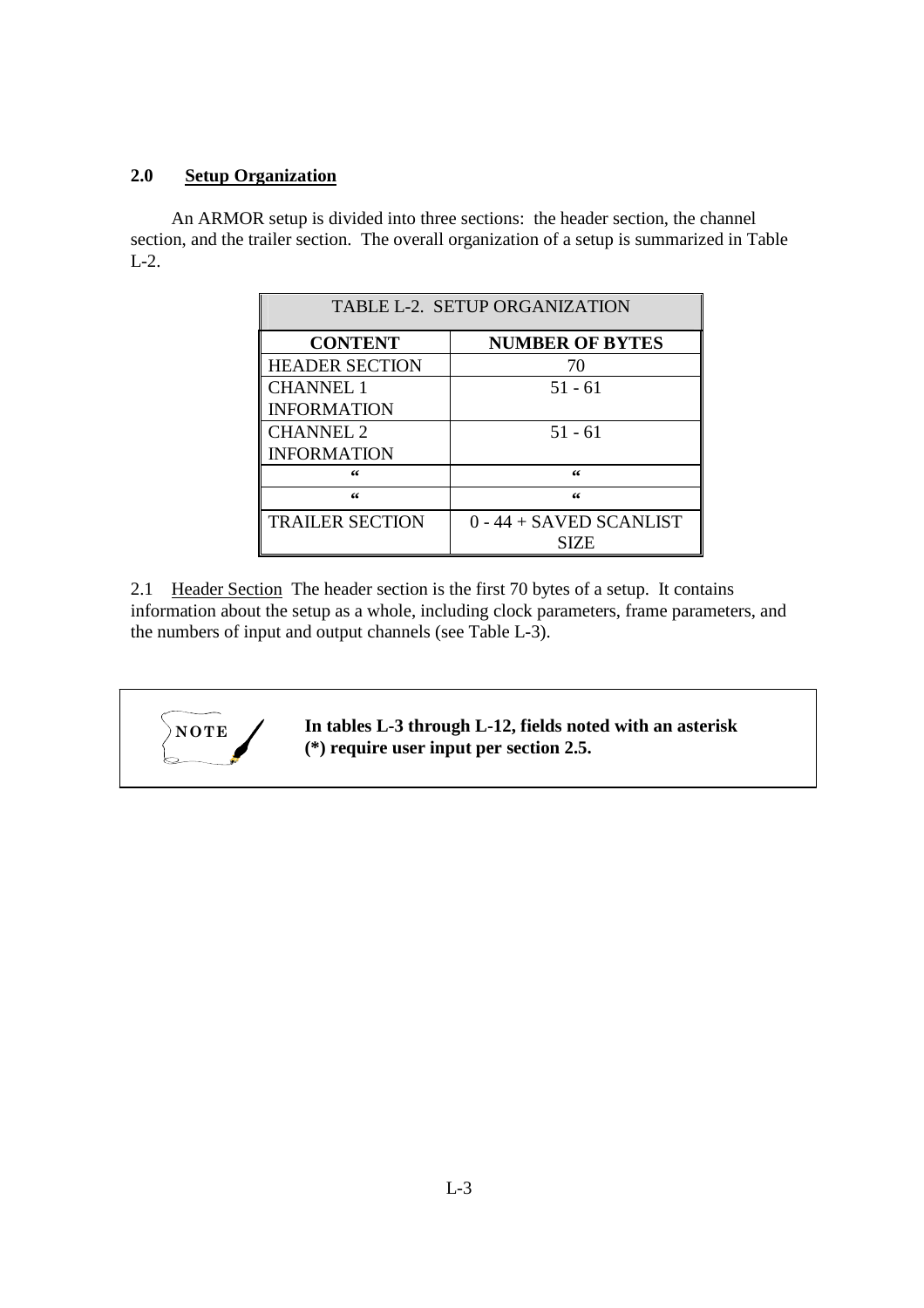## 2.0 Setup Organization

An ARMOR setup is divided into three sections: the header section, the channel section, and the trailer section. The overall organization of a setup is summarized in Table L-2.

| TABLE L-2. SETUP ORGANIZATION | |
|---|---|
| **CONTENT** | **NUMBER OF BYTES** |
| HEADER SECTION | 70 |
| CHANNEL 1 INFORMATION | 51 - 61 |
| CHANNEL 2 INFORMATION | 51 - 61 |
| “ | “ |
| “ | “ |
| TRAILER SECTION | 0 - 44 + SAVED SCANLIST SIZE |

2.1 Header Section The header section is the first 70 bytes of a setup. It contains information about the setup as a whole, including clock parameters, frame parameters, and the numbers of input and output channels (see Table L-3).

> **NOTE**
>
> **In tables L-3 through L-12, fields noted with an asterisk (*) require user input per section 2.5.**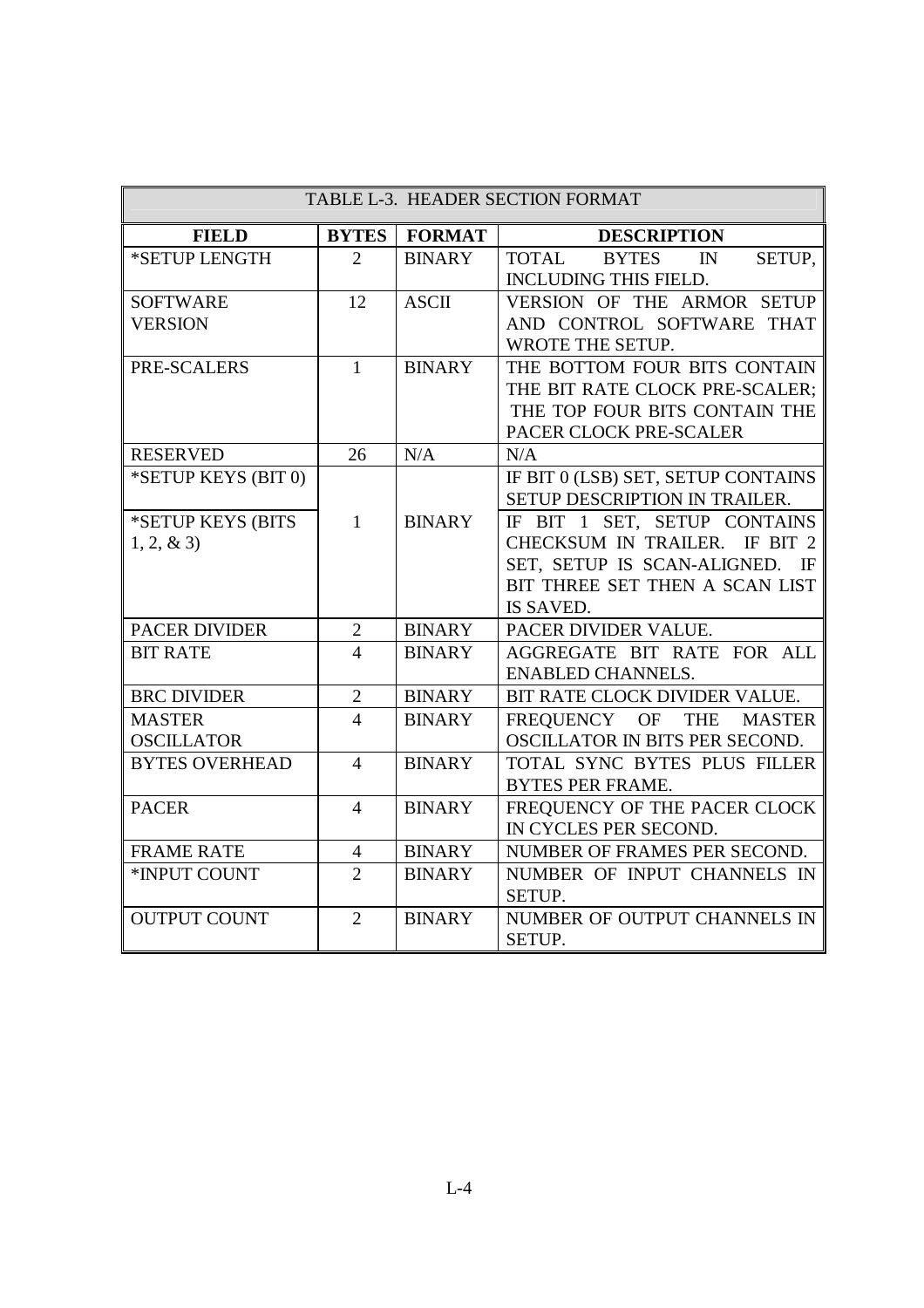TABLE L-3. HEADER SECTION FORMAT

| FIELD | BYTES | FORMAT | DESCRIPTION |
|---|---|---|---|
| *SETUP LENGTH | 2 | BINARY | TOTAL BYTES IN SETUP, INCLUDING THIS FIELD. |
| SOFTWARE VERSION | 12 | ASCII | VERSION OF THE ARMOR SETUP AND CONTROL SOFTWARE THAT WROTE THE SETUP. |
| PRE-SCALERS | 1 | BINARY | THE BOTTOM FOUR BITS CONTAIN THE BIT RATE CLOCK PRE-SCALER; THE TOP FOUR BITS CONTAIN THE PACER CLOCK PRE-SCALER |
| RESERVED | 26 | N/A | N/A |
| *SETUP KEYS (BIT 0) | 1 | BINARY | IF BIT 0 (LSB) SET, SETUP CONTAINS SETUP DESCRIPTION IN TRAILER. |
| *SETUP KEYS (BITS 1, 2, & 3) | | | IF BIT 1 SET, SETUP CONTAINS CHECKSUM IN TRAILER. IF BIT 2 SET, SETUP IS SCAN-ALIGNED. IF BIT THREE SET THEN A SCAN LIST IS SAVED. |
| PACER DIVIDER | 2 | BINARY | PACER DIVIDER VALUE. |
| BIT RATE | 4 | BINARY | AGGREGATE BIT RATE FOR ALL ENABLED CHANNELS. |
| BRC DIVIDER | 2 | BINARY | BIT RATE CLOCK DIVIDER VALUE. |
| MASTER OSCILLATOR | 4 | BINARY | FREQUENCY OF THE MASTER OSCILLATOR IN BITS PER SECOND. |
| BYTES OVERHEAD | 4 | BINARY | TOTAL SYNC BYTES PLUS FILLER BYTES PER FRAME. |
| PACER | 4 | BINARY | FREQUENCY OF THE PACER CLOCK IN CYCLES PER SECOND. |
| FRAME RATE | 4 | BINARY | NUMBER OF FRAMES PER SECOND. |
| *INPUT COUNT | 2 | BINARY | NUMBER OF INPUT CHANNELS IN SETUP. |
| OUTPUT COUNT | 2 | BINARY | NUMBER OF OUTPUT CHANNELS IN SETUP. |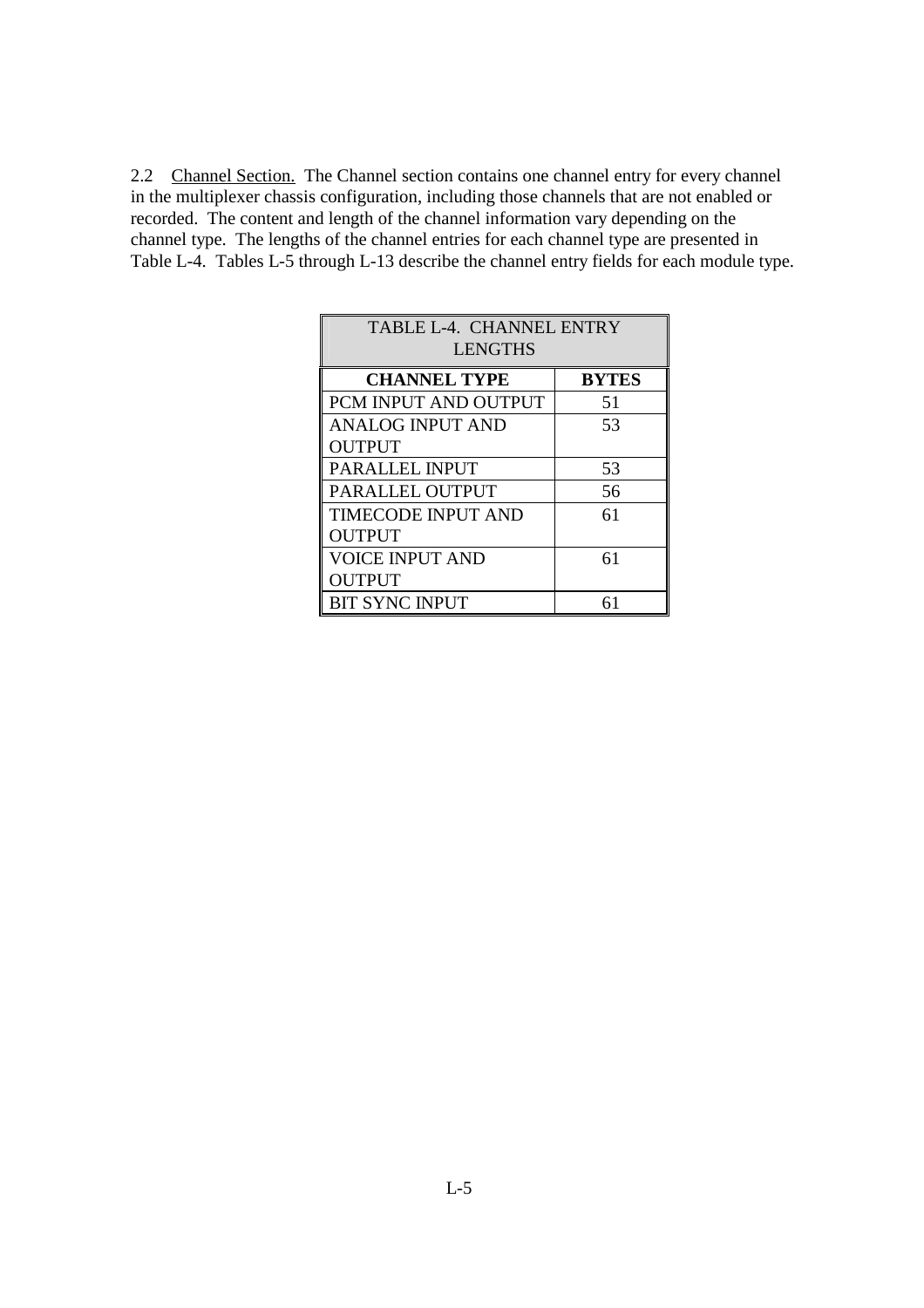2.2 <u>Channel Section.</u> The Channel section contains one channel entry for every channel in the multiplexer chassis configuration, including those channels that are not enabled or recorded. The content and length of the channel information vary depending on the channel type. The lengths of the channel entries for each channel type are presented in Table L-4. Tables L-5 through L-13 describe the channel entry fields for each module type.

TABLE L-4. CHANNEL ENTRY LENGTHS

| CHANNEL TYPE | BYTES |
|---|---|
| PCM INPUT AND OUTPUT | 51 |
| ANALOG INPUT AND OUTPUT | 53 |
| PARALLEL INPUT | 53 |
| PARALLEL OUTPUT | 56 |
| TIMECODE INPUT AND OUTPUT | 61 |
| VOICE INPUT AND OUTPUT | 61 |
| BIT SYNC INPUT | 61 |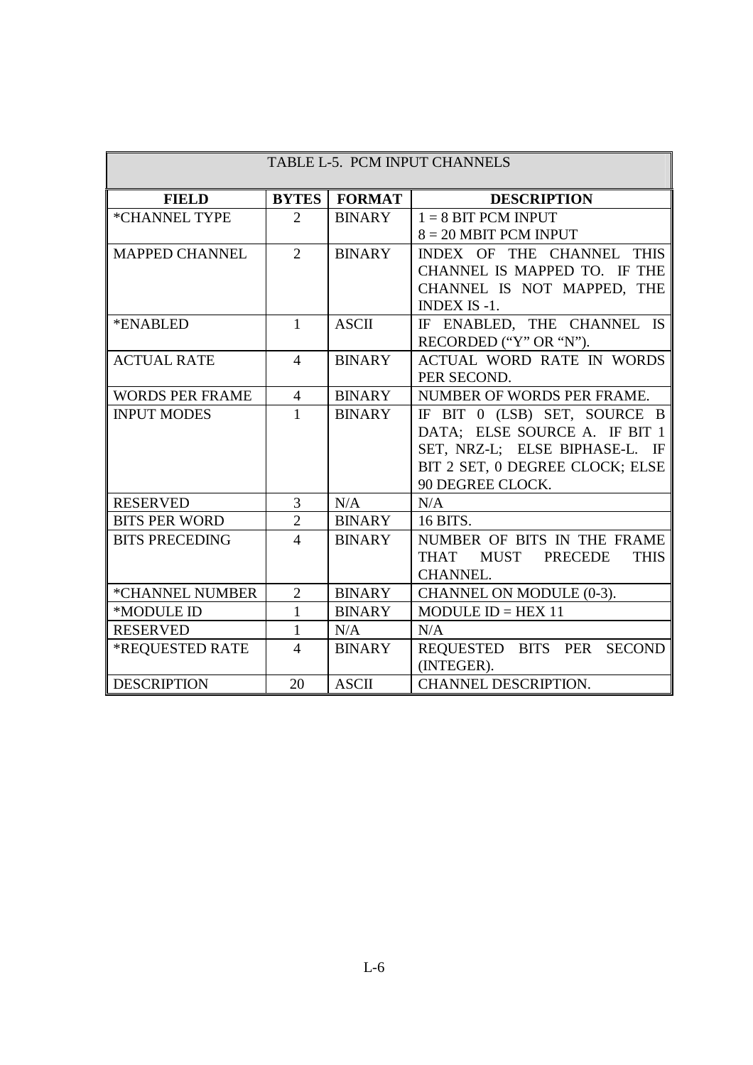TABLE L-5. PCM INPUT CHANNELS

| FIELD | BYTES | FORMAT | DESCRIPTION |
|---|---|---|---|
| *CHANNEL TYPE | 2 | BINARY | 1 = 8 BIT PCM INPUT<br>8 = 20 MBIT PCM INPUT |
| MAPPED CHANNEL | 2 | BINARY | INDEX OF THE CHANNEL THIS CHANNEL IS MAPPED TO. IF THE CHANNEL IS NOT MAPPED, THE INDEX IS -1. |
| *ENABLED | 1 | ASCII | IF ENABLED, THE CHANNEL IS RECORDED ("Y" OR "N"). |
| ACTUAL RATE | 4 | BINARY | ACTUAL WORD RATE IN WORDS PER SECOND. |
| WORDS PER FRAME | 4 | BINARY | NUMBER OF WORDS PER FRAME. |
| INPUT MODES | 1 | BINARY | IF BIT 0 (LSB) SET, SOURCE B DATA; ELSE SOURCE A. IF BIT 1 SET, NRZ-L; ELSE BIPHASE-L. IF BIT 2 SET, 0 DEGREE CLOCK; ELSE 90 DEGREE CLOCK. |
| RESERVED | 3 | N/A | N/A |
| BITS PER WORD | 2 | BINARY | 16 BITS. |
| BITS PRECEDING | 4 | BINARY | NUMBER OF BITS IN THE FRAME THAT MUST PRECEDE THIS CHANNEL. |
| *CHANNEL NUMBER | 2 | BINARY | CHANNEL ON MODULE (0-3). |
| *MODULE ID | 1 | BINARY | MODULE ID = HEX 11 |
| RESERVED | 1 | N/A | N/A |
| *REQUESTED RATE | 4 | BINARY | REQUESTED BITS PER SECOND (INTEGER). |
| DESCRIPTION | 20 | ASCII | CHANNEL DESCRIPTION. |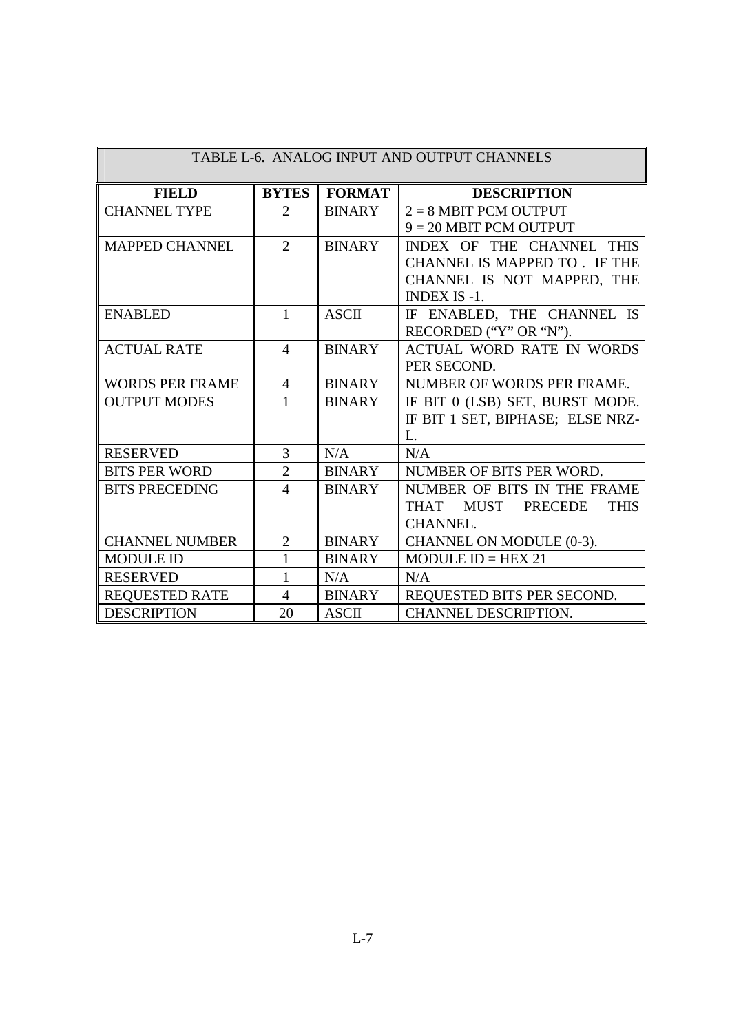TABLE L-6. ANALOG INPUT AND OUTPUT CHANNELS

| FIELD | BYTES | FORMAT | DESCRIPTION |
|---|---|---|---|
| CHANNEL TYPE | 2 | BINARY | 2 = 8 MBIT PCM OUTPUT<br>9 = 20 MBIT PCM OUTPUT |
| MAPPED CHANNEL | 2 | BINARY | INDEX OF THE CHANNEL THIS CHANNEL IS MAPPED TO . IF THE CHANNEL IS NOT MAPPED, THE INDEX IS -1. |
| ENABLED | 1 | ASCII | IF ENABLED, THE CHANNEL IS RECORDED ("Y" OR "N"). |
| ACTUAL RATE | 4 | BINARY | ACTUAL WORD RATE IN WORDS PER SECOND. |
| WORDS PER FRAME | 4 | BINARY | NUMBER OF WORDS PER FRAME. |
| OUTPUT MODES | 1 | BINARY | IF BIT 0 (LSB) SET, BURST MODE. IF BIT 1 SET, BIPHASE; ELSE NRZ-L. |
| RESERVED | 3 | N/A | N/A |
| BITS PER WORD | 2 | BINARY | NUMBER OF BITS PER WORD. |
| BITS PRECEDING | 4 | BINARY | NUMBER OF BITS IN THE FRAME THAT MUST PRECEDE THIS CHANNEL. |
| CHANNEL NUMBER | 2 | BINARY | CHANNEL ON MODULE (0-3). |
| MODULE ID | 1 | BINARY | MODULE ID = HEX 21 |
| RESERVED | 1 | N/A | N/A |
| REQUESTED RATE | 4 | BINARY | REQUESTED BITS PER SECOND. |
| DESCRIPTION | 20 | ASCII | CHANNEL DESCRIPTION. |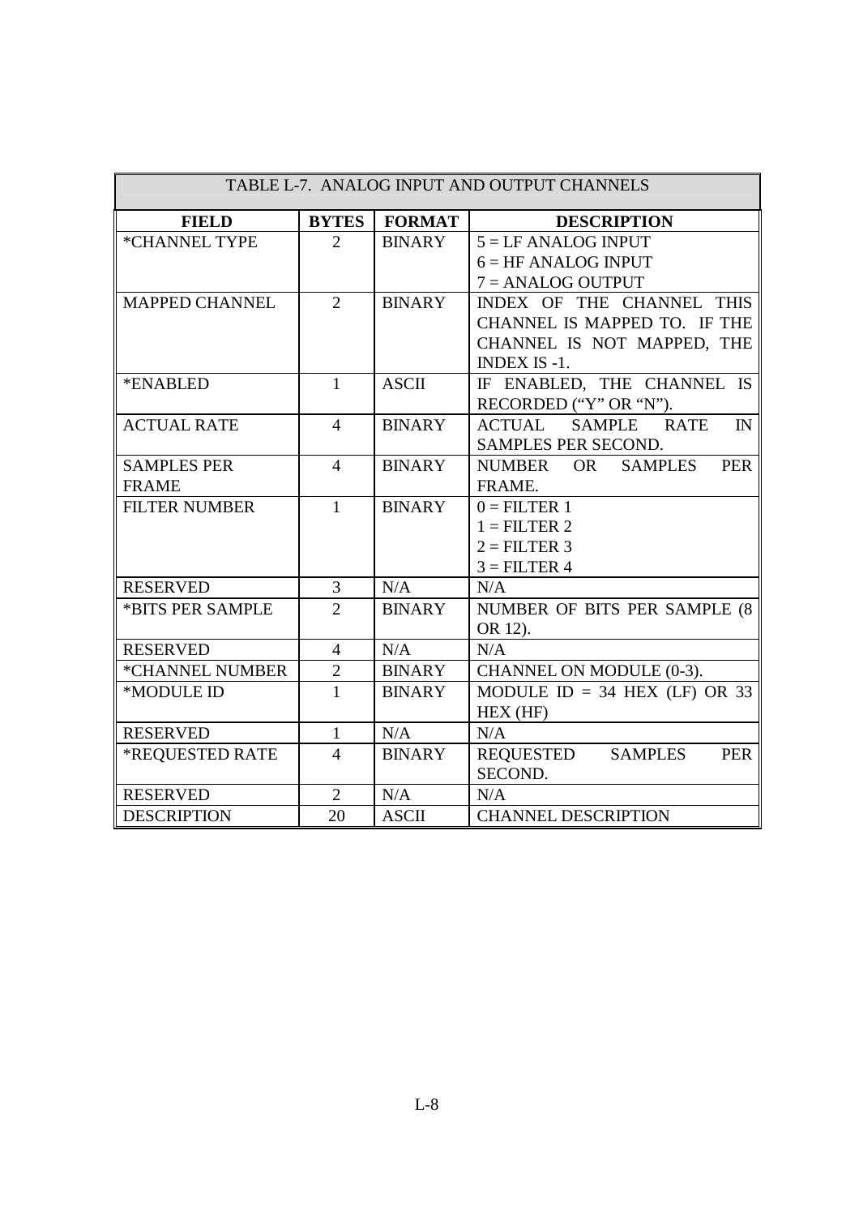| TABLE L-7. ANALOG INPUT AND OUTPUT CHANNELS | | | |
|---|---|---|---|
| **FIELD** | **BYTES** | **FORMAT** | **DESCRIPTION** |
| *CHANNEL TYPE | 2 | BINARY | 5 = LF ANALOG INPUT<br>6 = HF ANALOG INPUT<br>7 = ANALOG OUTPUT |
| MAPPED CHANNEL | 2 | BINARY | INDEX OF THE CHANNEL THIS CHANNEL IS MAPPED TO. IF THE CHANNEL IS NOT MAPPED, THE INDEX IS -1. |
| *ENABLED | 1 | ASCII | IF ENABLED, THE CHANNEL IS RECORDED (“Y” OR “N”). |
| ACTUAL RATE | 4 | BINARY | ACTUAL SAMPLE RATE IN SAMPLES PER SECOND. |
| SAMPLES PER FRAME | 4 | BINARY | NUMBER OR SAMPLES PER FRAME. |
| FILTER NUMBER | 1 | BINARY | 0 = FILTER 1<br>1 = FILTER 2<br>2 = FILTER 3<br>3 = FILTER 4 |
| RESERVED | 3 | N/A | N/A |
| *BITS PER SAMPLE | 2 | BINARY | NUMBER OF BITS PER SAMPLE (8 OR 12). |
| RESERVED | 4 | N/A | N/A |
| *CHANNEL NUMBER | 2 | BINARY | CHANNEL ON MODULE (0-3). |
| *MODULE ID | 1 | BINARY | MODULE ID = 34 HEX (LF) OR 33 HEX (HF) |
| RESERVED | 1 | N/A | N/A |
| *REQUESTED RATE | 4 | BINARY | REQUESTED SAMPLES PER SECOND. |
| RESERVED | 2 | N/A | N/A |
| DESCRIPTION | 20 | ASCII | CHANNEL DESCRIPTION |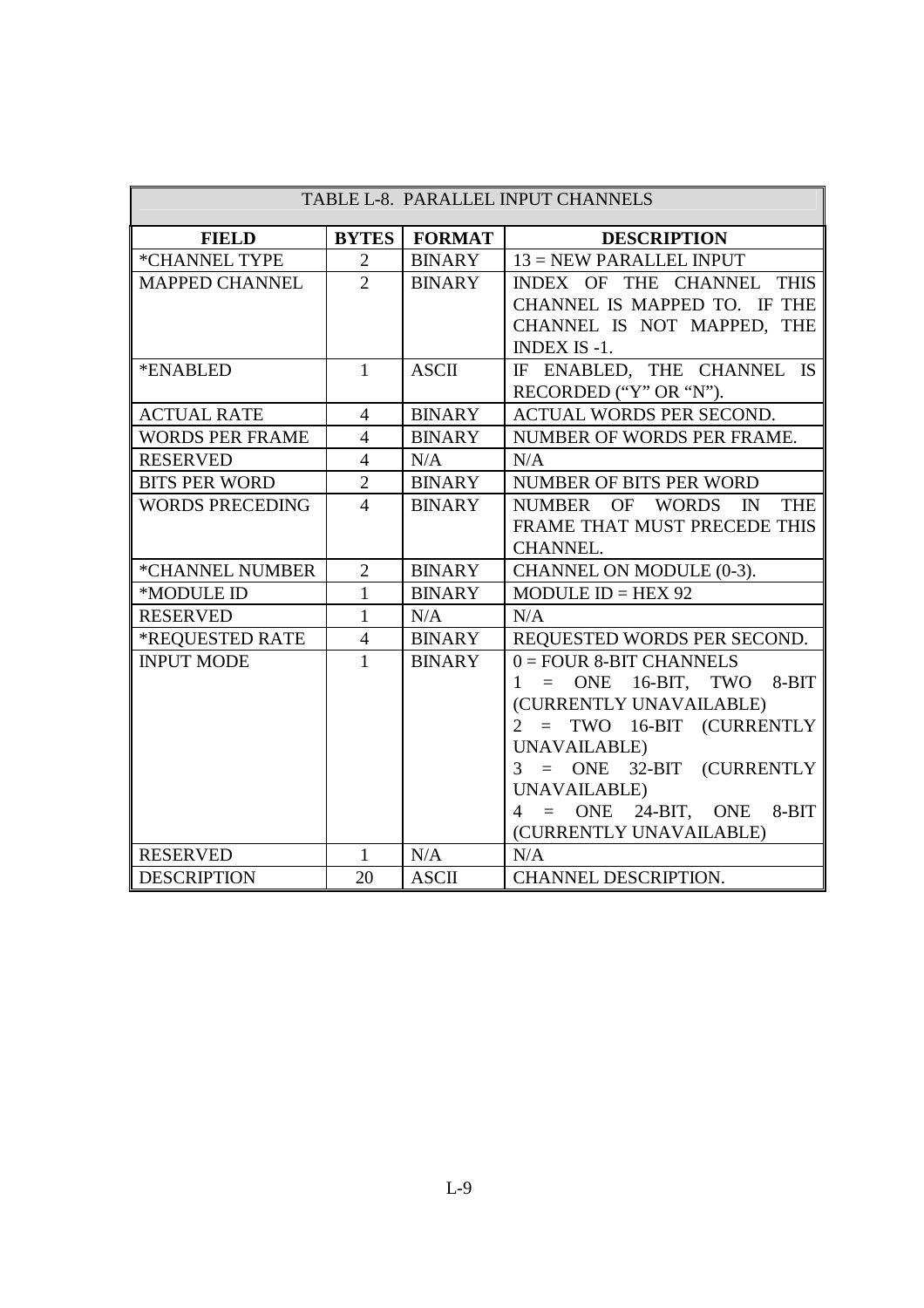| TABLE L-8. PARALLEL INPUT CHANNELS | | | |
|---|---|---|---|
| **FIELD** | **BYTES** | **FORMAT** | **DESCRIPTION** |
| *CHANNEL TYPE | 2 | BINARY | 13 = NEW PARALLEL INPUT |
| MAPPED CHANNEL | 2 | BINARY | INDEX OF THE CHANNEL THIS CHANNEL IS MAPPED TO. IF THE CHANNEL IS NOT MAPPED, THE INDEX IS -1. |
| *ENABLED | 1 | ASCII | IF ENABLED, THE CHANNEL IS RECORDED (“Y” OR “N”). |
| ACTUAL RATE | 4 | BINARY | ACTUAL WORDS PER SECOND. |
| WORDS PER FRAME | 4 | BINARY | NUMBER OF WORDS PER FRAME. |
| RESERVED | 4 | N/A | N/A |
| BITS PER WORD | 2 | BINARY | NUMBER OF BITS PER WORD |
| WORDS PRECEDING | 4 | BINARY | NUMBER OF WORDS IN THE FRAME THAT MUST PRECEDE THIS CHANNEL. |
| *CHANNEL NUMBER | 2 | BINARY | CHANNEL ON MODULE (0-3). |
| *MODULE ID | 1 | BINARY | MODULE ID = HEX 92 |
| RESERVED | 1 | N/A | N/A |
| *REQUESTED RATE | 4 | BINARY | REQUESTED WORDS PER SECOND. |
| INPUT MODE | 1 | BINARY | 0 = FOUR 8-BIT CHANNELS<br>1 = ONE 16-BIT, TWO 8-BIT (CURRENTLY UNAVAILABLE)<br>2 = TWO 16-BIT (CURRENTLY UNAVAILABLE)<br>3 = ONE 32-BIT (CURRENTLY UNAVAILABLE)<br>4 = ONE 24-BIT, ONE 8-BIT (CURRENTLY UNAVAILABLE) |
| RESERVED | 1 | N/A | N/A |
| DESCRIPTION | 20 | ASCII | CHANNEL DESCRIPTION. |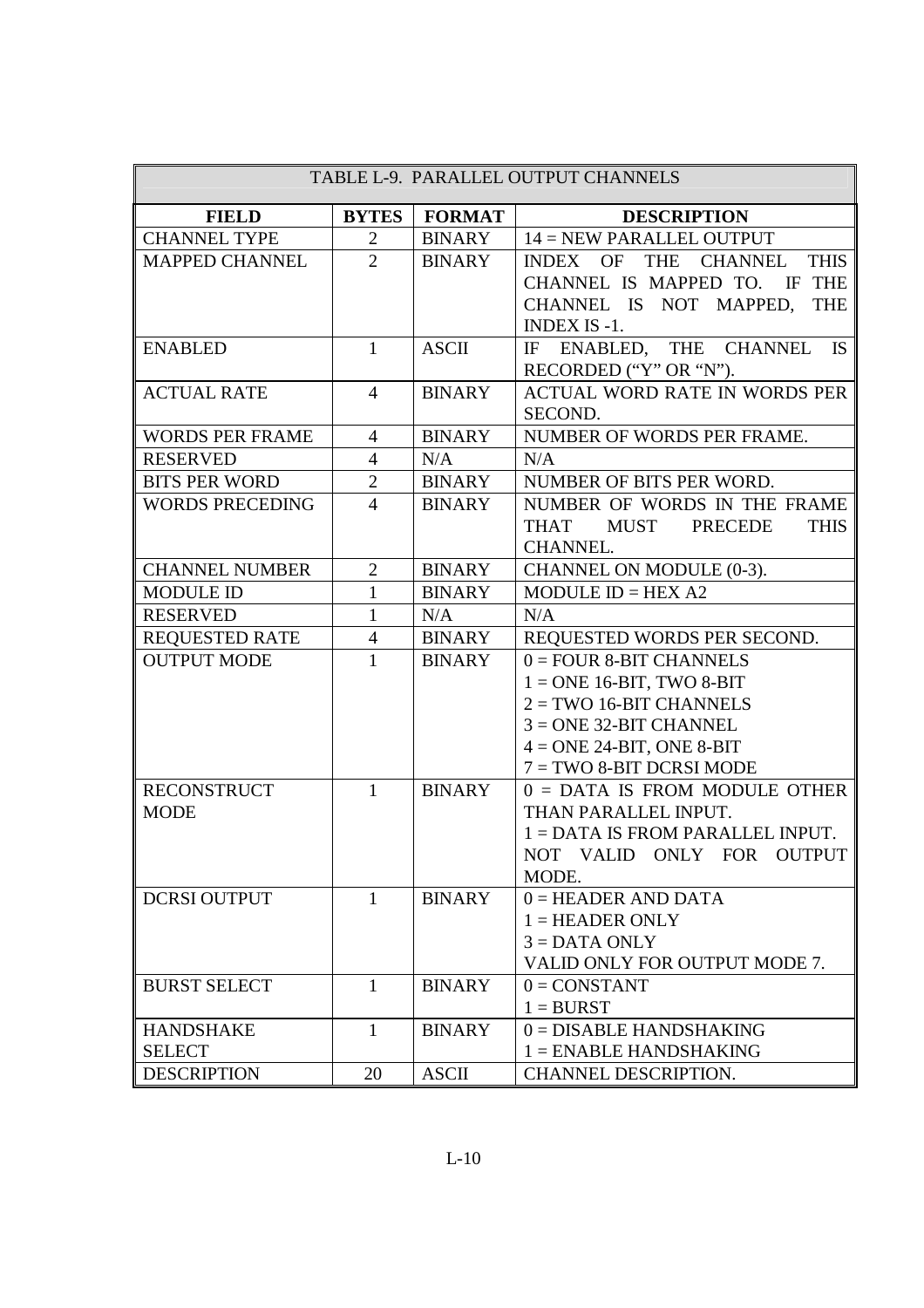TABLE L-9. PARALLEL OUTPUT CHANNELS

| FIELD | BYTES | FORMAT | DESCRIPTION |
|---|---|---|---|
| CHANNEL TYPE | 2 | BINARY | 14 = NEW PARALLEL OUTPUT |
| MAPPED CHANNEL | 2 | BINARY | INDEX OF THE CHANNEL THIS CHANNEL IS MAPPED TO. IF THE CHANNEL IS NOT MAPPED, THE INDEX IS -1. |
| ENABLED | 1 | ASCII | IF ENABLED, THE CHANNEL IS RECORDED (“Y” OR “N”). |
| ACTUAL RATE | 4 | BINARY | ACTUAL WORD RATE IN WORDS PER SECOND. |
| WORDS PER FRAME | 4 | BINARY | NUMBER OF WORDS PER FRAME. |
| RESERVED | 4 | N/A | N/A |
| BITS PER WORD | 2 | BINARY | NUMBER OF BITS PER WORD. |
| WORDS PRECEDING | 4 | BINARY | NUMBER OF WORDS IN THE FRAME THAT MUST PRECEDE THIS CHANNEL. |
| CHANNEL NUMBER | 2 | BINARY | CHANNEL ON MODULE (0-3). |
| MODULE ID | 1 | BINARY | MODULE ID = HEX A2 |
| RESERVED | 1 | N/A | N/A |
| REQUESTED RATE | 4 | BINARY | REQUESTED WORDS PER SECOND. |
| OUTPUT MODE | 1 | BINARY | 0 = FOUR 8-BIT CHANNELS<br>1 = ONE 16-BIT, TWO 8-BIT<br>2 = TWO 16-BIT CHANNELS<br>3 = ONE 32-BIT CHANNEL<br>4 = ONE 24-BIT, ONE 8-BIT<br>7 = TWO 8-BIT DCRSI MODE |
| RECONSTRUCT MODE | 1 | BINARY | 0 = DATA IS FROM MODULE OTHER THAN PARALLEL INPUT.<br>1 = DATA IS FROM PARALLEL INPUT.<br>NOT VALID ONLY FOR OUTPUT MODE. |
| DCRSI OUTPUT | 1 | BINARY | 0 = HEADER AND DATA<br>1 = HEADER ONLY<br>3 = DATA ONLY<br>VALID ONLY FOR OUTPUT MODE 7. |
| BURST SELECT | 1 | BINARY | 0 = CONSTANT<br>1 = BURST |
| HANDSHAKE SELECT | 1 | BINARY | 0 = DISABLE HANDSHAKING<br>1 = ENABLE HANDSHAKING |
| DESCRIPTION | 20 | ASCII | CHANNEL DESCRIPTION. |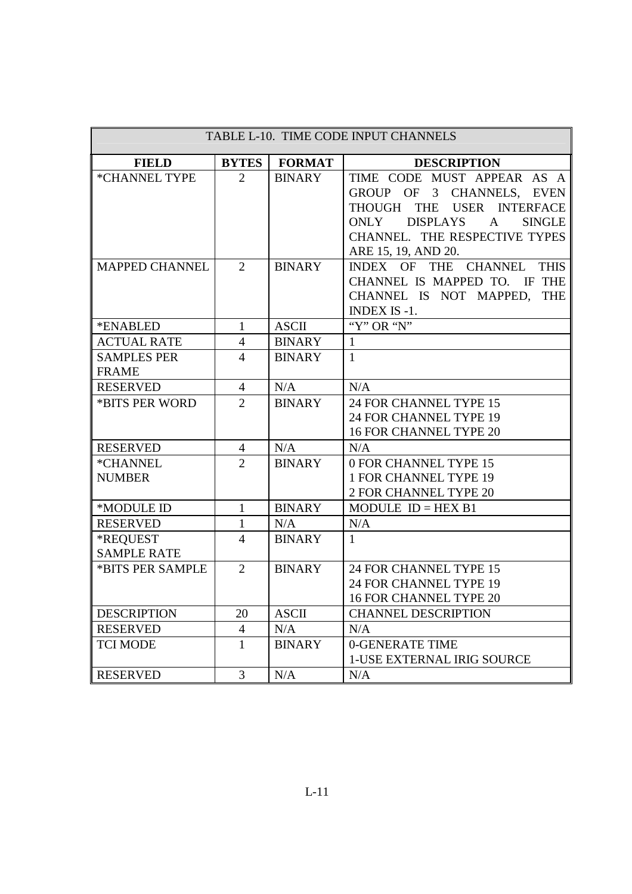TABLE L-10. TIME CODE INPUT CHANNELS

| FIELD | BYTES | FORMAT | DESCRIPTION |
|---|---|---|---|
| *CHANNEL TYPE | 2 | BINARY | TIME CODE MUST APPEAR AS A GROUP OF 3 CHANNELS, EVEN THOUGH THE USER INTERFACE ONLY DISPLAYS A SINGLE CHANNEL. THE RESPECTIVE TYPES ARE 15, 19, AND 20. |
| MAPPED CHANNEL | 2 | BINARY | INDEX OF THE CHANNEL THIS CHANNEL IS MAPPED TO. IF THE CHANNEL IS NOT MAPPED, THE INDEX IS -1. |
| *ENABLED | 1 | ASCII | "Y" OR "N" |
| ACTUAL RATE | 4 | BINARY | 1 |
| SAMPLES PER FRAME | 4 | BINARY | 1 |
| RESERVED | 4 | N/A | N/A |
| *BITS PER WORD | 2 | BINARY | 24 FOR CHANNEL TYPE 15<br>24 FOR CHANNEL TYPE 19<br>16 FOR CHANNEL TYPE 20 |
| RESERVED | 4 | N/A | N/A |
| *CHANNEL NUMBER | 2 | BINARY | 0 FOR CHANNEL TYPE 15<br>1 FOR CHANNEL TYPE 19<br>2 FOR CHANNEL TYPE 20 |
| *MODULE ID | 1 | BINARY | MODULE ID = HEX B1 |
| RESERVED | 1 | N/A | N/A |
| *REQUEST SAMPLE RATE | 4 | BINARY | 1 |
| *BITS PER SAMPLE | 2 | BINARY | 24 FOR CHANNEL TYPE 15<br>24 FOR CHANNEL TYPE 19<br>16 FOR CHANNEL TYPE 20 |
| DESCRIPTION | 20 | ASCII | CHANNEL DESCRIPTION |
| RESERVED | 4 | N/A | N/A |
| TCI MODE | 1 | BINARY | 0-GENERATE TIME<br>1-USE EXTERNAL IRIG SOURCE |
| RESERVED | 3 | N/A | N/A |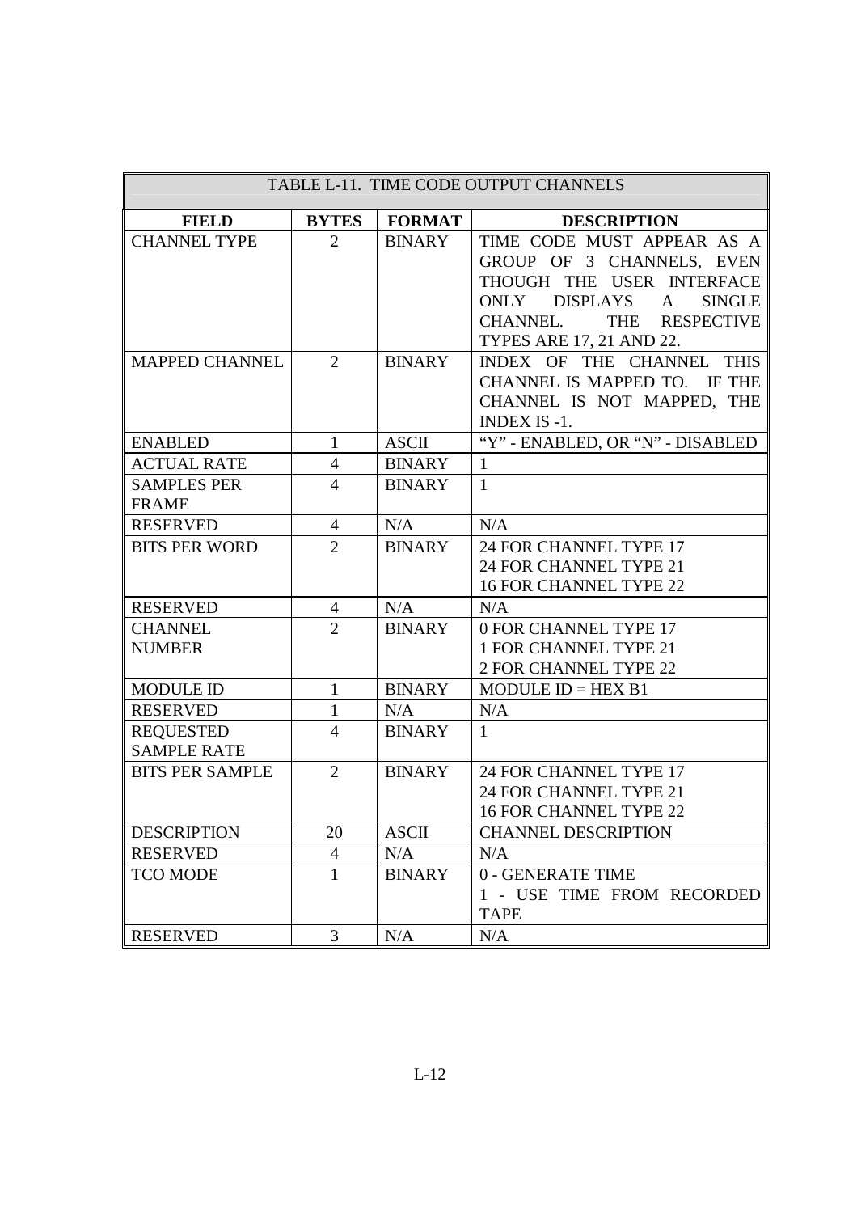| TABLE L-11. TIME CODE OUTPUT CHANNELS | | | |
|---|---|---|---|
| **FIELD** | **BYTES** | **FORMAT** | **DESCRIPTION** |
| CHANNEL TYPE | 2 | BINARY | TIME CODE MUST APPEAR AS A GROUP OF 3 CHANNELS, EVEN THOUGH THE USER INTERFACE ONLY DISPLAYS A SINGLE CHANNEL. THE RESPECTIVE TYPES ARE 17, 21 AND 22. |
| MAPPED CHANNEL | 2 | BINARY | INDEX OF THE CHANNEL THIS CHANNEL IS MAPPED TO. IF THE CHANNEL IS NOT MAPPED, THE INDEX IS -1. |
| ENABLED | 1 | ASCII | "Y" - ENABLED, OR "N" - DISABLED |
| ACTUAL RATE | 4 | BINARY | 1 |
| SAMPLES PER FRAME | 4 | BINARY | 1 |
| RESERVED | 4 | N/A | N/A |
| BITS PER WORD | 2 | BINARY | 24 FOR CHANNEL TYPE 17<br>24 FOR CHANNEL TYPE 21<br>16 FOR CHANNEL TYPE 22 |
| RESERVED | 4 | N/A | N/A |
| CHANNEL NUMBER | 2 | BINARY | 0 FOR CHANNEL TYPE 17<br>1 FOR CHANNEL TYPE 21<br>2 FOR CHANNEL TYPE 22 |
| MODULE ID | 1 | BINARY | MODULE ID = HEX B1 |
| RESERVED | 1 | N/A | N/A |
| REQUESTED SAMPLE RATE | 4 | BINARY | 1 |
| BITS PER SAMPLE | 2 | BINARY | 24 FOR CHANNEL TYPE 17<br>24 FOR CHANNEL TYPE 21<br>16 FOR CHANNEL TYPE 22 |
| DESCRIPTION | 20 | ASCII | CHANNEL DESCRIPTION |
| RESERVED | 4 | N/A | N/A |
| TCO MODE | 1 | BINARY | 0 - GENERATE TIME<br>1 - USE TIME FROM RECORDED TAPE |
| RESERVED | 3 | N/A | N/A |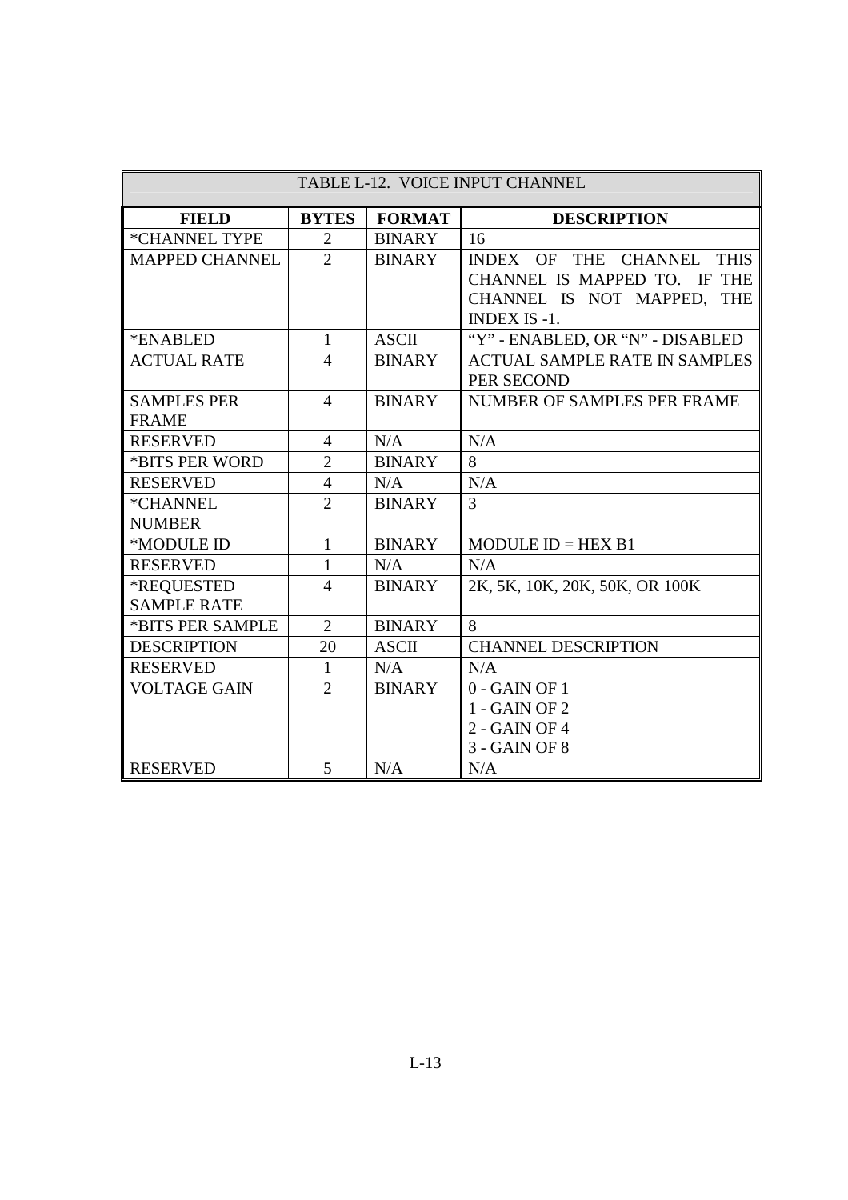TABLE L-12. VOICE INPUT CHANNEL

| FIELD | BYTES | FORMAT | DESCRIPTION |
|---|---|---|---|
| *CHANNEL TYPE | 2 | BINARY | 16 |
| MAPPED CHANNEL | 2 | BINARY | INDEX OF THE CHANNEL THIS CHANNEL IS MAPPED TO. IF THE CHANNEL IS NOT MAPPED, THE INDEX IS -1. |
| *ENABLED | 1 | ASCII | "Y" - ENABLED, OR "N" - DISABLED |
| ACTUAL RATE | 4 | BINARY | ACTUAL SAMPLE RATE IN SAMPLES PER SECOND |
| SAMPLES PER FRAME | 4 | BINARY | NUMBER OF SAMPLES PER FRAME |
| RESERVED | 4 | N/A | N/A |
| *BITS PER WORD | 2 | BINARY | 8 |
| RESERVED | 4 | N/A | N/A |
| *CHANNEL NUMBER | 2 | BINARY | 3 |
| *MODULE ID | 1 | BINARY | MODULE ID = HEX B1 |
| RESERVED | 1 | N/A | N/A |
| *REQUESTED SAMPLE RATE | 4 | BINARY | 2K, 5K, 10K, 20K, 50K, OR 100K |
| *BITS PER SAMPLE | 2 | BINARY | 8 |
| DESCRIPTION | 20 | ASCII | CHANNEL DESCRIPTION |
| RESERVED | 1 | N/A | N/A |
| VOLTAGE GAIN | 2 | BINARY | 0 - GAIN OF 1<br>1 - GAIN OF 2<br>2 - GAIN OF 4<br>3 - GAIN OF 8 |
| RESERVED | 5 | N/A | N/A |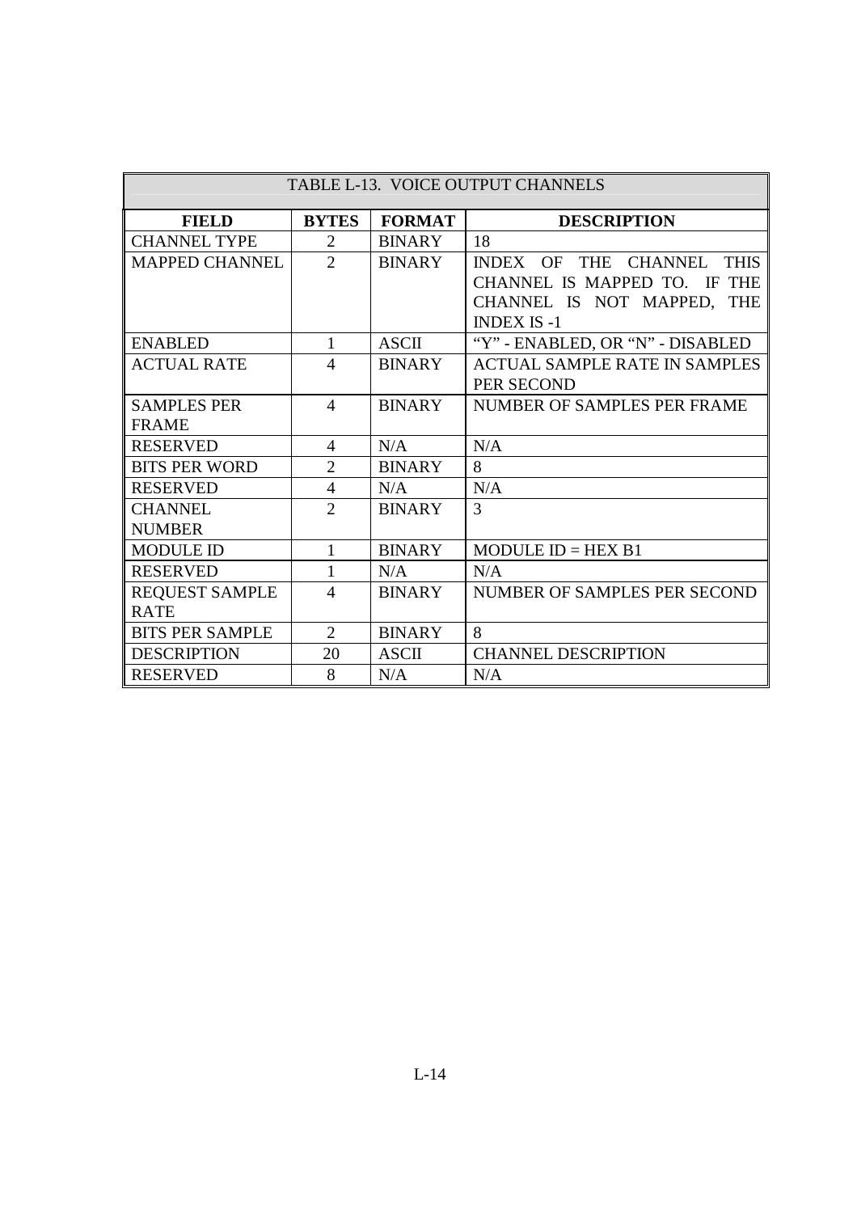TABLE L-13. VOICE OUTPUT CHANNELS

| FIELD | BYTES | FORMAT | DESCRIPTION |
|---|---|---|---|
| CHANNEL TYPE | 2 | BINARY | 18 |
| MAPPED CHANNEL | 2 | BINARY | INDEX OF THE CHANNEL THIS CHANNEL IS MAPPED TO. IF THE CHANNEL IS NOT MAPPED, THE INDEX IS -1 |
| ENABLED | 1 | ASCII | “Y” - ENABLED, OR “N” - DISABLED |
| ACTUAL RATE | 4 | BINARY | ACTUAL SAMPLE RATE IN SAMPLES PER SECOND |
| SAMPLES PER FRAME | 4 | BINARY | NUMBER OF SAMPLES PER FRAME |
| RESERVED | 4 | N/A | N/A |
| BITS PER WORD | 2 | BINARY | 8 |
| RESERVED | 4 | N/A | N/A |
| CHANNEL NUMBER | 2 | BINARY | 3 |
| MODULE ID | 1 | BINARY | MODULE ID = HEX B1 |
| RESERVED | 1 | N/A | N/A |
| REQUEST SAMPLE RATE | 4 | BINARY | NUMBER OF SAMPLES PER SECOND |
| BITS PER SAMPLE | 2 | BINARY | 8 |
| DESCRIPTION | 20 | ASCII | CHANNEL DESCRIPTION |
| RESERVED | 8 | N/A | N/A |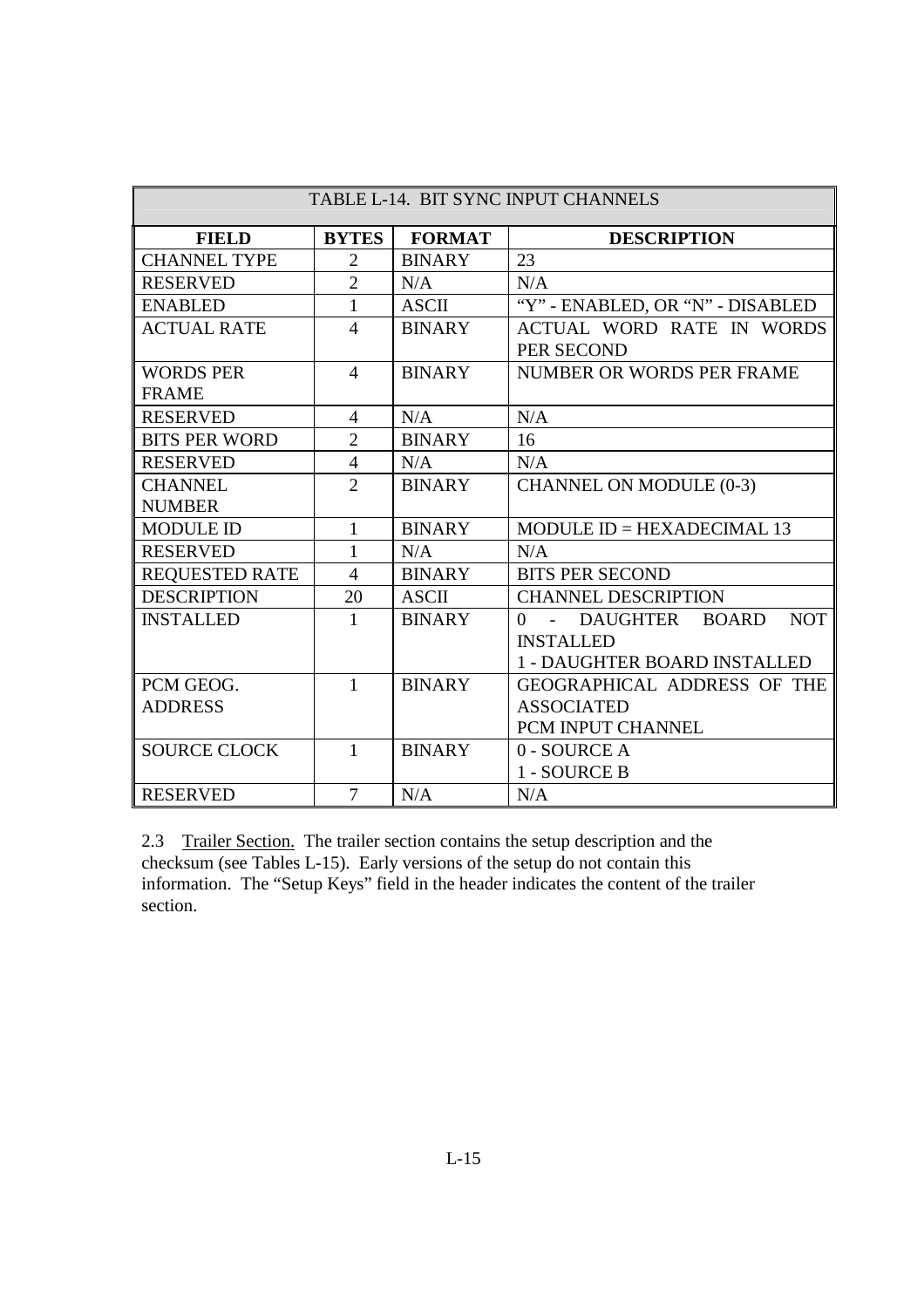| TABLE L-14. BIT SYNC INPUT CHANNELS | | | |
|---|---|---|---|
| **FIELD** | **BYTES** | **FORMAT** | **DESCRIPTION** |
| CHANNEL TYPE | 2 | BINARY | 23 |
| RESERVED | 2 | N/A | N/A |
| ENABLED | 1 | ASCII | "Y" - ENABLED, OR "N" - DISABLED |
| ACTUAL RATE | 4 | BINARY | ACTUAL WORD RATE IN WORDS PER SECOND |
| WORDS PER FRAME | 4 | BINARY | NUMBER OR WORDS PER FRAME |
| RESERVED | 4 | N/A | N/A |
| BITS PER WORD | 2 | BINARY | 16 |
| RESERVED | 4 | N/A | N/A |
| CHANNEL NUMBER | 2 | BINARY | CHANNEL ON MODULE (0-3) |
| MODULE ID | 1 | BINARY | MODULE ID = HEXADECIMAL 13 |
| RESERVED | 1 | N/A | N/A |
| REQUESTED RATE | 4 | BINARY | BITS PER SECOND |
| DESCRIPTION | 20 | ASCII | CHANNEL DESCRIPTION |
| INSTALLED | 1 | BINARY | 0 - DAUGHTER BOARD NOT INSTALLED<br>1 - DAUGHTER BOARD INSTALLED |
| PCM GEOG. ADDRESS | 1 | BINARY | GEOGRAPHICAL ADDRESS OF THE ASSOCIATED PCM INPUT CHANNEL |
| SOURCE CLOCK | 1 | BINARY | 0 - SOURCE A<br>1 - SOURCE B |
| RESERVED | 7 | N/A | N/A |

2.3 Trailer Section. The trailer section contains the setup description and the checksum (see Tables L-15). Early versions of the setup do not contain this information. The "Setup Keys" field in the header indicates the content of the trailer section.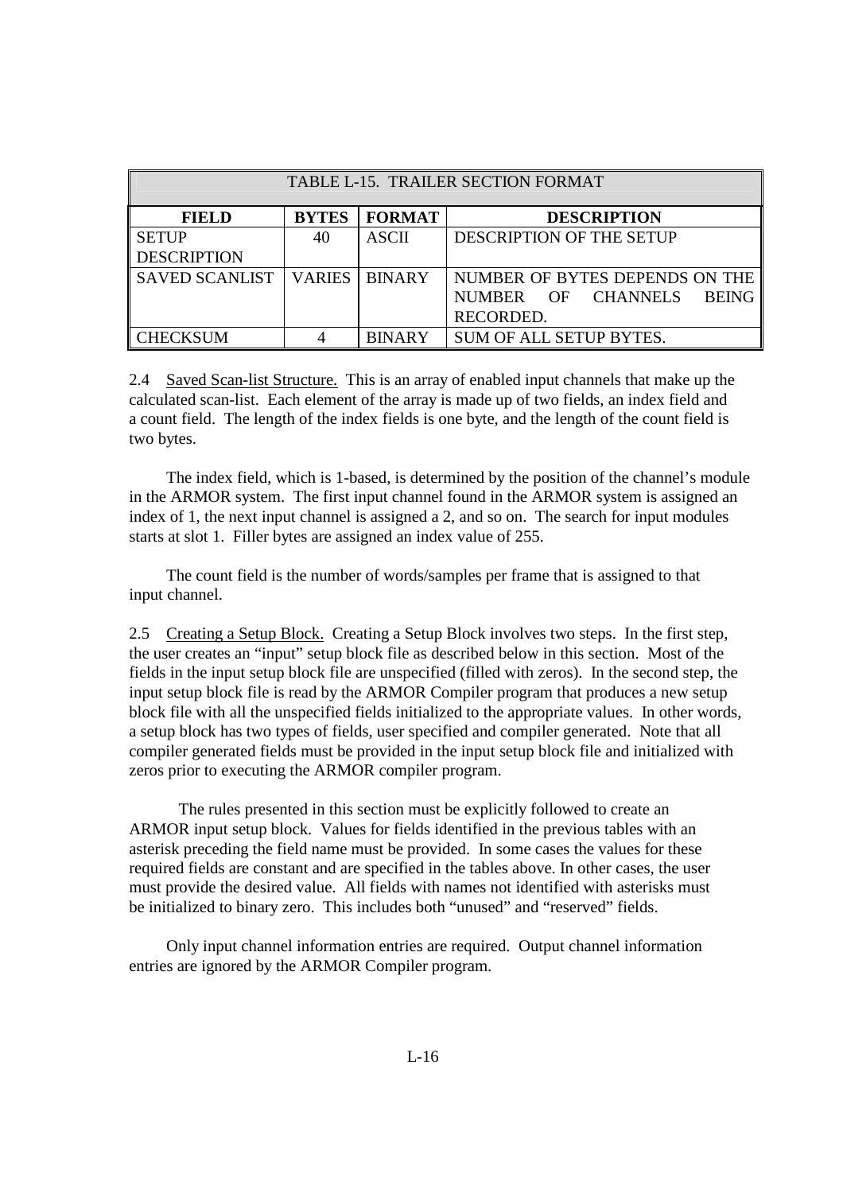| TABLE L-15. TRAILER SECTION FORMAT | | | |
|---|---|---|---|
| **FIELD** | **BYTES** | **FORMAT** | **DESCRIPTION** |
| SETUP DESCRIPTION | 40 | ASCII | DESCRIPTION OF THE SETUP |
| SAVED SCANLIST | VARIES | BINARY | NUMBER OF BYTES DEPENDS ON THE NUMBER OF CHANNELS BEING RECORDED. |
| CHECKSUM | 4 | BINARY | SUM OF ALL SETUP BYTES. |

2.4 Saved Scan-list Structure. This is an array of enabled input channels that make up the calculated scan-list. Each element of the array is made up of two fields, an index field and a count field. The length of the index fields is one byte, and the length of the count field is two bytes.

The index field, which is 1-based, is determined by the position of the channel's module in the ARMOR system. The first input channel found in the ARMOR system is assigned an index of 1, the next input channel is assigned a 2, and so on. The search for input modules starts at slot 1. Filler bytes are assigned an index value of 255.

The count field is the number of words/samples per frame that is assigned to that input channel.

2.5 Creating a Setup Block. Creating a Setup Block involves two steps. In the first step, the user creates an "input" setup block file as described below in this section. Most of the fields in the input setup block file are unspecified (filled with zeros). In the second step, the input setup block file is read by the ARMOR Compiler program that produces a new setup block file with all the unspecified fields initialized to the appropriate values. In other words, a setup block has two types of fields, user specified and compiler generated. Note that all compiler generated fields must be provided in the input setup block file and initialized with zeros prior to executing the ARMOR compiler program.

The rules presented in this section must be explicitly followed to create an ARMOR input setup block. Values for fields identified in the previous tables with an asterisk preceding the field name must be provided. In some cases the values for these required fields are constant and are specified in the tables above. In other cases, the user must provide the desired value. All fields with names not identified with asterisks must be initialized to binary zero. This includes both "unused" and "reserved" fields.

Only input channel information entries are required. Output channel information entries are ignored by the ARMOR Compiler program.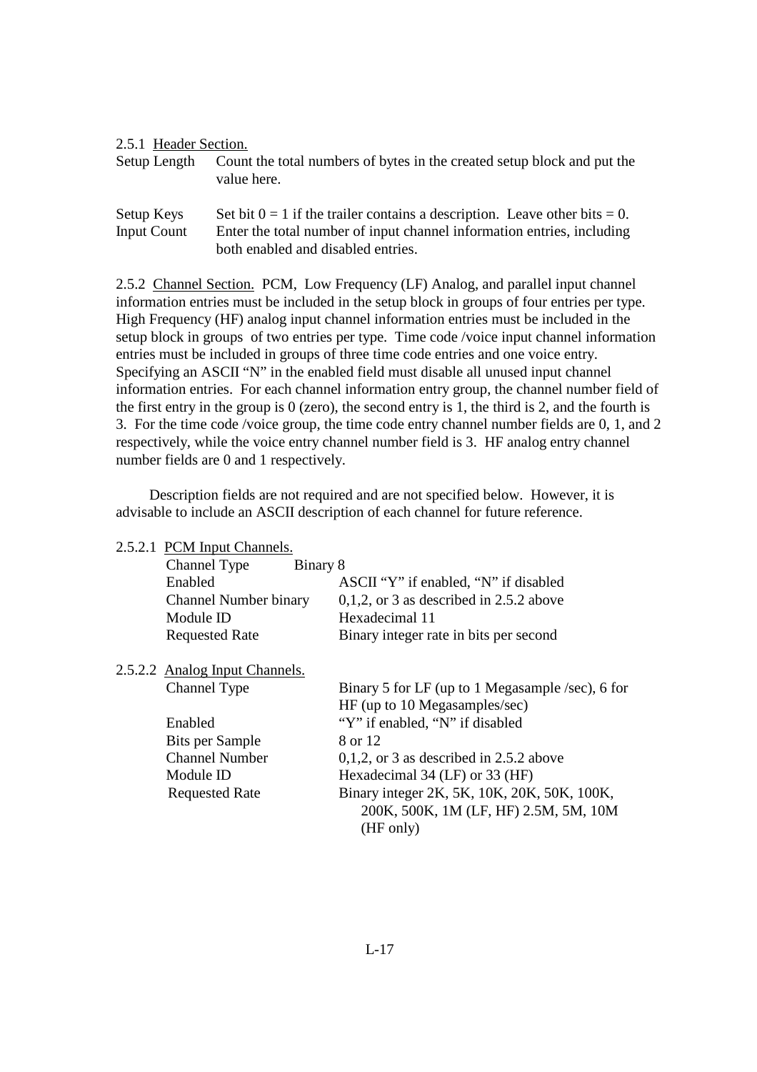2.5.1 Header Section.

| | |
|---|---|
| Setup Length | Count the total numbers of bytes in the created setup block and put the value here. |
| Setup Keys | Set bit 0 = 1 if the trailer contains a description. Leave other bits = 0. |
| Input Count | Enter the total number of input channel information entries, including both enabled and disabled entries. |

2.5.2 Channel Section. PCM, Low Frequency (LF) Analog, and parallel input channel information entries must be included in the setup block in groups of four entries per type. High Frequency (HF) analog input channel information entries must be included in the setup block in groups of two entries per type. Time code /voice input channel information entries must be included in groups of three time code entries and one voice entry. Specifying an ASCII "N" in the enabled field must disable all unused input channel information entries. For each channel information entry group, the channel number field of the first entry in the group is 0 (zero), the second entry is 1, the third is 2, and the fourth is 3. For the time code /voice group, the time code entry channel number fields are 0, 1, and 2 respectively, while the voice entry channel number field is 3. HF analog entry channel number fields are 0 and 1 respectively.

Description fields are not required and are not specified below. However, it is advisable to include an ASCII description of each channel for future reference.

2.5.2.1 PCM Input Channels.

| | |
|---|---|
| Channel Type | Binary 8 |
| Enabled | ASCII "Y" if enabled, "N" if disabled |
| Channel Number binary | 0,1,2, or 3 as described in 2.5.2 above |
| Module ID | Hexadecimal 11 |
| Requested Rate | Binary integer rate in bits per second |

2.5.2.2 Analog Input Channels.

| | |
|---|---|
| Channel Type | Binary 5 for LF (up to 1 Megasample /sec), 6 for HF (up to 10 Megasamples/sec) |
| Enabled | "Y" if enabled, "N" if disabled |
| Bits per Sample | 8 or 12 |
| Channel Number | 0,1,2, or 3 as described in 2.5.2 above |
| Module ID | Hexadecimal 34 (LF) or 33 (HF) |
| Requested Rate | Binary integer 2K, 5K, 10K, 20K, 50K, 100K, 200K, 500K, 1M (LF, HF) 2.5M, 5M, 10M (HF only) |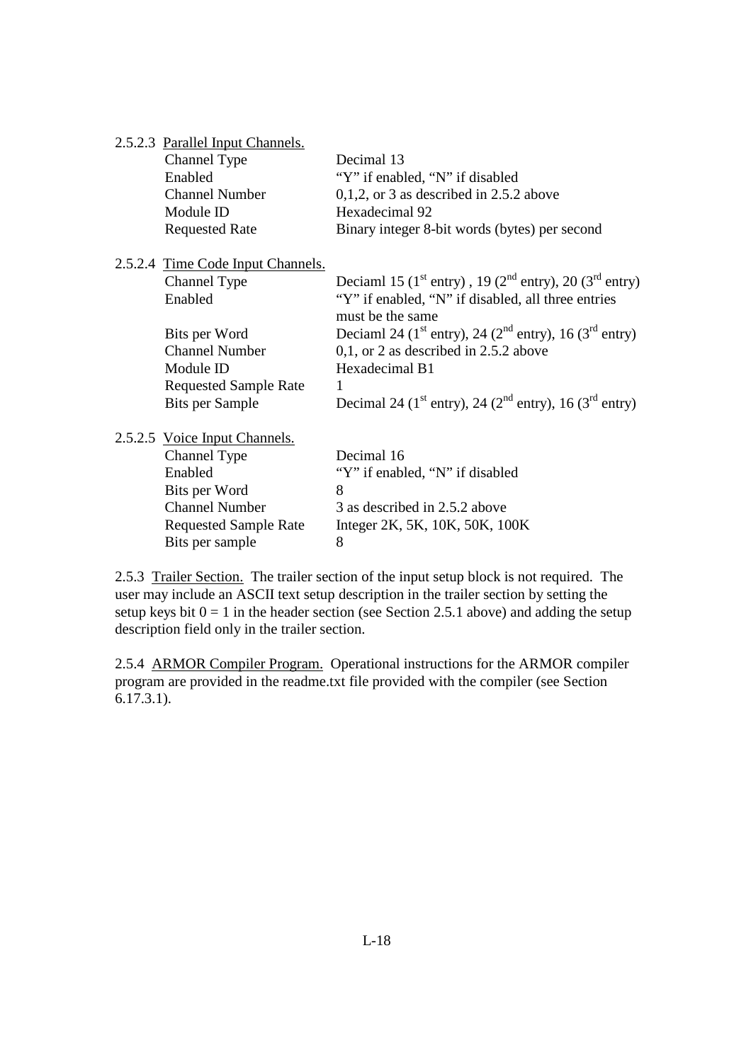2.5.2.3 Parallel Input Channels.

| | |
|---|---|
| Channel Type | Decimal 13 |
| Enabled | "Y" if enabled, "N" if disabled |
| Channel Number | 0,1,2, or 3 as described in 2.5.2 above |
| Module ID | Hexadecimal 92 |
| Requested Rate | Binary integer 8-bit words (bytes) per second |

2.5.2.4 Time Code Input Channels.

| | |
|---|---|
| Channel Type | Deciaml 15 (1st entry) , 19 (2nd entry), 20 (3rd entry) |
| Enabled | "Y" if enabled, "N" if disabled, all three entries must be the same |
| Bits per Word | Deciaml 24 (1st entry), 24 (2nd entry), 16 (3rd entry) |
| Channel Number | 0,1, or 2 as described in 2.5.2 above |
| Module ID | Hexadecimal B1 |
| Requested Sample Rate | 1 |
| Bits per Sample | Decimal 24 (1st entry), 24 (2nd entry), 16 (3rd entry) |

2.5.2.5 Voice Input Channels.

| | |
|---|---|
| Channel Type | Decimal 16 |
| Enabled | "Y" if enabled, "N" if disabled |
| Bits per Word | 8 |
| Channel Number | 3 as described in 2.5.2 above |
| Requested Sample Rate | Integer 2K, 5K, 10K, 50K, 100K |
| Bits per sample | 8 |

2.5.3 Trailer Section. The trailer section of the input setup block is not required. The user may include an ASCII text setup description in the trailer section by setting the setup keys bit 0 = 1 in the header section (see Section 2.5.1 above) and adding the setup description field only in the trailer section.

2.5.4 ARMOR Compiler Program. Operational instructions for the ARMOR compiler program are provided in the readme.txt file provided with the compiler (see Section 6.17.3.1).